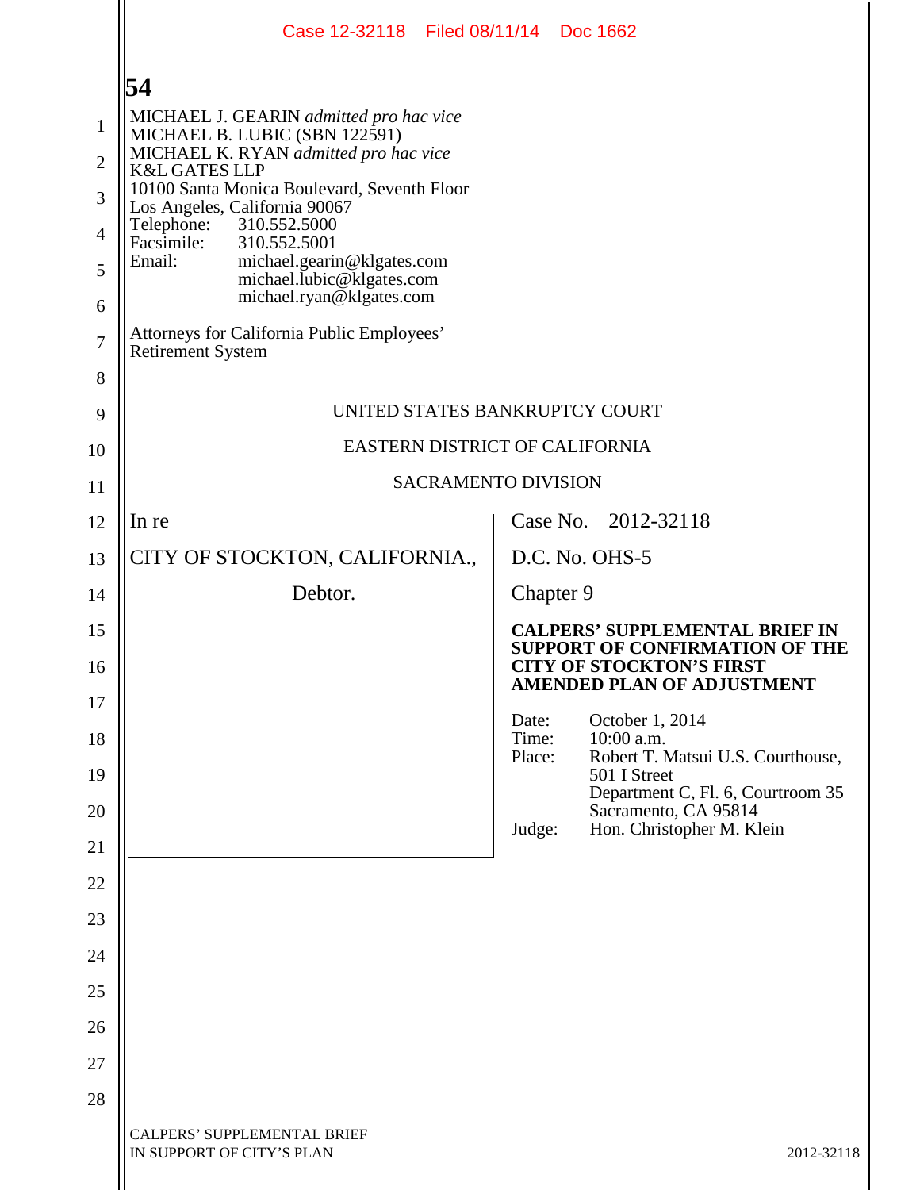MICHAEL J. GEARIN *admitted pro hac vice*
MICHAEL B. LUBIC (SBN 122591)
MICHAEL K. RYAN *admitted pro hac vice*
K&L GATES LLP
10100 Santa Monica Boulevard, Seventh Floor
Los Angeles, California 90067
Telephone: 310.552.5000
Facsimile: 310.552.5001
Email: michael.gearin@klgates.com
michael.lubic@klgates.com
michael.ryan@klgates.com

Attorneys for California Public Employees' Retirement System

UNITED STATES BANKRUPTCY COURT

EASTERN DISTRICT OF CALIFORNIA

SACRAMENTO DIVISION

| | |
|---|---|
| In re<br><br>CITY OF STOCKTON, CALIFORNIA.,<br><br>Debtor. | Case No. 2012-32118<br><br>D.C. No. OHS-5<br><br>Chapter 9<br><br>**CALPERS' SUPPLEMENTAL BRIEF IN SUPPORT OF CONFIRMATION OF THE CITY OF STOCKTON'S FIRST AMENDED PLAN OF ADJUSTMENT**<br><br>Date: October 1, 2014<br>Time: 10:00 a.m.<br>Place: Robert T. Matsui U.S. Courthouse, 501 I Street, Department C, Fl. 6, Courtroom 35, Sacramento, CA 95814<br>Judge: Hon. Christopher M. Klein |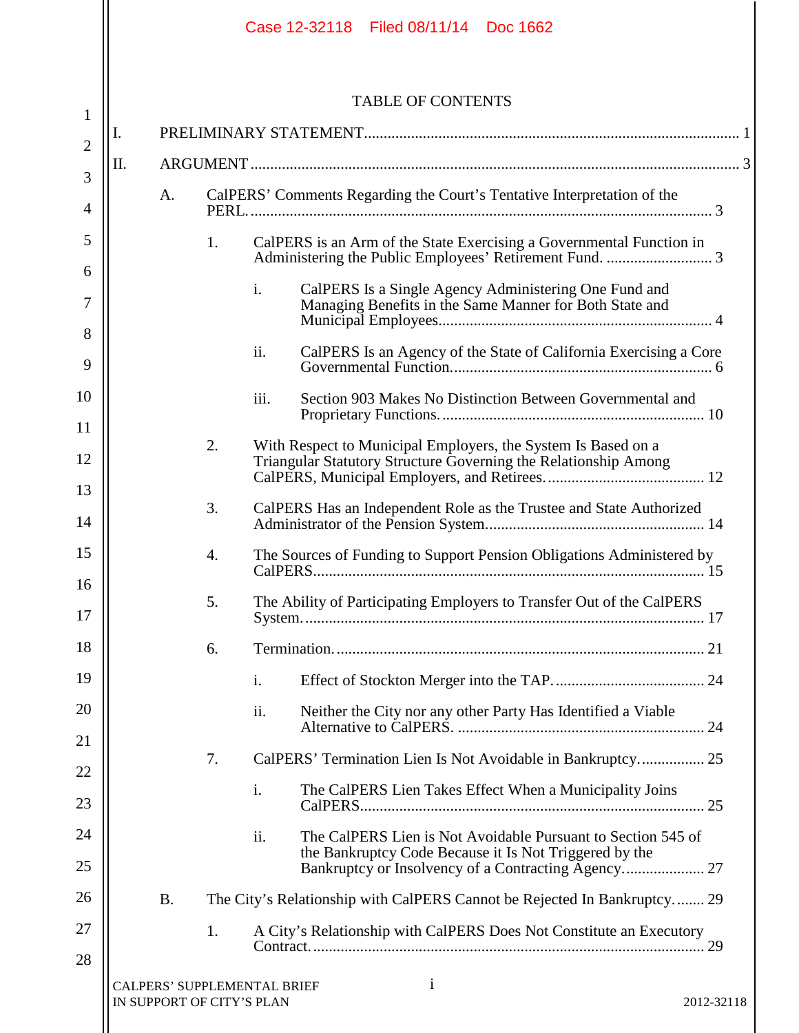TABLE OF CONTENTS

I. PRELIMINARY STATEMENT .......... 1

II. ARGUMENT .......... 3

- A. CalPERS' Comments Regarding the Court's Tentative Interpretation of the PERL. .......... 3
  - 1. CalPERS is an Arm of the State Exercising a Governmental Function in Administering the Public Employees' Retirement Fund. .......... 3
    - i. CalPERS Is a Single Agency Administering One Fund and Managing Benefits in the Same Manner for Both State and Municipal Employees .......... 4
    - ii. CalPERS Is an Agency of the State of California Exercising a Core Governmental Function. .......... 6
    - iii. Section 903 Makes No Distinction Between Governmental and Proprietary Functions. .......... 10
  - 2. With Respect to Municipal Employers, the System Is Based on a Triangular Statutory Structure Governing the Relationship Among CalPERS, Municipal Employers, and Retirees. .......... 12
  - 3. CalPERS Has an Independent Role as the Trustee and State Authorized Administrator of the Pension System. .......... 14
  - 4. The Sources of Funding to Support Pension Obligations Administered by CalPERS .......... 15
  - 5. The Ability of Participating Employers to Transfer Out of the CalPERS System. .......... 17
  - 6. Termination. .......... 21
    - i. Effect of Stockton Merger into the TAP. .......... 24
    - ii. Neither the City nor any other Party Has Identified a Viable Alternative to CalPERS. .......... 24
  - 7. CalPERS' Termination Lien Is Not Avoidable in Bankruptcy. .......... 25
    - i. The CalPERS Lien Takes Effect When a Municipality Joins CalPERS .......... 25
    - ii. The CalPERS Lien is Not Avoidable Pursuant to Section 545 of the Bankruptcy Code Because it Is Not Triggered by the Bankruptcy or Insolvency of a Contracting Agency. .......... 27
- B. The City's Relationship with CalPERS Cannot be Rejected In Bankruptcy. .......... 29
  - 1. A City's Relationship with CalPERS Does Not Constitute an Executory Contract. .......... 29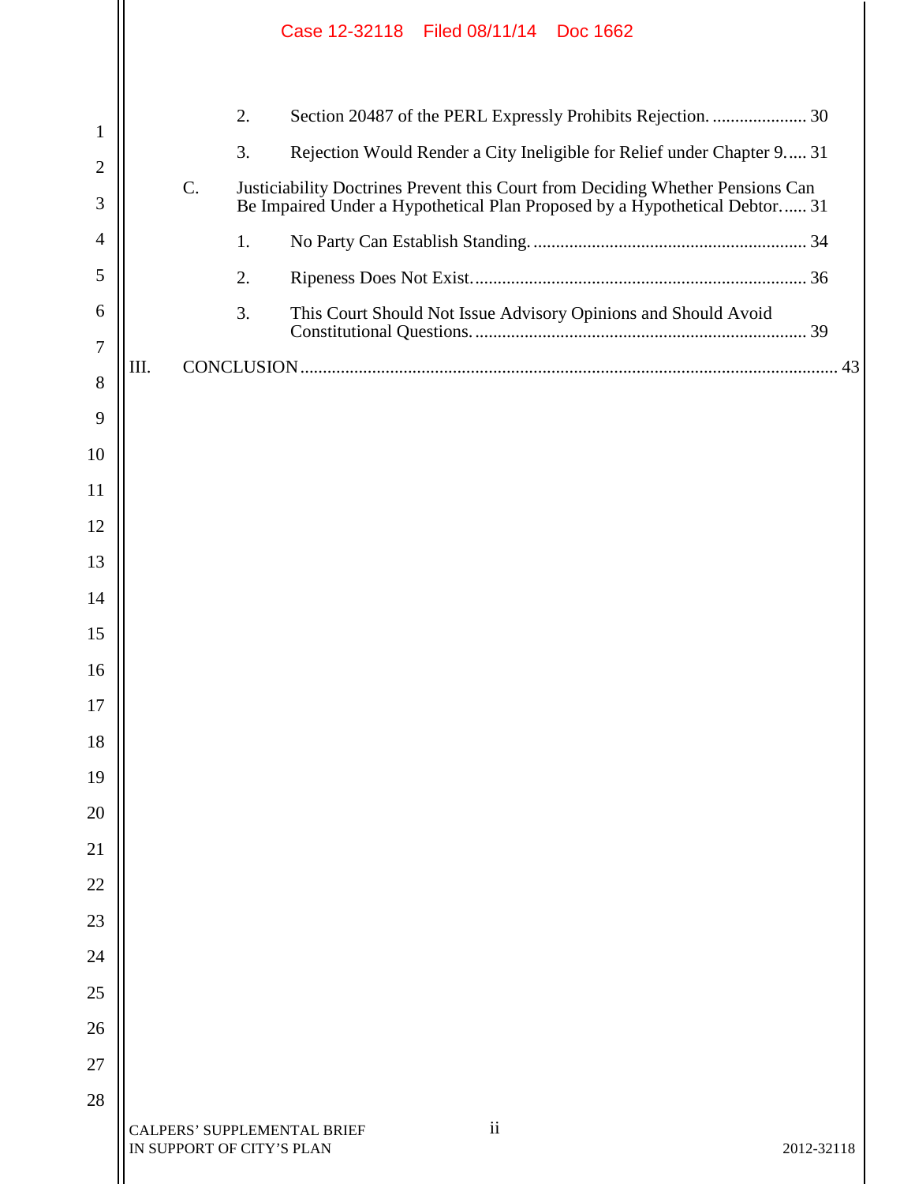2. Section 20487 of the PERL Expressly Prohibits Rejection. .................... 30

3. Rejection Would Render a City Ineligible for Relief under Chapter 9..... 31

C. Justiciability Doctrines Prevent this Court from Deciding Whether Pensions Can Be Impaired Under a Hypothetical Plan Proposed by a Hypothetical Debtor...... 31

1. No Party Can Establish Standing. ........................................................... 34

2. Ripeness Does Not Exist. ......................................................................... 36

3. This Court Should Not Issue Advisory Opinions and Should Avoid Constitutional Questions. ......................................................................... 39

III. CONCLUSION ..................................................................................................... 43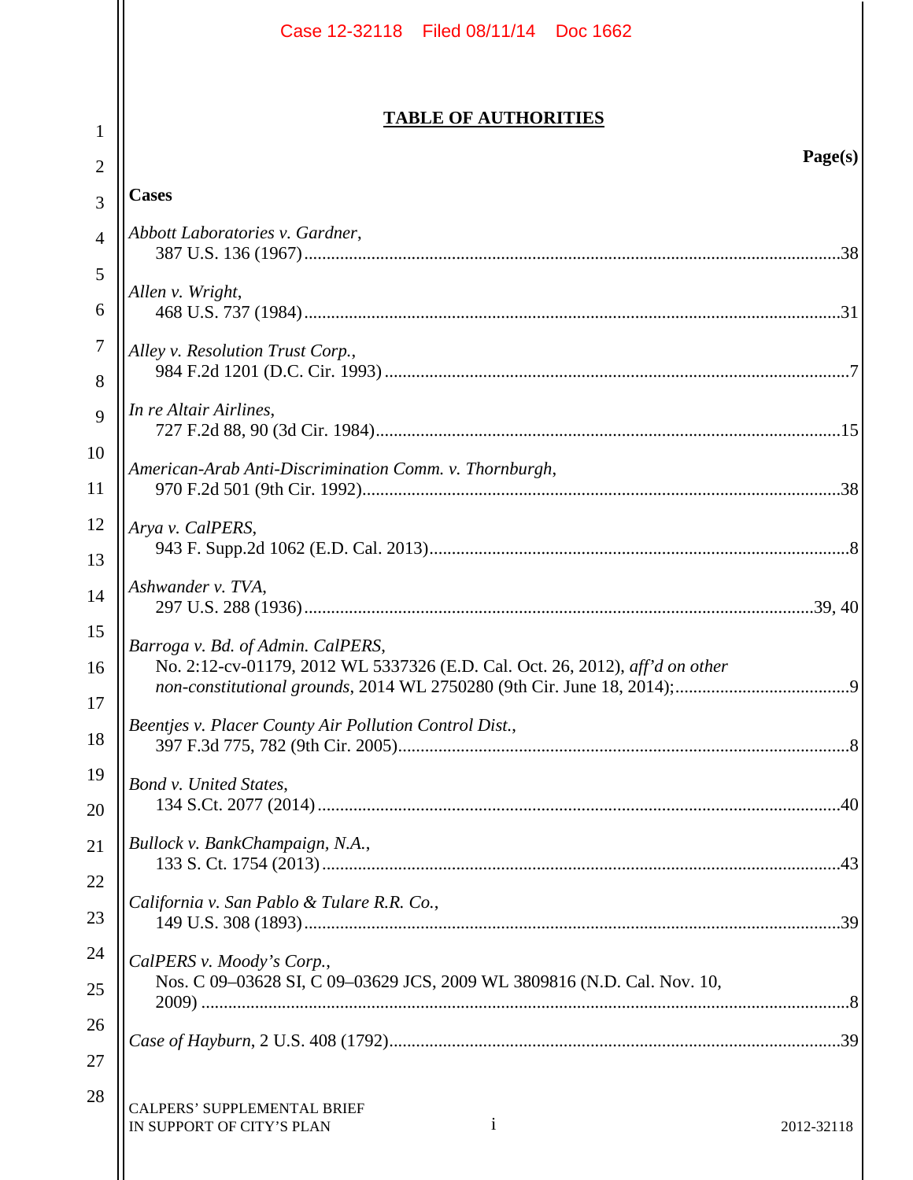# TABLE OF AUTHORITIES

**Page(s)**

**Cases**

*Abbott Laboratories v. Gardner*,
387 U.S. 136 (1967) ....................................................................................................38

*Allen v. Wright*,
468 U.S. 737 (1984) ....................................................................................................31

*Alley v. Resolution Trust Corp.*,
984 F.2d 1201 (D.C. Cir. 1993) ....................................................................................7

*In re Altair Airlines*,
727 F.2d 88, 90 (3d Cir. 1984) ....................................................................................15

*American-Arab Anti-Discrimination Comm. v. Thornburgh*,
970 F.2d 501 (9th Cir. 1992) .......................................................................................38

*Arya v. CalPERS*,
943 F. Supp.2d 1062 (E.D. Cal. 2013) ..........................................................................8

*Ashwander v. TVA*,
297 U.S. 288 (1936) ..............................................................................................39, 40

*Barroga v. Bd. of Admin. CalPERS*,
No. 2:12-cv-01179, 2012 WL 5337326 (E.D. Cal. Oct. 26, 2012), *aff'd on other non-constitutional grounds*, 2014 WL 2750280 (9th Cir. June 18, 2014); .....................................9

*Beentjes v. Placer County Air Pollution Control Dist.*,
397 F.3d 775, 782 (9th Cir. 2005) .................................................................................8

*Bond v. United States*,
134 S.Ct. 2077 (2014) ..................................................................................................40

*Bullock v. BankChampaign, N.A.*,
133 S. Ct. 1754 (2013) .................................................................................................43

*California v. San Pablo & Tulare R.R. Co.*,
149 U.S. 308 (1893) .....................................................................................................39

*CalPERS v. Moody's Corp.*,
Nos. C 09–03628 SI, C 09–03629 JCS, 2009 WL 3809816 (N.D. Cal. Nov. 10, 2009) .............................................................................................................................8

*Case of Hayburn*, 2 U.S. 408 (1792) .................................................................................39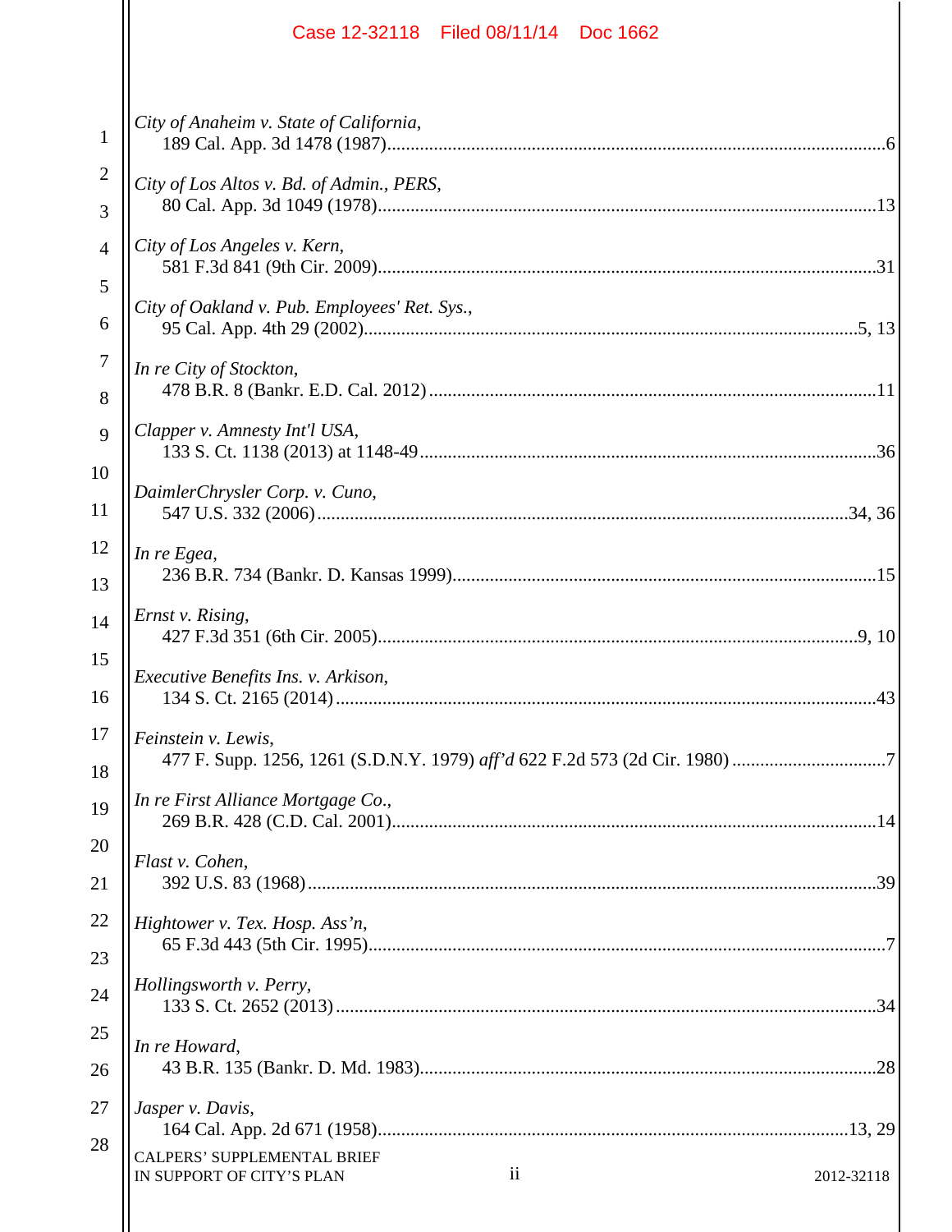*City of Anaheim v. State of California*,
189 Cal. App. 3d 1478 (1987)..........................................................................................................6

*City of Los Altos v. Bd. of Admin., PERS*,
80 Cal. App. 3d 1049 (1978)..........................................................................................................13

*City of Los Angeles v. Kern*,
581 F.3d 841 (9th Cir. 2009)..........................................................................................................31

*City of Oakland v. Pub. Employees' Ret. Sys.*,
95 Cal. App. 4th 29 (2002)..........................................................................................................5, 13

*In re City of Stockton*,
478 B.R. 8 (Bankr. E.D. Cal. 2012)..............................................................................................11

*Clapper v. Amnesty Int'l USA*,
133 S. Ct. 1138 (2013) at 1148-49................................................................................................36

*DaimlerChrysler Corp. v. Cuno*,
547 U.S. 332 (2006)................................................................................................................34, 36

*In re Egea*,
236 B.R. 734 (Bankr. D. Kansas 1999)..........................................................................................15

*Ernst v. Rising*,
427 F.3d 351 (6th Cir. 2005)......................................................................................................9, 10

*Executive Benefits Ins. v. Arkison*,
134 S. Ct. 2165 (2014)..................................................................................................................43

*Feinstein v. Lewis*,
477 F. Supp. 1256, 1261 (S.D.N.Y. 1979) *aff'd* 622 F.2d 573 (2d Cir. 1980)................................7

*In re First Alliance Mortgage Co.*,
269 B.R. 428 (C.D. Cal. 2001).......................................................................................................14

*Flast v. Cohen*,
392 U.S. 83 (1968)........................................................................................................................39

*Hightower v. Tex. Hosp. Ass'n*,
65 F.3d 443 (5th Cir. 1995).............................................................................................................7

*Hollingsworth v. Perry*,
133 S. Ct. 2652 (2013)...................................................................................................................34

*In re Howard*,
43 B.R. 135 (Bankr. D. Md. 1983).................................................................................................28

*Jasper v. Davis*,
164 Cal. App. 2d 671 (1958)....................................................................................................13, 29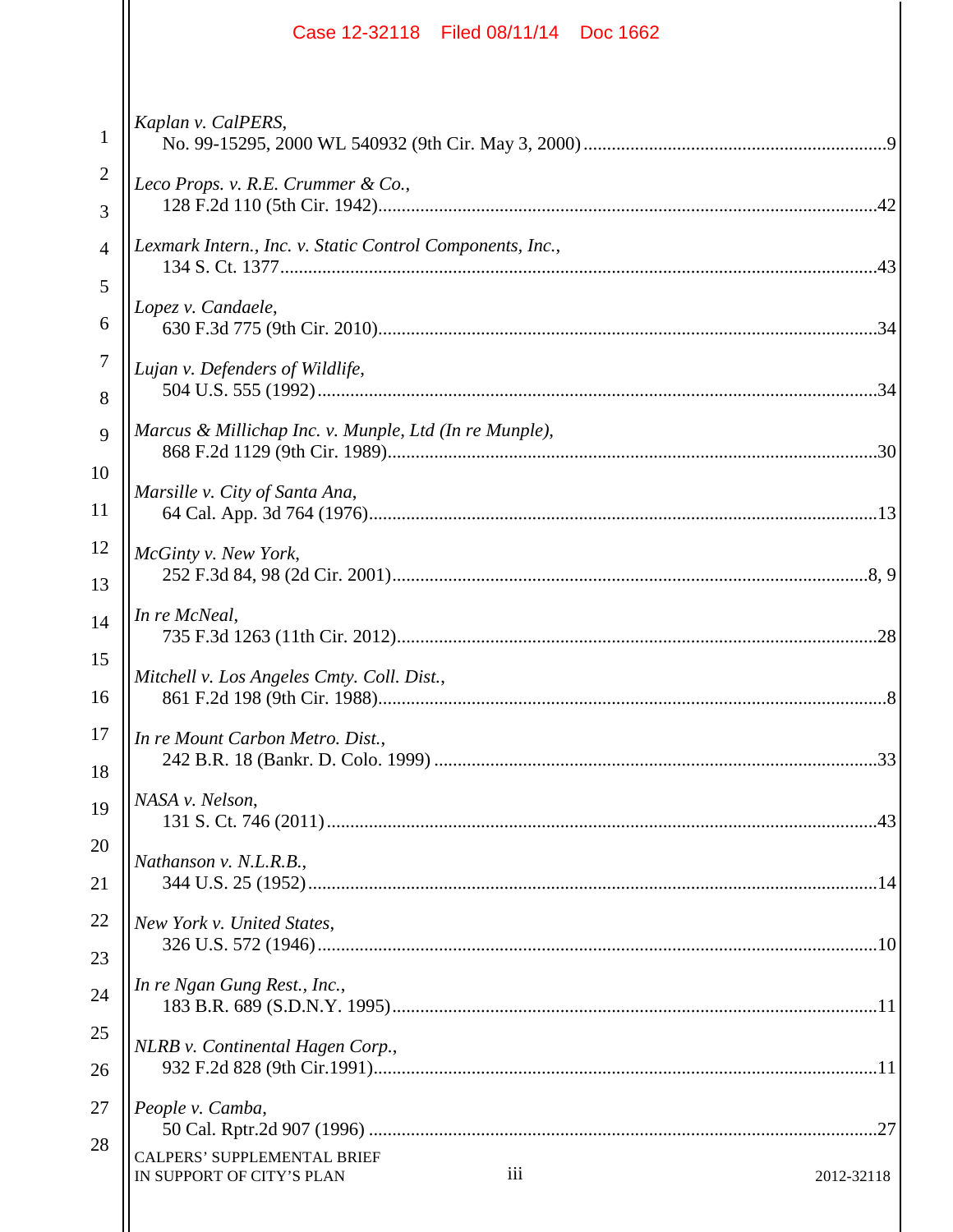*Kaplan v. CalPERS*,
No. 99-15295, 2000 WL 540932 (9th Cir. May 3, 2000) ....................................................... 9

*Leco Props. v. R.E. Crummer & Co.*,
128 F.2d 110 (5th Cir. 1942) .................................................................................................... 42

*Lexmark Intern., Inc. v. Static Control Components, Inc.*,
134 S. Ct. 1377 ......................................................................................................................... 43

*Lopez v. Candaele*,
630 F.3d 775 (9th Cir. 2010) .................................................................................................... 34

*Lujan v. Defenders of Wildlife*,
504 U.S. 555 (1992) ................................................................................................................. 34

*Marcus & Millichap Inc. v. Munple, Ltd (In re Munple)*,
868 F.2d 1129 (9th Cir. 1989) .................................................................................................. 30

*Marsille v. City of Santa Ana*,
64 Cal. App. 3d 764 (1976) ...................................................................................................... 13

*McGinty v. New York*,
252 F.3d 84, 98 (2d Cir. 2001) ............................................................................................. 8, 9

*In re McNeal*,
735 F.3d 1263 (11th Cir. 2012) ................................................................................................ 28

*Mitchell v. Los Angeles Cmty. Coll. Dist.*,
861 F.2d 198 (9th Cir. 1988) ...................................................................................................... 8

*In re Mount Carbon Metro. Dist.*,
242 B.R. 18 (Bankr. D. Colo. 1999) ........................................................................................ 33

*NASA v. Nelson*,
131 S. Ct. 746 (2011) ............................................................................................................... 43

*Nathanson v. N.L.R.B.*,
344 U.S. 25 (1952) ................................................................................................................... 14

*New York v. United States*,
326 U.S. 572 (1946) ................................................................................................................. 10

*In re Ngan Gung Rest., Inc.*,
183 B.R. 689 (S.D.N.Y. 1995) ................................................................................................. 11

*NLRB v. Continental Hagen Corp.*,
932 F.2d 828 (9th Cir.1991) ..................................................................................................... 11

*People v. Camba*,
50 Cal. Rptr.2d 907 (1996) ...................................................................................................... 27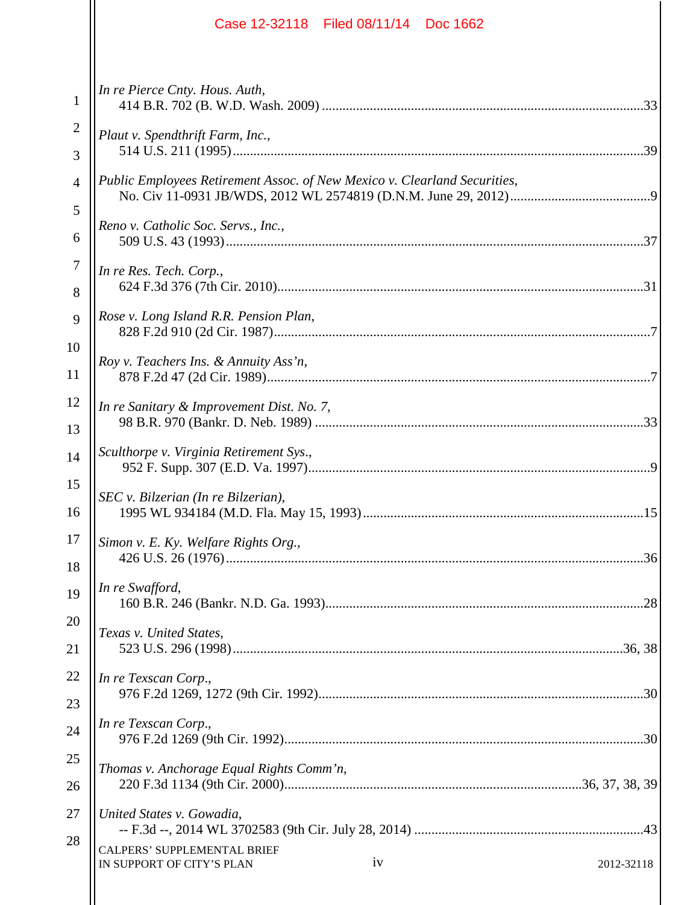*In re Pierce Cnty. Hous. Auth*,
414 B.R. 702 (B. W.D. Wash. 2009) ............................................................................................33

*Plaut v. Spendthrift Farm, Inc.*,
514 U.S. 211 (1995)........................................................................................................................39

*Public Employees Retirement Assoc. of New Mexico v. Clearland Securities*,
No. Civ 11-0931 JB/WDS, 2012 WL 2574819 (D.N.M. June 29, 2012)..........................................9

*Reno v. Catholic Soc. Servs., Inc.*,
509 U.S. 43 (1993)..........................................................................................................................37

*In re Res. Tech. Corp.*,
624 F.3d 376 (7th Cir. 2010)...........................................................................................................31

*Rose v. Long Island R.R. Pension Plan*,
828 F.2d 910 (2d Cir. 1987)...............................................................................................................7

*Roy v. Teachers Ins. & Annuity Ass'n*,
878 F.2d 47 (2d Cir. 1989).................................................................................................................7

*In re Sanitary & Improvement Dist. No. 7*,
98 B.R. 970 (Bankr. D. Neb. 1989) ................................................................................................33

*Sculthorpe v. Virginia Retirement Sys.*,
952 F. Supp. 307 (E.D. Va. 1997)....................................................................................................9

*SEC v. Bilzerian (In re Bilzerian)*,
1995 WL 934184 (M.D. Fla. May 15, 1993).................................................................................15

*Simon v. E. Ky. Welfare Rights Org.*,
426 U.S. 26 (1976)..........................................................................................................................36

*In re Swafford*,
160 B.R. 246 (Bankr. N.D. Ga. 1993).............................................................................................28

*Texas v. United States*,
523 U.S. 296 (1998)...................................................................................................................36, 38

*In re Texscan Corp.*,
976 F.2d 1269, 1272 (9th Cir. 1992)...............................................................................................30

*In re Texscan Corp.*,
976 F.2d 1269 (9th Cir. 1992).........................................................................................................30

*Thomas v. Anchorage Equal Rights Comm'n*,
220 F.3d 1134 (9th Cir. 2000).......................................................................................36, 37, 38, 39

*United States v. Gowadia*,
-- F.3d --, 2014 WL 3702583 (9th Cir. July 28, 2014) ...................................................................43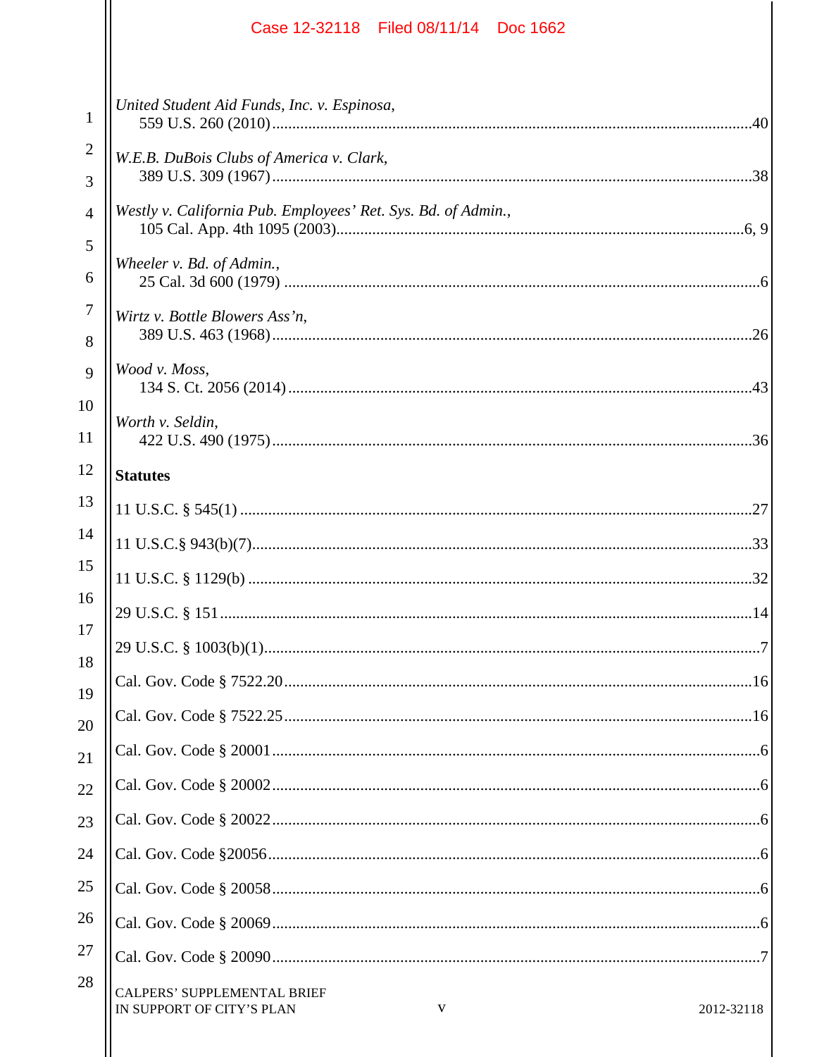*United Student Aid Funds, Inc. v. Espinosa*,
559 U.S. 260 (2010) ....................................................................................................40

*W.E.B. DuBois Clubs of America v. Clark*,
389 U.S. 309 (1967) ....................................................................................................38

*Westly v. California Pub. Employees' Ret. Sys. Bd. of Admin.*,
105 Cal. App. 4th 1095 (2003)..................................................................................6, 9

*Wheeler v. Bd. of Admin.*,
25 Cal. 3d 600 (1979) ..................................................................................................6

*Wirtz v. Bottle Blowers Ass'n*,
389 U.S. 463 (1968) ....................................................................................................26

*Wood v. Moss*,
134 S. Ct. 2056 (2014) ................................................................................................43

*Worth v. Seldin*,
422 U.S. 490 (1975) ....................................................................................................36

**Statutes**

11 U.S.C. § 545(1) ..........................................................................................................27

11 U.S.C.§ 943(b)(7).......................................................................................................33

11 U.S.C. § 1129(b) ........................................................................................................32

29 U.S.C. § 151 ...............................................................................................................14

29 U.S.C. § 1003(b)(1)......................................................................................................7

Cal. Gov. Code § 7522.20 ................................................................................................16

Cal. Gov. Code § 7522.25 ................................................................................................16

Cal. Gov. Code § 20001 .....................................................................................................6

Cal. Gov. Code § 20002 .....................................................................................................6

Cal. Gov. Code § 20022 .....................................................................................................6

Cal. Gov. Code §20056 .......................................................................................................6

Cal. Gov. Code § 20058 .....................................................................................................6

Cal. Gov. Code § 20069 .....................................................................................................6

Cal. Gov. Code § 20090 .....................................................................................................7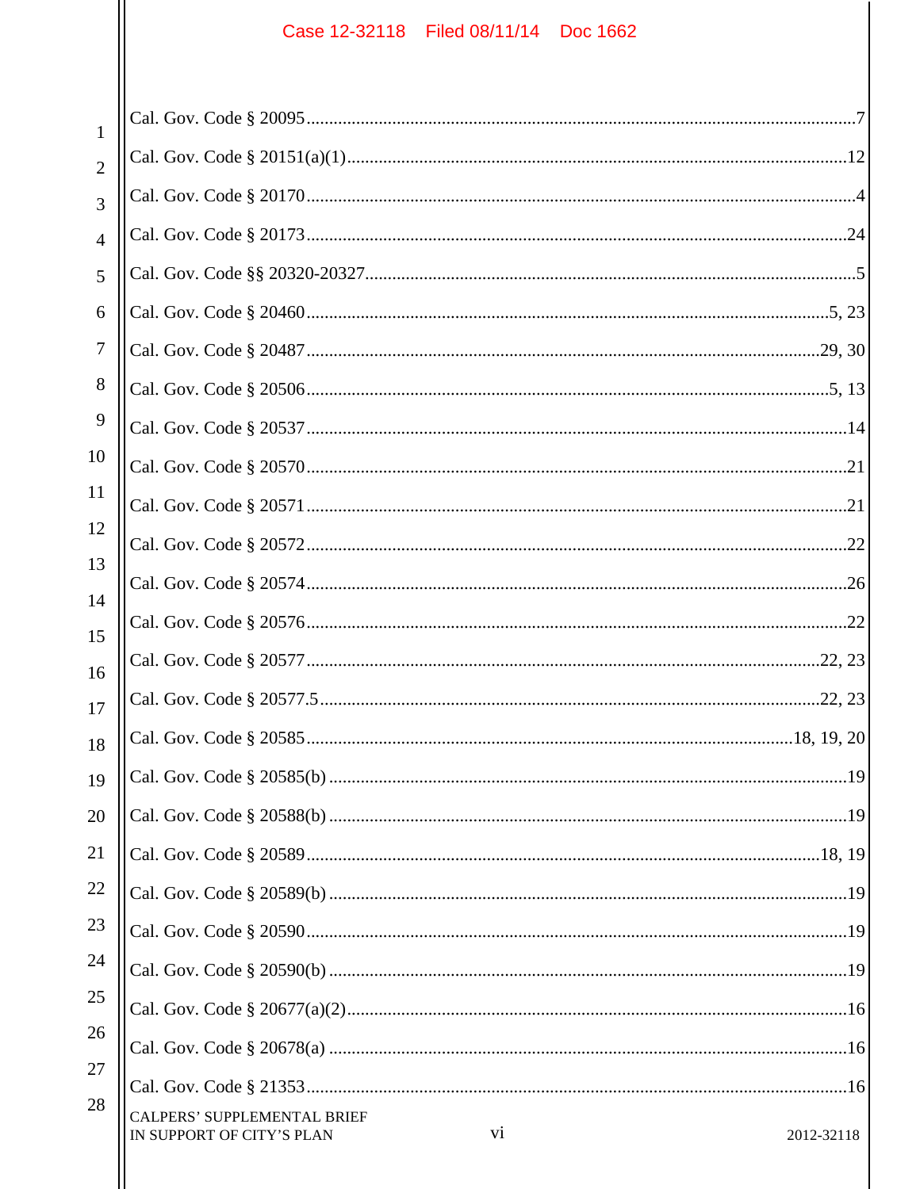Cal. Gov. Code § 20095 ............................................................................................................7

Cal. Gov. Code § 20151(a)(1) ..................................................................................................12

Cal. Gov. Code § 20170 ............................................................................................................4

Cal. Gov. Code § 20173 ..........................................................................................................24

Cal. Gov. Code §§ 20320-20327 ...............................................................................................5

Cal. Gov. Code § 20460 ......................................................................................................5, 23

Cal. Gov. Code § 20487 ....................................................................................................29, 30

Cal. Gov. Code § 20506 ......................................................................................................5, 13

Cal. Gov. Code § 20537 ..........................................................................................................14

Cal. Gov. Code § 20570 ..........................................................................................................21

Cal. Gov. Code § 20571 ..........................................................................................................21

Cal. Gov. Code § 20572 ..........................................................................................................22

Cal. Gov. Code § 20574 ..........................................................................................................26

Cal. Gov. Code § 20576 ..........................................................................................................22

Cal. Gov. Code § 20577 ....................................................................................................22, 23

Cal. Gov. Code § 20577.5 .................................................................................................22, 23

Cal. Gov. Code § 20585 ............................................................................................18, 19, 20

Cal. Gov. Code § 20585(b) ......................................................................................................19

Cal. Gov. Code § 20588(b) ......................................................................................................19

Cal. Gov. Code § 20589 ....................................................................................................18, 19

Cal. Gov. Code § 20589(b) ......................................................................................................19

Cal. Gov. Code § 20590 ..........................................................................................................19

Cal. Gov. Code § 20590(b) ......................................................................................................19

Cal. Gov. Code § 20677(a)(2) ..................................................................................................16

Cal. Gov. Code § 20678(a) ......................................................................................................16

Cal. Gov. Code § 21353 ..........................................................................................................16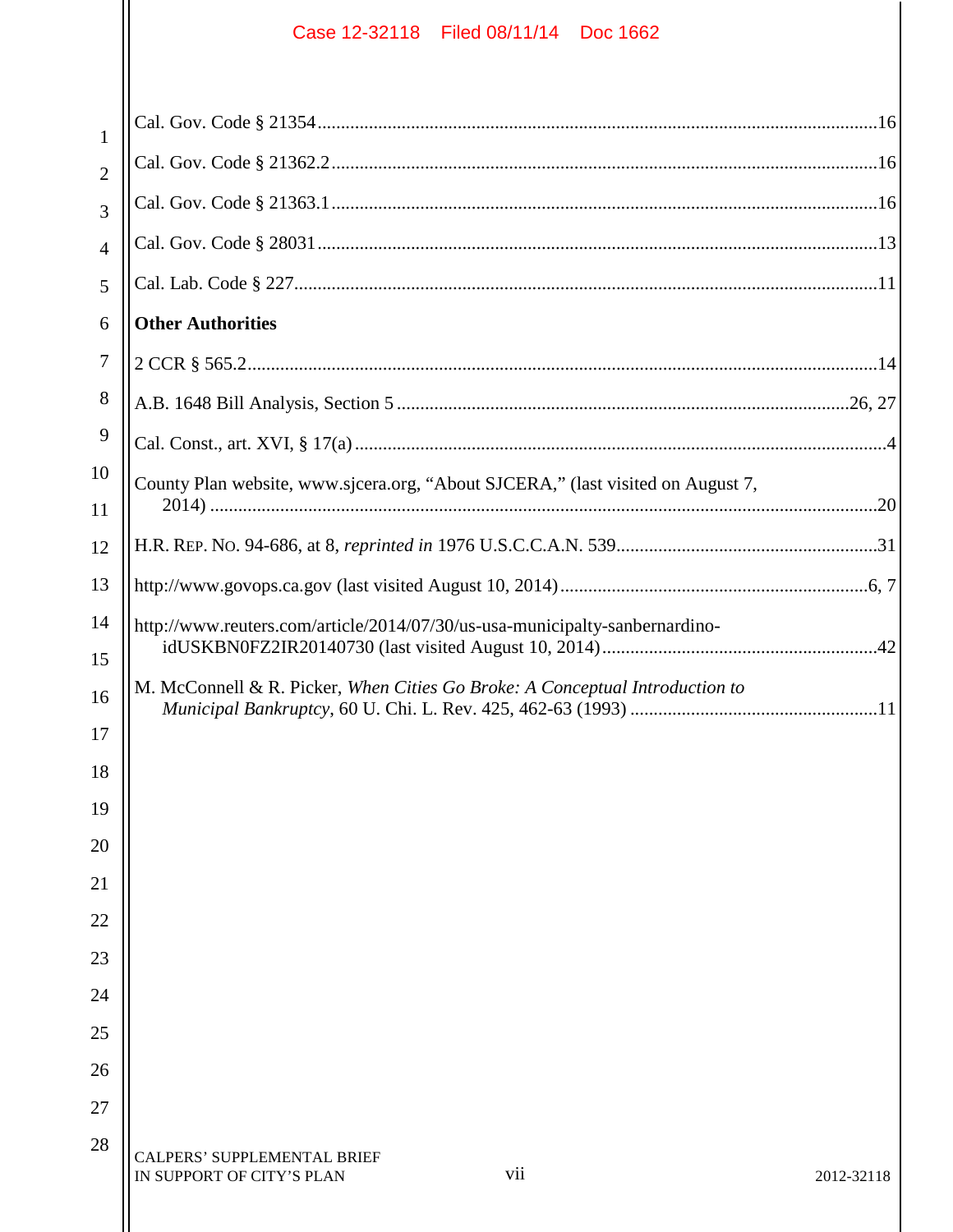Cal. Gov. Code § 21354 ....................................................................................................16

Cal. Gov. Code § 21362.2 ..................................................................................................16

Cal. Gov. Code § 21363.1 ..................................................................................................16

Cal. Gov. Code § 28031 ....................................................................................................13

Cal. Lab. Code § 227 ..........................................................................................................11

**Other Authorities**

2 CCR § 565.2 ....................................................................................................................14

A.B. 1648 Bill Analysis, Section 5 ............................................................................26, 27

Cal. Const., art. XVI, § 17(a) ...............................................................................................4

County Plan website, www.sjcera.org, "About SJCERA," (last visited on August 7, 2014) .....................................................................................................................20

H.R. REP. NO. 94-686, at 8, *reprinted in* 1976 U.S.C.C.A.N. 539.....................................31

http://www.govops.ca.gov (last visited August 10, 2014)...............................................6, 7

http://www.reuters.com/article/2014/07/30/us-usa-municipalty-sanbernardino-idUSKBN0FZ2IR20140730 (last visited August 10, 2014)........................................42

M. McConnell & R. Picker, *When Cities Go Broke: A Conceptual Introduction to Municipal Bankruptcy*, 60 U. Chi. L. Rev. 425, 462-63 (1993) ..................................11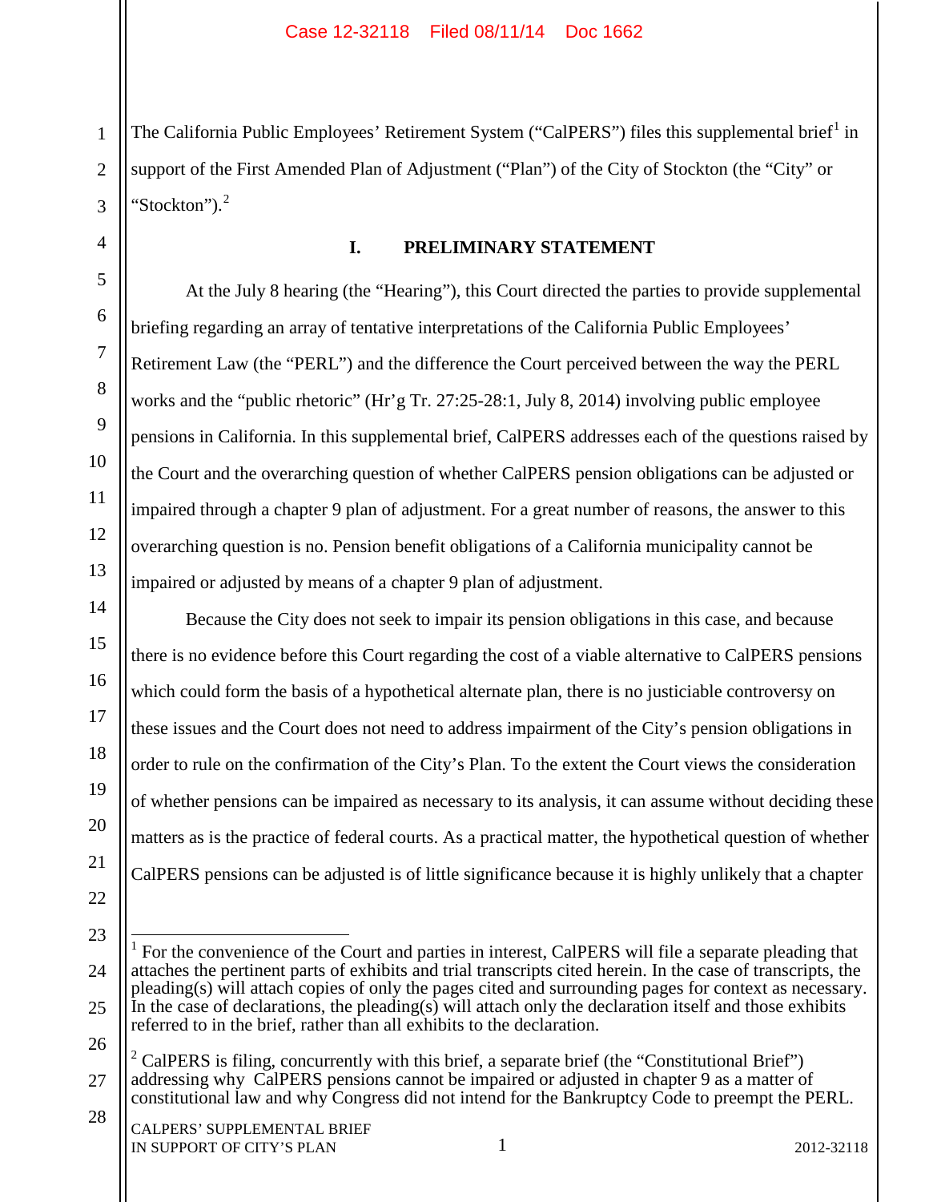The California Public Employees' Retirement System ("CalPERS") files this supplemental brief[1] in support of the First Amended Plan of Adjustment ("Plan") of the City of Stockton (the "City" or "Stockton").[2]

## I. PRELIMINARY STATEMENT

At the July 8 hearing (the "Hearing"), this Court directed the parties to provide supplemental briefing regarding an array of tentative interpretations of the California Public Employees' Retirement Law (the "PERL") and the difference the Court perceived between the way the PERL works and the "public rhetoric" (Hr'g Tr. 27:25-28:1, July 8, 2014) involving public employee pensions in California. In this supplemental brief, CalPERS addresses each of the questions raised by the Court and the overarching question of whether CalPERS pension obligations can be adjusted or impaired through a chapter 9 plan of adjustment. For a great number of reasons, the answer to this overarching question is no. Pension benefit obligations of a California municipality cannot be impaired or adjusted by means of a chapter 9 plan of adjustment.

Because the City does not seek to impair its pension obligations in this case, and because there is no evidence before this Court regarding the cost of a viable alternative to CalPERS pensions which could form the basis of a hypothetical alternate plan, there is no justiciable controversy on these issues and the Court does not need to address impairment of the City's pension obligations in order to rule on the confirmation of the City's Plan. To the extent the Court views the consideration of whether pensions can be impaired as necessary to its analysis, it can assume without deciding these matters as is the practice of federal courts. As a practical matter, the hypothetical question of whether CalPERS pensions can be adjusted is of little significance because it is highly unlikely that a chapter

---

[1] For the convenience of the Court and parties in interest, CalPERS will file a separate pleading that attaches the pertinent parts of exhibits and trial transcripts cited herein. In the case of transcripts, the pleading(s) will attach copies of only the pages cited and surrounding pages for context as necessary. In the case of declarations, the pleading(s) will attach only the declaration itself and those exhibits referred to in the brief, rather than all exhibits to the declaration.

[2] CalPERS is filing, concurrently with this brief, a separate brief (the "Constitutional Brief") addressing why CalPERS pensions cannot be impaired or adjusted in chapter 9 as a matter of constitutional law and why Congress did not intend for the Bankruptcy Code to preempt the PERL.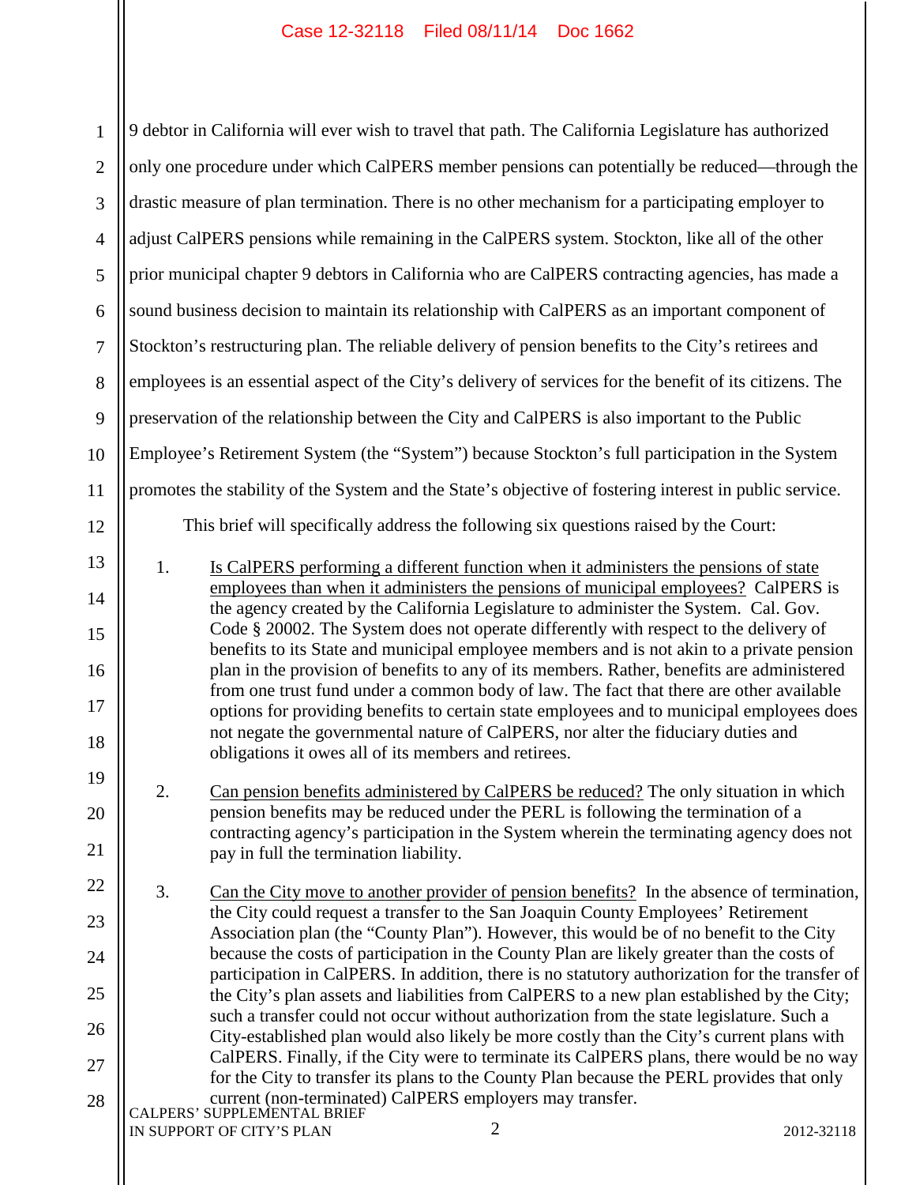9 debtor in California will ever wish to travel that path. The California Legislature has authorized only one procedure under which CalPERS member pensions can potentially be reduced—through the drastic measure of plan termination. There is no other mechanism for a participating employer to adjust CalPERS pensions while remaining in the CalPERS system. Stockton, like all of the other prior municipal chapter 9 debtors in California who are CalPERS contracting agencies, has made a sound business decision to maintain its relationship with CalPERS as an important component of Stockton's restructuring plan. The reliable delivery of pension benefits to the City's retirees and employees is an essential aspect of the City's delivery of services for the benefit of its citizens. The preservation of the relationship between the City and CalPERS is also important to the Public Employee's Retirement System (the "System") because Stockton's full participation in the System promotes the stability of the System and the State's objective of fostering interest in public service.

This brief will specifically address the following six questions raised by the Court:

1. Is CalPERS performing a different function when it administers the pensions of state employees than when it administers the pensions of municipal employees? CalPERS is the agency created by the California Legislature to administer the System. Cal. Gov. Code § 20002. The System does not operate differently with respect to the delivery of benefits to its State and municipal employee members and is not akin to a private pension plan in the provision of benefits to any of its members. Rather, benefits are administered from one trust fund under a common body of law. The fact that there are other available options for providing benefits to certain state employees and to municipal employees does not negate the governmental nature of CalPERS, nor alter the fiduciary duties and obligations it owes all of its members and retirees.

2. Can pension benefits administered by CalPERS be reduced? The only situation in which pension benefits may be reduced under the PERL is following the termination of a contracting agency's participation in the System wherein the terminating agency does not pay in full the termination liability.

3. Can the City move to another provider of pension benefits? In the absence of termination, the City could request a transfer to the San Joaquin County Employees' Retirement Association plan (the "County Plan"). However, this would be of no benefit to the City because the costs of participation in the County Plan are likely greater than the costs of participation in CalPERS. In addition, there is no statutory authorization for the transfer of the City's plan assets and liabilities from CalPERS to a new plan established by the City; such a transfer could not occur without authorization from the state legislature. Such a City-established plan would also likely be more costly than the City's current plans with CalPERS. Finally, if the City were to terminate its CalPERS plans, there would be no way for the City to transfer its plans to the County Plan because the PERL provides that only current (non-terminated) CalPERS employers may transfer.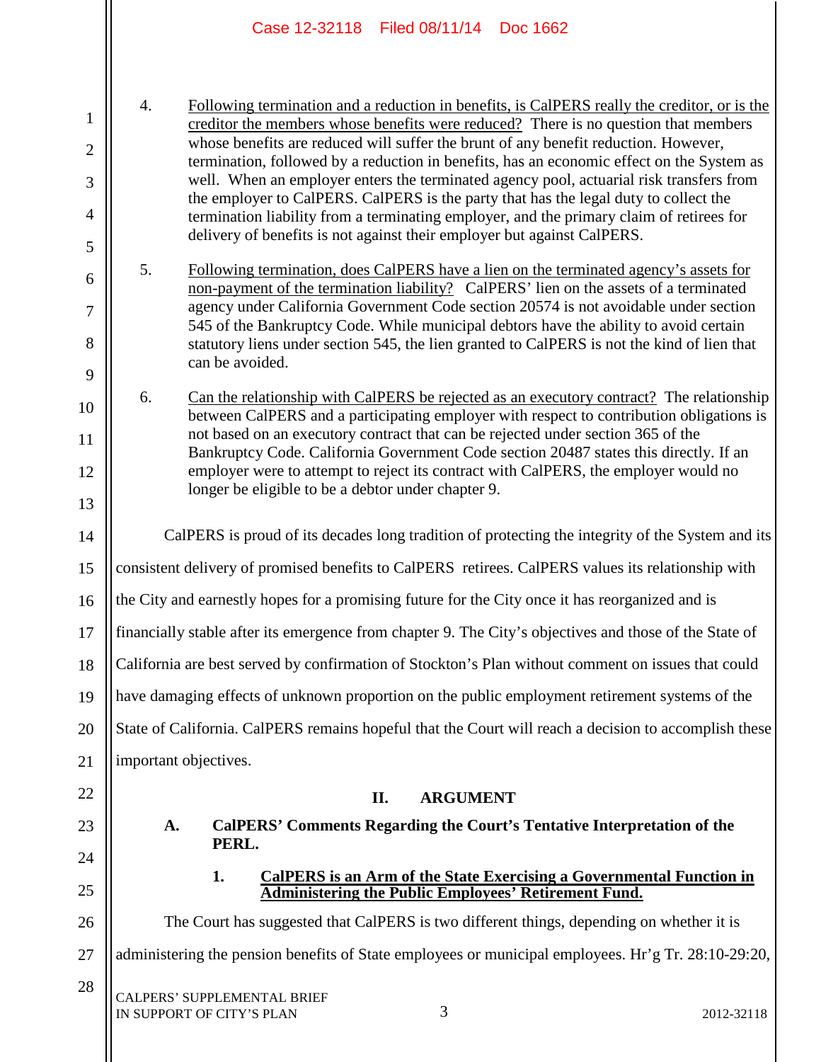4. Following termination and a reduction in benefits, is CalPERS really the creditor, or is the creditor the members whose benefits were reduced? There is no question that members whose benefits are reduced will suffer the brunt of any benefit reduction. However, termination, followed by a reduction in benefits, has an economic effect on the System as well. When an employer enters the terminated agency pool, actuarial risk transfers from the employer to CalPERS. CalPERS is the party that has the legal duty to collect the termination liability from a terminating employer, and the primary claim of retirees for delivery of benefits is not against their employer but against CalPERS.

5. Following termination, does CalPERS have a lien on the terminated agency's assets for non-payment of the termination liability? CalPERS' lien on the assets of a terminated agency under California Government Code section 20574 is not avoidable under section 545 of the Bankruptcy Code. While municipal debtors have the ability to avoid certain statutory liens under section 545, the lien granted to CalPERS is not the kind of lien that can be avoided.

6. Can the relationship with CalPERS be rejected as an executory contract? The relationship between CalPERS and a participating employer with respect to contribution obligations is not based on an executory contract that can be rejected under section 365 of the Bankruptcy Code. California Government Code section 20487 states this directly. If an employer were to attempt to reject its contract with CalPERS, the employer would no longer be eligible to be a debtor under chapter 9.

CalPERS is proud of its decades long tradition of protecting the integrity of the System and its consistent delivery of promised benefits to CalPERS retirees. CalPERS values its relationship with the City and earnestly hopes for a promising future for the City once it has reorganized and is financially stable after its emergence from chapter 9. The City's objectives and those of the State of California are best served by confirmation of Stockton's Plan without comment on issues that could have damaging effects of unknown proportion on the public employment retirement systems of the State of California. CalPERS remains hopeful that the Court will reach a decision to accomplish these important objectives.

## II. ARGUMENT

### A. CalPERS' Comments Regarding the Court's Tentative Interpretation of the PERL.

#### 1. CalPERS is an Arm of the State Exercising a Governmental Function in Administering the Public Employees' Retirement Fund.

The Court has suggested that CalPERS is two different things, depending on whether it is administering the pension benefits of State employees or municipal employees. Hr'g Tr. 28:10-29:20,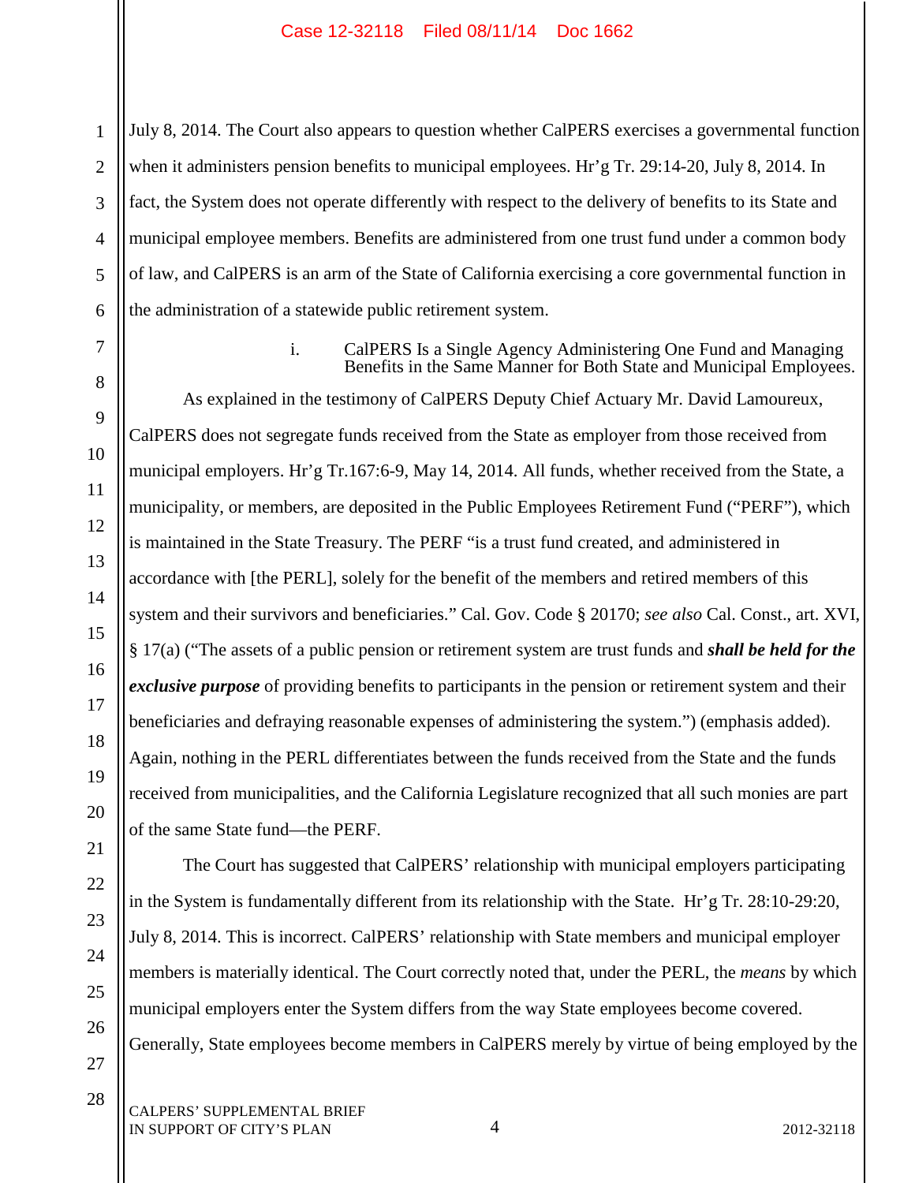July 8, 2014. The Court also appears to question whether CalPERS exercises a governmental function when it administers pension benefits to municipal employees. Hr'g Tr. 29:14-20, July 8, 2014. In fact, the System does not operate differently with respect to the delivery of benefits to its State and municipal employee members. Benefits are administered from one trust fund under a common body of law, and CalPERS is an arm of the State of California exercising a core governmental function in the administration of a statewide public retirement system.

i. CalPERS Is a Single Agency Administering One Fund and Managing Benefits in the Same Manner for Both State and Municipal Employees.

As explained in the testimony of CalPERS Deputy Chief Actuary Mr. David Lamoureux, CalPERS does not segregate funds received from the State as employer from those received from municipal employers. Hr'g Tr.167:6-9, May 14, 2014. All funds, whether received from the State, a municipality, or members, are deposited in the Public Employees Retirement Fund ("PERF"), which is maintained in the State Treasury. The PERF "is a trust fund created, and administered in accordance with [the PERL], solely for the benefit of the members and retired members of this system and their survivors and beneficiaries." Cal. Gov. Code § 20170; *see also* Cal. Const., art. XVI, § 17(a) ("The assets of a public pension or retirement system are trust funds and ***shall be held for the exclusive purpose*** of providing benefits to participants in the pension or retirement system and their beneficiaries and defraying reasonable expenses of administering the system.") (emphasis added). Again, nothing in the PERL differentiates between the funds received from the State and the funds received from municipalities, and the California Legislature recognized that all such monies are part of the same State fund—the PERF.

The Court has suggested that CalPERS' relationship with municipal employers participating in the System is fundamentally different from its relationship with the State. Hr'g Tr. 28:10-29:20, July 8, 2014. This is incorrect. CalPERS' relationship with State members and municipal employer members is materially identical. The Court correctly noted that, under the PERL, the *means* by which municipal employers enter the System differs from the way State employees become covered. Generally, State employees become members in CalPERS merely by virtue of being employed by the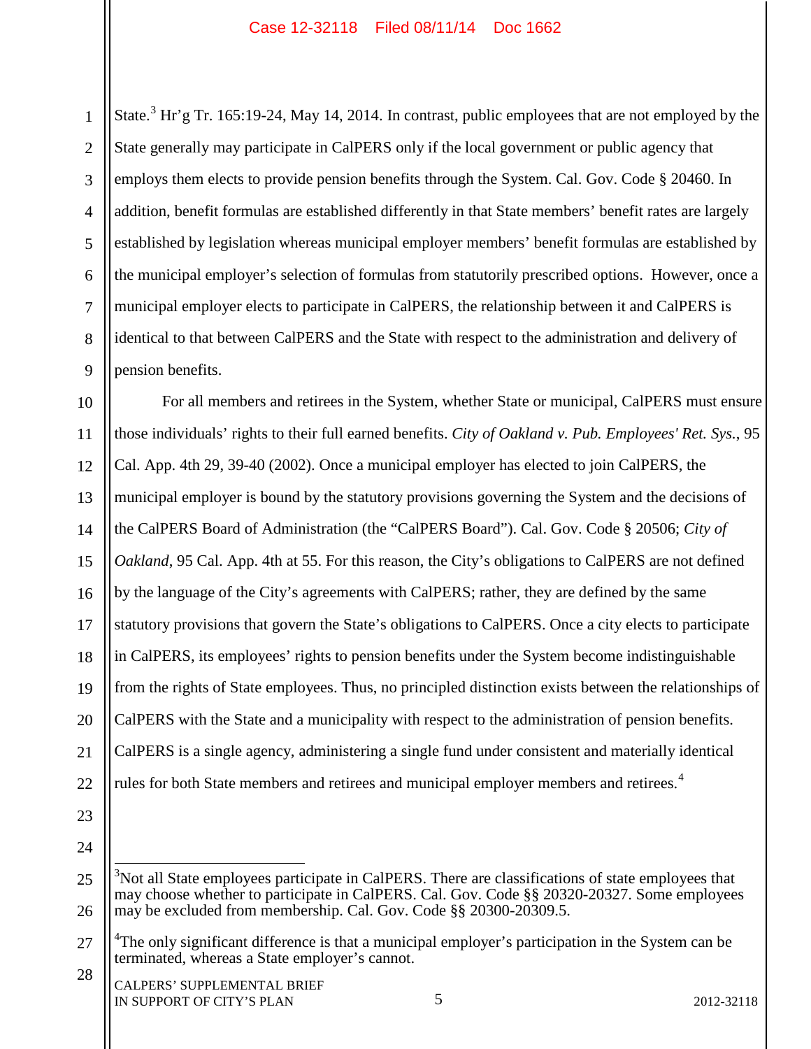State.[3] Hr'g Tr. 165:19-24, May 14, 2014. In contrast, public employees that are not employed by the State generally may participate in CalPERS only if the local government or public agency that employs them elects to provide pension benefits through the System. Cal. Gov. Code § 20460. In addition, benefit formulas are established differently in that State members' benefit rates are largely established by legislation whereas municipal employer members' benefit formulas are established by the municipal employer's selection of formulas from statutorily prescribed options. However, once a municipal employer elects to participate in CalPERS, the relationship between it and CalPERS is identical to that between CalPERS and the State with respect to the administration and delivery of pension benefits.

For all members and retirees in the System, whether State or municipal, CalPERS must ensure those individuals' rights to their full earned benefits. *City of Oakland v. Pub. Employees' Ret. Sys.*, 95 Cal. App. 4th 29, 39-40 (2002). Once a municipal employer has elected to join CalPERS, the municipal employer is bound by the statutory provisions governing the System and the decisions of the CalPERS Board of Administration (the "CalPERS Board"). Cal. Gov. Code § 20506; *City of Oakland*, 95 Cal. App. 4th at 55. For this reason, the City's obligations to CalPERS are not defined by the language of the City's agreements with CalPERS; rather, they are defined by the same statutory provisions that govern the State's obligations to CalPERS. Once a city elects to participate in CalPERS, its employees' rights to pension benefits under the System become indistinguishable from the rights of State employees. Thus, no principled distinction exists between the relationships of CalPERS with the State and a municipality with respect to the administration of pension benefits. CalPERS is a single agency, administering a single fund under consistent and materially identical rules for both State members and retirees and municipal employer members and retirees.[4]

---

[3] Not all State employees participate in CalPERS. There are classifications of state employees that may choose whether to participate in CalPERS. Cal. Gov. Code §§ 20320-20327. Some employees may be excluded from membership. Cal. Gov. Code §§ 20300-20309.5.

[4] The only significant difference is that a municipal employer's participation in the System can be terminated, whereas a State employer's cannot.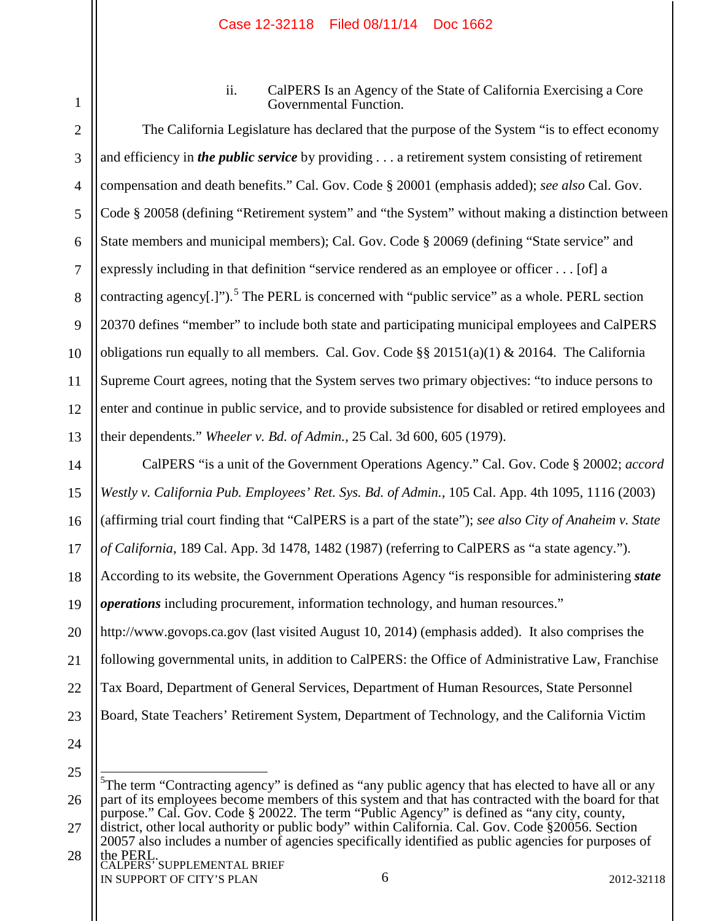ii. CalPERS Is an Agency of the State of California Exercising a Core Governmental Function.

The California Legislature has declared that the purpose of the System "is to effect economy and efficiency in ***the public service*** by providing . . . a retirement system consisting of retirement compensation and death benefits." Cal. Gov. Code § 20001 (emphasis added); *see also* Cal. Gov. Code § 20058 (defining "Retirement system" and "the System" without making a distinction between State members and municipal members); Cal. Gov. Code § 20069 (defining "State service" and expressly including in that definition "service rendered as an employee or officer . . . [of] a contracting agency[.]").[5] The PERL is concerned with "public service" as a whole. PERL section 20370 defines "member" to include both state and participating municipal employees and CalPERS obligations run equally to all members. Cal. Gov. Code §§ 20151(a)(1) & 20164. The California Supreme Court agrees, noting that the System serves two primary objectives: "to induce persons to enter and continue in public service, and to provide subsistence for disabled or retired employees and their dependents." *Wheeler v. Bd. of Admin.*, 25 Cal. 3d 600, 605 (1979).

CalPERS "is a unit of the Government Operations Agency." Cal. Gov. Code § 20002; *accord Westly v. California Pub. Employees' Ret. Sys. Bd. of Admin.*, 105 Cal. App. 4th 1095, 1116 (2003) (affirming trial court finding that "CalPERS is a part of the state"); *see also City of Anaheim v. State of California*, 189 Cal. App. 3d 1478, 1482 (1987) (referring to CalPERS as "a state agency."). According to its website, the Government Operations Agency "is responsible for administering ***state operations*** including procurement, information technology, and human resources." http://www.govops.ca.gov (last visited August 10, 2014) (emphasis added). It also comprises the following governmental units, in addition to CalPERS: the Office of Administrative Law, Franchise Tax Board, Department of General Services, Department of Human Resources, State Personnel Board, State Teachers' Retirement System, Department of Technology, and the California Victim

---

[5] The term "Contracting agency" is defined as "any public agency that has elected to have all or any part of its employees become members of this system and that has contracted with the board for that purpose." Cal. Gov. Code § 20022. The term "Public Agency" is defined as "any city, county, district, other local authority or public body" within California. Cal. Gov. Code §20056. Section 20057 also includes a number of agencies specifically identified as public agencies for purposes of the PERL.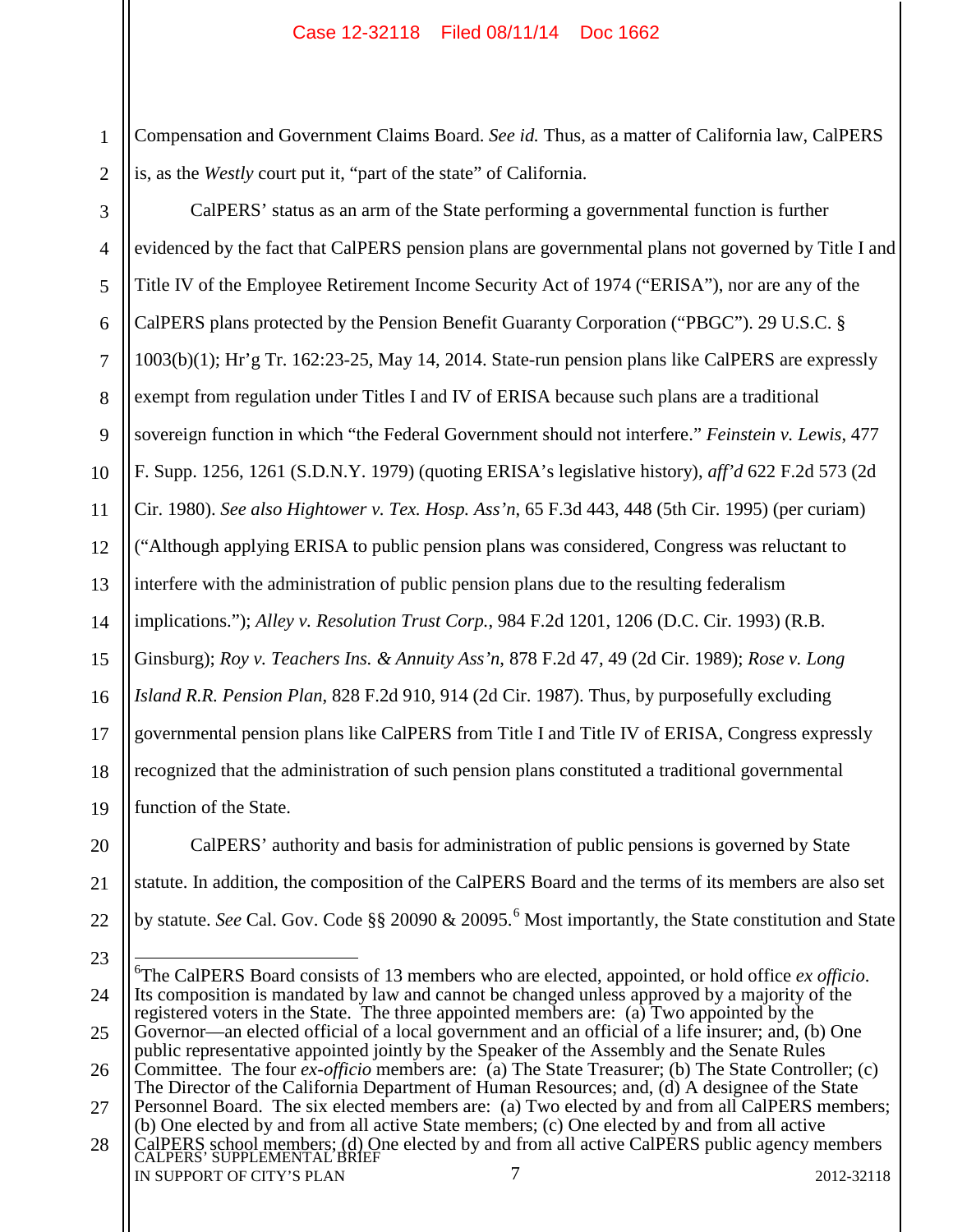Compensation and Government Claims Board. *See id.* Thus, as a matter of California law, CalPERS is, as the *Westly* court put it, "part of the state" of California.

CalPERS' status as an arm of the State performing a governmental function is further evidenced by the fact that CalPERS pension plans are governmental plans not governed by Title I and Title IV of the Employee Retirement Income Security Act of 1974 ("ERISA"), nor are any of the CalPERS plans protected by the Pension Benefit Guaranty Corporation ("PBGC"). 29 U.S.C. § 1003(b)(1); Hr'g Tr. 162:23-25, May 14, 2014. State-run pension plans like CalPERS are expressly exempt from regulation under Titles I and IV of ERISA because such plans are a traditional sovereign function in which "the Federal Government should not interfere." *Feinstein v. Lewis*, 477 F. Supp. 1256, 1261 (S.D.N.Y. 1979) (quoting ERISA's legislative history), *aff'd* 622 F.2d 573 (2d Cir. 1980). *See also Hightower v. Tex. Hosp. Ass'n*, 65 F.3d 443, 448 (5th Cir. 1995) (per curiam) ("Although applying ERISA to public pension plans was considered, Congress was reluctant to interfere with the administration of public pension plans due to the resulting federalism implications."); *Alley v. Resolution Trust Corp.*, 984 F.2d 1201, 1206 (D.C. Cir. 1993) (R.B. Ginsburg); *Roy v. Teachers Ins. & Annuity Ass'n*, 878 F.2d 47, 49 (2d Cir. 1989); *Rose v. Long Island R.R. Pension Plan*, 828 F.2d 910, 914 (2d Cir. 1987). Thus, by purposefully excluding governmental pension plans like CalPERS from Title I and Title IV of ERISA, Congress expressly recognized that the administration of such pension plans constituted a traditional governmental function of the State.

CalPERS' authority and basis for administration of public pensions is governed by State statute. In addition, the composition of the CalPERS Board and the terms of its members are also set by statute. *See* Cal. Gov. Code §§ 20090 & 20095.[6] Most importantly, the State constitution and State

---

[6]The CalPERS Board consists of 13 members who are elected, appointed, or hold office *ex officio*. Its composition is mandated by law and cannot be changed unless approved by a majority of the registered voters in the State. The three appointed members are: (a) Two appointed by the Governor—an elected official of a local government and an official of a life insurer; and, (b) One public representative appointed jointly by the Speaker of the Assembly and the Senate Rules Committee. The four *ex-officio* members are: (a) The State Treasurer; (b) The State Controller; (c) The Director of the California Department of Human Resources; and, (d) A designee of the State Personnel Board. The six elected members are: (a) Two elected by and from all CalPERS members; (b) One elected by and from all active State members; (c) One elected by and from all active CalPERS school members; (d) One elected by and from all active CalPERS public agency members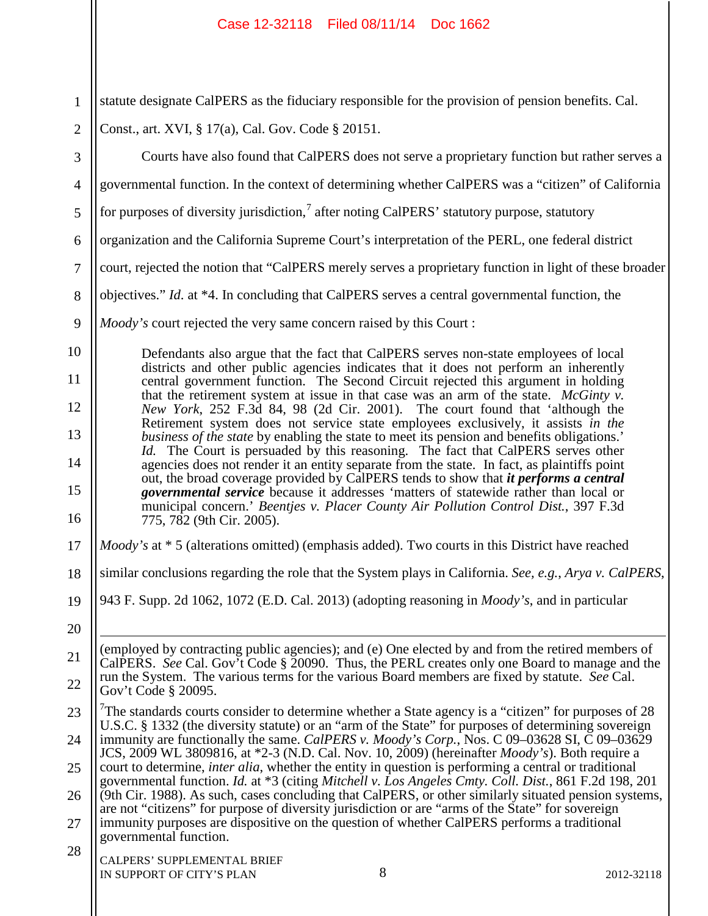statute designate CalPERS as the fiduciary responsible for the provision of pension benefits. Cal. Const., art. XVI, § 17(a), Cal. Gov. Code § 20151.

Courts have also found that CalPERS does not serve a proprietary function but rather serves a governmental function. In the context of determining whether CalPERS was a "citizen" of California for purposes of diversity jurisdiction,[7] after noting CalPERS' statutory purpose, statutory organization and the California Supreme Court's interpretation of the PERL, one federal district court, rejected the notion that "CalPERS merely serves a proprietary function in light of these broader objectives." *Id.* at *4. In concluding that CalPERS serves a central governmental function, the *Moody's* court rejected the very same concern raised by this Court :

> Defendants also argue that the fact that CalPERS serves non-state employees of local districts and other public agencies indicates that it does not perform an inherently central government function. The Second Circuit rejected this argument in holding that the retirement system at issue in that case was an arm of the state. *McGinty v. New York*, 252 F.3d 84, 98 (2d Cir. 2001). The court found that 'although the Retirement system does not service state employees exclusively, it assists *in the business of the state* by enabling the state to meet its pension and benefits obligations.' *Id.* The Court is persuaded by this reasoning. The fact that CalPERS serves other agencies does not render it an entity separate from the state. In fact, as plaintiffs point out, the broad coverage provided by CalPERS tends to show that ***it performs a central governmental service*** because it addresses 'matters of statewide rather than local or municipal concern.' *Beentjes v. Placer County Air Pollution Control Dist.*, 397 F.3d 775, 782 (9th Cir. 2005).

*Moody's* at * 5 (alterations omitted) (emphasis added). Two courts in this District have reached similar conclusions regarding the role that the System plays in California. *See, e.g.*, *Arya v. CalPERS*, 943 F. Supp. 2d 1062, 1072 (E.D. Cal. 2013) (adopting reasoning in *Moody's*, and in particular

---

(employed by contracting public agencies); and (e) One elected by and from the retired members of CalPERS. *See* Cal. Gov't Code § 20090. Thus, the PERL creates only one Board to manage and the run the System. The various terms for the various Board members are fixed by statute. *See* Cal. Gov't Code § 20095.

[7] The standards courts consider to determine whether a State agency is a "citizen" for purposes of 28 U.S.C. § 1332 (the diversity statute) or an "arm of the State" for purposes of determining sovereign immunity are functionally the same. *CalPERS v. Moody's Corp.*, Nos. C 09–03628 SI, C 09–03629 JCS, 2009 WL 3809816, at *2-3 (N.D. Cal. Nov. 10, 2009) (hereinafter *Moody's*). Both require a court to determine, *inter alia*, whether the entity in question is performing a central or traditional governmental function. *Id.* at *3 (citing *Mitchell v. Los Angeles Cmty. Coll. Dist.*, 861 F.2d 198, 201 (9th Cir. 1988). As such, cases concluding that CalPERS, or other similarly situated pension systems, are not "citizens" for purpose of diversity jurisdiction or are "arms of the State" for sovereign immunity purposes are dispositive on the question of whether CalPERS performs a traditional governmental function.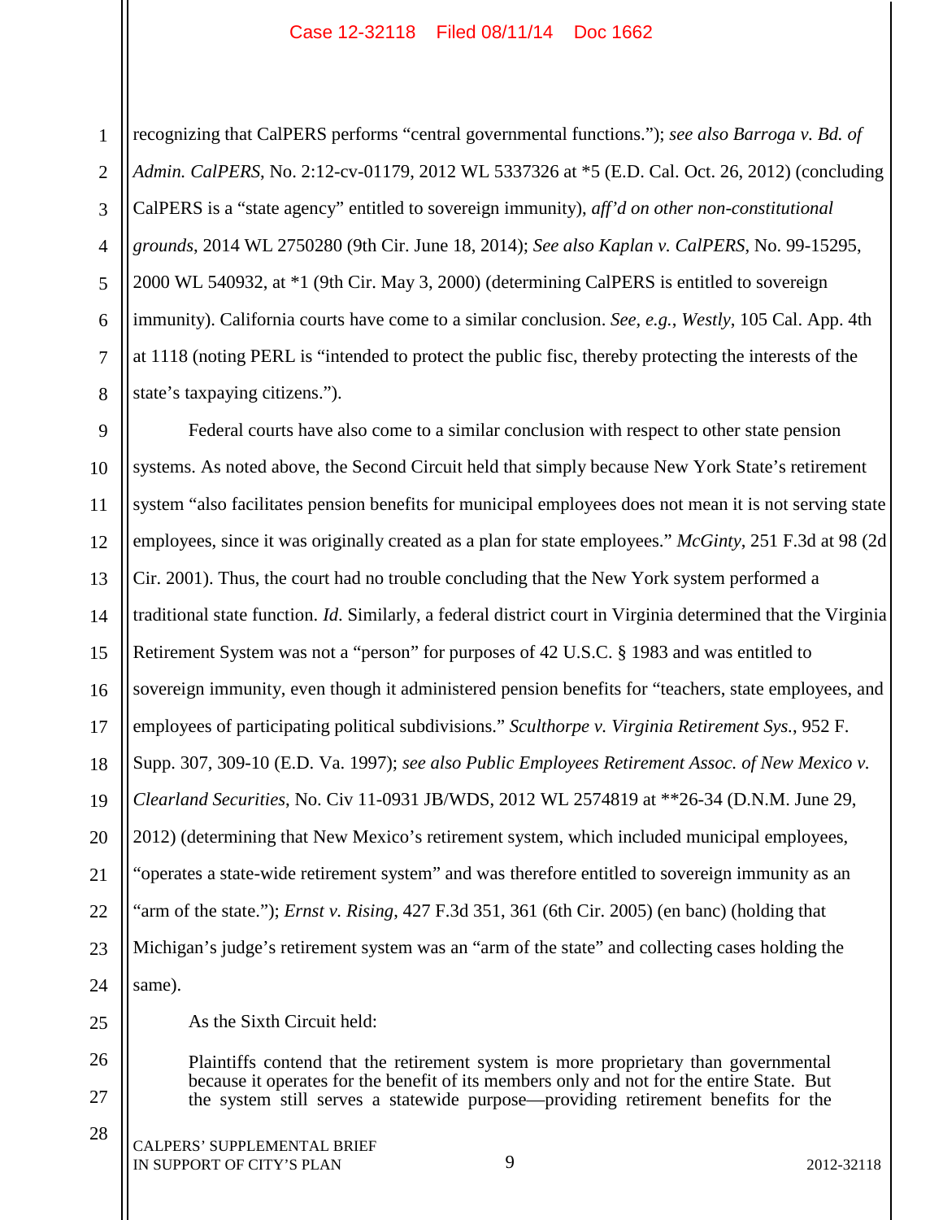recognizing that CalPERS performs "central governmental functions."); *see also Barroga v. Bd. of Admin. CalPERS*, No. 2:12-cv-01179, 2012 WL 5337326 at *5 (E.D. Cal. Oct. 26, 2012) (concluding CalPERS is a "state agency" entitled to sovereign immunity), *aff'd on other non-constitutional grounds*, 2014 WL 2750280 (9th Cir. June 18, 2014); *See also Kaplan v. CalPERS*, No. 99-15295, 2000 WL 540932, at *1 (9th Cir. May 3, 2000) (determining CalPERS is entitled to sovereign immunity). California courts have come to a similar conclusion. *See, e.g., Westly*, 105 Cal. App. 4th at 1118 (noting PERL is "intended to protect the public fisc, thereby protecting the interests of the state's taxpaying citizens.").

Federal courts have also come to a similar conclusion with respect to other state pension systems. As noted above, the Second Circuit held that simply because New York State's retirement system "also facilitates pension benefits for municipal employees does not mean it is not serving state employees, since it was originally created as a plan for state employees." *McGinty*, 251 F.3d at 98 (2d Cir. 2001). Thus, the court had no trouble concluding that the New York system performed a traditional state function. *Id*. Similarly, a federal district court in Virginia determined that the Virginia Retirement System was not a "person" for purposes of 42 U.S.C. § 1983 and was entitled to sovereign immunity, even though it administered pension benefits for "teachers, state employees, and employees of participating political subdivisions." *Sculthorpe v. Virginia Retirement Sys.*, 952 F. Supp. 307, 309-10 (E.D. Va. 1997); *see also Public Employees Retirement Assoc. of New Mexico v. Clearland Securities*, No. Civ 11-0931 JB/WDS, 2012 WL 2574819 at **26-34 (D.N.M. June 29, 2012) (determining that New Mexico's retirement system, which included municipal employees, "operates a state-wide retirement system" and was therefore entitled to sovereign immunity as an "arm of the state."); *Ernst v. Rising*, 427 F.3d 351, 361 (6th Cir. 2005) (en banc) (holding that Michigan's judge's retirement system was an "arm of the state" and collecting cases holding the same).

As the Sixth Circuit held:

> Plaintiffs contend that the retirement system is more proprietary than governmental because it operates for the benefit of its members only and not for the entire State. But the system still serves a statewide purpose—providing retirement benefits for the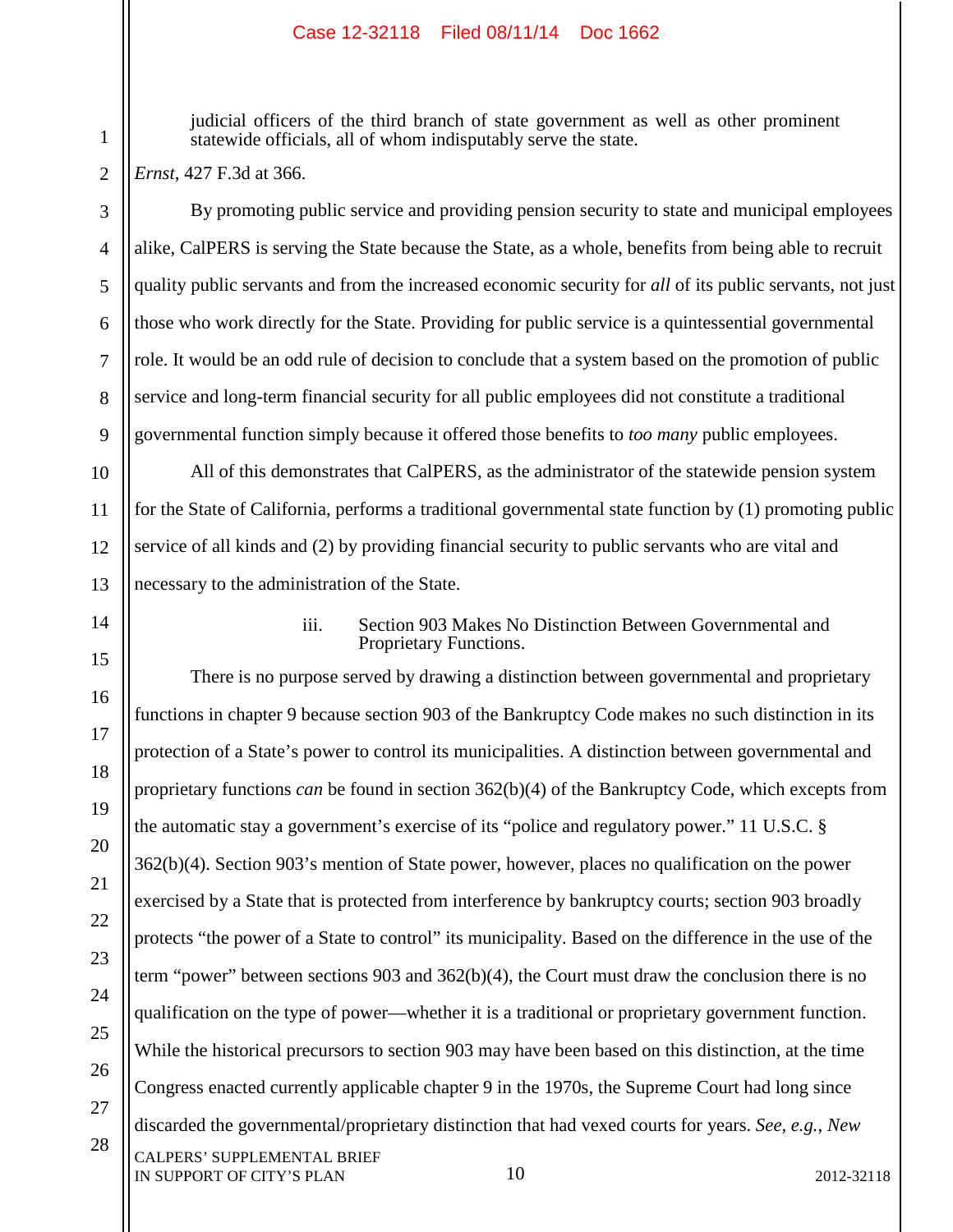> judicial officers of the third branch of state government as well as other prominent statewide officials, all of whom indisputably serve the state.

*Ernst*, 427 F.3d at 366.

By promoting public service and providing pension security to state and municipal employees alike, CalPERS is serving the State because the State, as a whole, benefits from being able to recruit quality public servants and from the increased economic security for *all* of its public servants, not just those who work directly for the State. Providing for public service is a quintessential governmental role. It would be an odd rule of decision to conclude that a system based on the promotion of public service and long-term financial security for all public employees did not constitute a traditional governmental function simply because it offered those benefits to *too many* public employees.

All of this demonstrates that CalPERS, as the administrator of the statewide pension system for the State of California, performs a traditional governmental state function by (1) promoting public service of all kinds and (2) by providing financial security to public servants who are vital and necessary to the administration of the State.

#### iii. Section 903 Makes No Distinction Between Governmental and Proprietary Functions.

There is no purpose served by drawing a distinction between governmental and proprietary functions in chapter 9 because section 903 of the Bankruptcy Code makes no such distinction in its protection of a State's power to control its municipalities. A distinction between governmental and proprietary functions *can* be found in section 362(b)(4) of the Bankruptcy Code, which excepts from the automatic stay a government's exercise of its "police and regulatory power." 11 U.S.C. § 362(b)(4). Section 903's mention of State power, however, places no qualification on the power exercised by a State that is protected from interference by bankruptcy courts; section 903 broadly protects "the power of a State to control" its municipality. Based on the difference in the use of the term "power" between sections 903 and 362(b)(4), the Court must draw the conclusion there is no qualification on the type of power—whether it is a traditional or proprietary government function. While the historical precursors to section 903 may have been based on this distinction, at the time Congress enacted currently applicable chapter 9 in the 1970s, the Supreme Court had long since discarded the governmental/proprietary distinction that had vexed courts for years. *See, e.g.*, *New*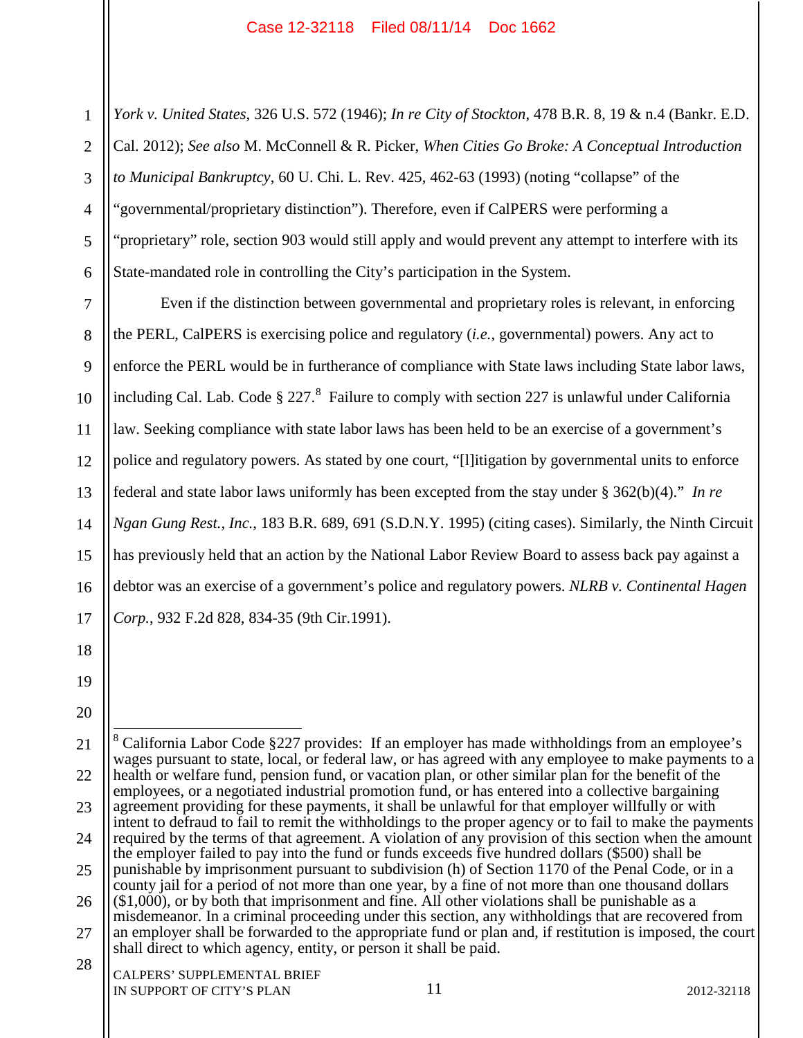*York v. United States*, 326 U.S. 572 (1946); *In re City of Stockton*, 478 B.R. 8, 19 & n.4 (Bankr. E.D. Cal. 2012); *See also* M. McConnell & R. Picker, *When Cities Go Broke: A Conceptual Introduction to Municipal Bankruptcy*, 60 U. Chi. L. Rev. 425, 462-63 (1993) (noting "collapse" of the "governmental/proprietary distinction"). Therefore, even if CalPERS were performing a "proprietary" role, section 903 would still apply and would prevent any attempt to interfere with its State-mandated role in controlling the City's participation in the System.

Even if the distinction between governmental and proprietary roles is relevant, in enforcing the PERL, CalPERS is exercising police and regulatory (*i.e.*, governmental) powers. Any act to enforce the PERL would be in furtherance of compliance with State laws including State labor laws, including Cal. Lab. Code § 227.[8] Failure to comply with section 227 is unlawful under California law. Seeking compliance with state labor laws has been held to be an exercise of a government's police and regulatory powers. As stated by one court, "[l]itigation by governmental units to enforce federal and state labor laws uniformly has been excepted from the stay under § 362(b)(4)." *In re Ngan Gung Rest., Inc.*, 183 B.R. 689, 691 (S.D.N.Y. 1995) (citing cases). Similarly, the Ninth Circuit has previously held that an action by the National Labor Review Board to assess back pay against a debtor was an exercise of a government's police and regulatory powers. *NLRB v. Continental Hagen Corp.*, 932 F.2d 828, 834-35 (9th Cir.1991).

---

[8] California Labor Code §227 provides: If an employer has made withholdings from an employee's wages pursuant to state, local, or federal law, or has agreed with any employee to make payments to a health or welfare fund, pension fund, or vacation plan, or other similar plan for the benefit of the employees, or a negotiated industrial promotion fund, or has entered into a collective bargaining agreement providing for these payments, it shall be unlawful for that employer willfully or with intent to defraud to fail to remit the withholdings to the proper agency or to fail to make the payments required by the terms of that agreement. A violation of any provision of this section when the amount the employer failed to pay into the fund or funds exceeds five hundred dollars ($500) shall be punishable by imprisonment pursuant to subdivision (h) of Section 1170 of the Penal Code, or in a county jail for a period of not more than one year, by a fine of not more than one thousand dollars ($1,000), or by both that imprisonment and fine. All other violations shall be punishable as a misdemeanor. In a criminal proceeding under this section, any withholdings that are recovered from an employer shall be forwarded to the appropriate fund or plan and, if restitution is imposed, the court shall direct to which agency, entity, or person it shall be paid.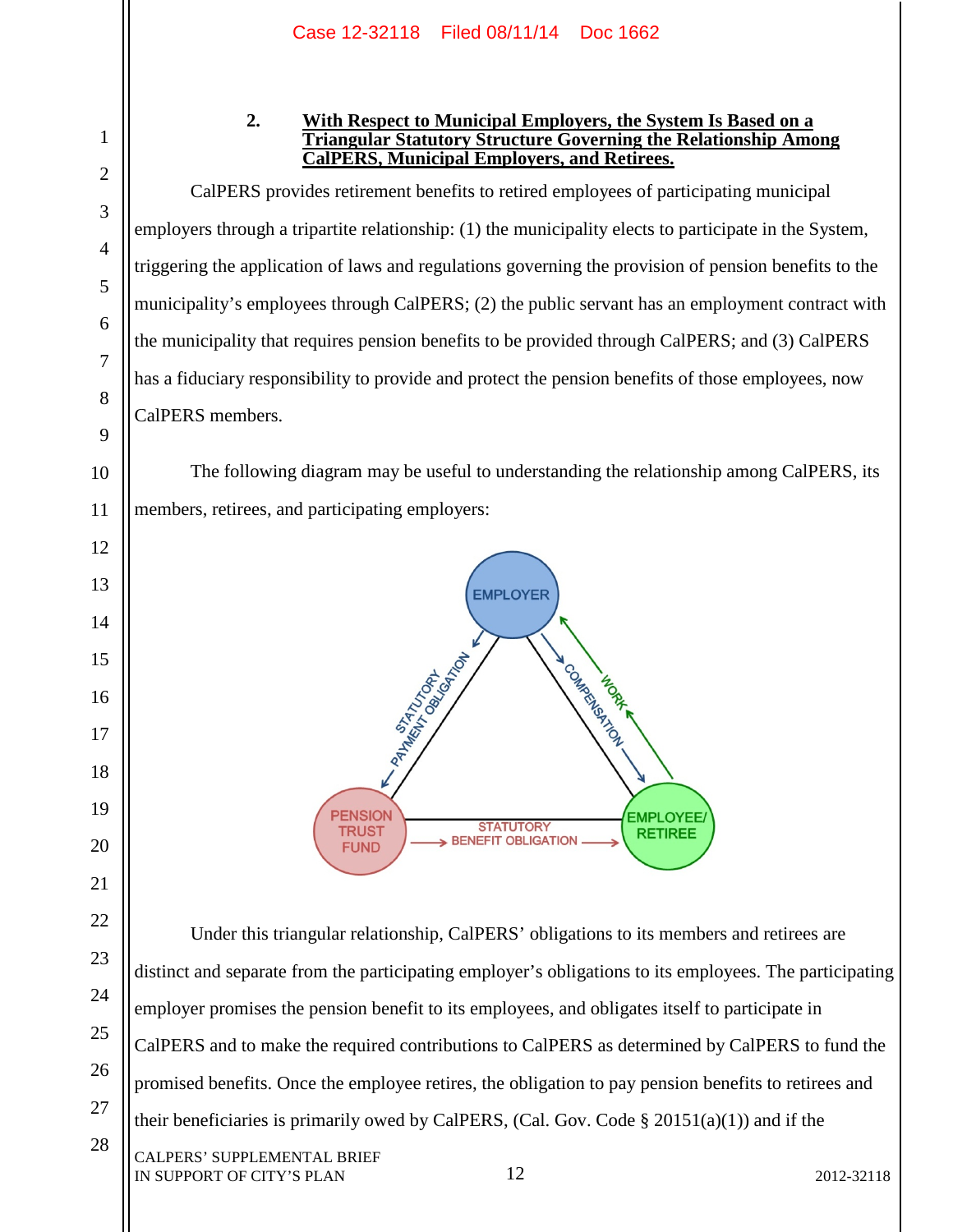### 2. With Respect to Municipal Employers, the System Is Based on a Triangular Statutory Structure Governing the Relationship Among CalPERS, Municipal Employers, and Retirees.

CalPERS provides retirement benefits to retired employees of participating municipal employers through a tripartite relationship: (1) the municipality elects to participate in the System, triggering the application of laws and regulations governing the provision of pension benefits to the municipality's employees through CalPERS; (2) the public servant has an employment contract with the municipality that requires pension benefits to be provided through CalPERS; and (3) CalPERS has a fiduciary responsibility to provide and protect the pension benefits of those employees, now CalPERS members.

The following diagram may be useful to understanding the relationship among CalPERS, its members, retirees, and participating employers:

EMPLOYER

STATUTORY PAYMENT OBLIGATION

COMPENSATION

WORK

PENSION TRUST FUND

STATUTORY BENEFIT OBLIGATION

EMPLOYEE/ RETIREE

Under this triangular relationship, CalPERS' obligations to its members and retirees are distinct and separate from the participating employer's obligations to its employees. The participating employer promises the pension benefit to its employees, and obligates itself to participate in CalPERS and to make the required contributions to CalPERS as determined by CalPERS to fund the promised benefits. Once the employee retires, the obligation to pay pension benefits to retirees and their beneficiaries is primarily owed by CalPERS, (Cal. Gov. Code § 20151(a)(1)) and if the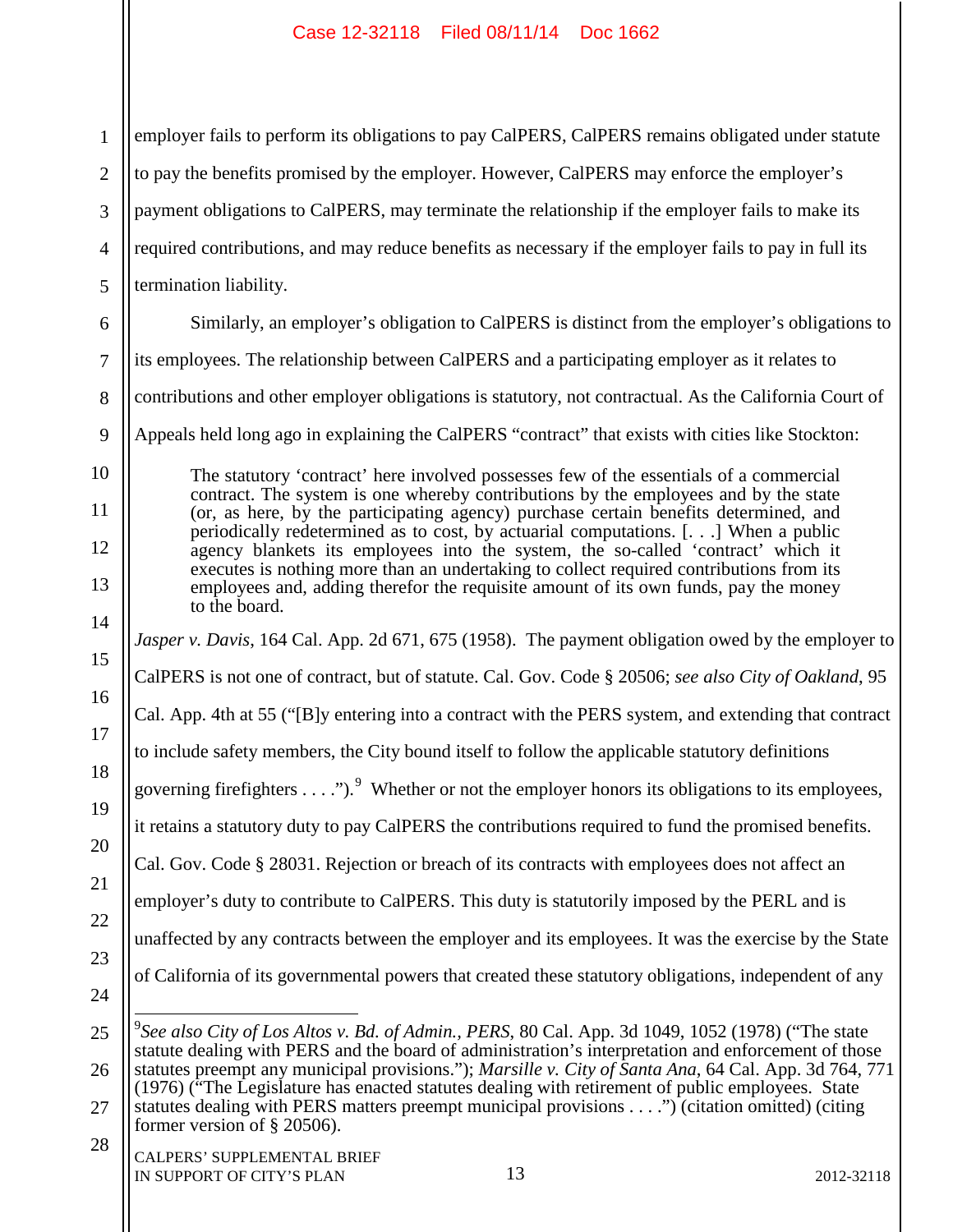employer fails to perform its obligations to pay CalPERS, CalPERS remains obligated under statute to pay the benefits promised by the employer. However, CalPERS may enforce the employer's payment obligations to CalPERS, may terminate the relationship if the employer fails to make its required contributions, and may reduce benefits as necessary if the employer fails to pay in full its termination liability.

Similarly, an employer's obligation to CalPERS is distinct from the employer's obligations to its employees. The relationship between CalPERS and a participating employer as it relates to contributions and other employer obligations is statutory, not contractual. As the California Court of Appeals held long ago in explaining the CalPERS "contract" that exists with cities like Stockton:

> The statutory 'contract' here involved possesses few of the essentials of a commercial contract. The system is one whereby contributions by the employees and by the state (or, as here, by the participating agency) purchase certain benefits determined, and periodically redetermined as to cost, by actuarial computations. [. . .] When a public agency blankets its employees into the system, the so-called 'contract' which it executes is nothing more than an undertaking to collect required contributions from its employees and, adding therefor the requisite amount of its own funds, pay the money to the board.

*Jasper v. Davis*, 164 Cal. App. 2d 671, 675 (1958). The payment obligation owed by the employer to CalPERS is not one of contract, but of statute. Cal. Gov. Code § 20506; *see also City of Oakland*, 95 Cal. App. 4th at 55 ("[B]y entering into a contract with the PERS system, and extending that contract to include safety members, the City bound itself to follow the applicable statutory definitions governing firefighters . . . .").[9] Whether or not the employer honors its obligations to its employees, it retains a statutory duty to pay CalPERS the contributions required to fund the promised benefits. Cal. Gov. Code § 28031. Rejection or breach of its contracts with employees does not affect an employer's duty to contribute to CalPERS. This duty is statutorily imposed by the PERL and is unaffected by any contracts between the employer and its employees. It was the exercise by the State of California of its governmental powers that created these statutory obligations, independent of any

---

[9] *See also City of Los Altos v. Bd. of Admin., PERS*, 80 Cal. App. 3d 1049, 1052 (1978) ("The state statute dealing with PERS and the board of administration's interpretation and enforcement of those statutes preempt any municipal provisions."); *Marsille v. City of Santa Ana*, 64 Cal. App. 3d 764, 771 (1976) ("The Legislature has enacted statutes dealing with retirement of public employees. State statutes dealing with PERS matters preempt municipal provisions . . . .") (citation omitted) (citing former version of § 20506).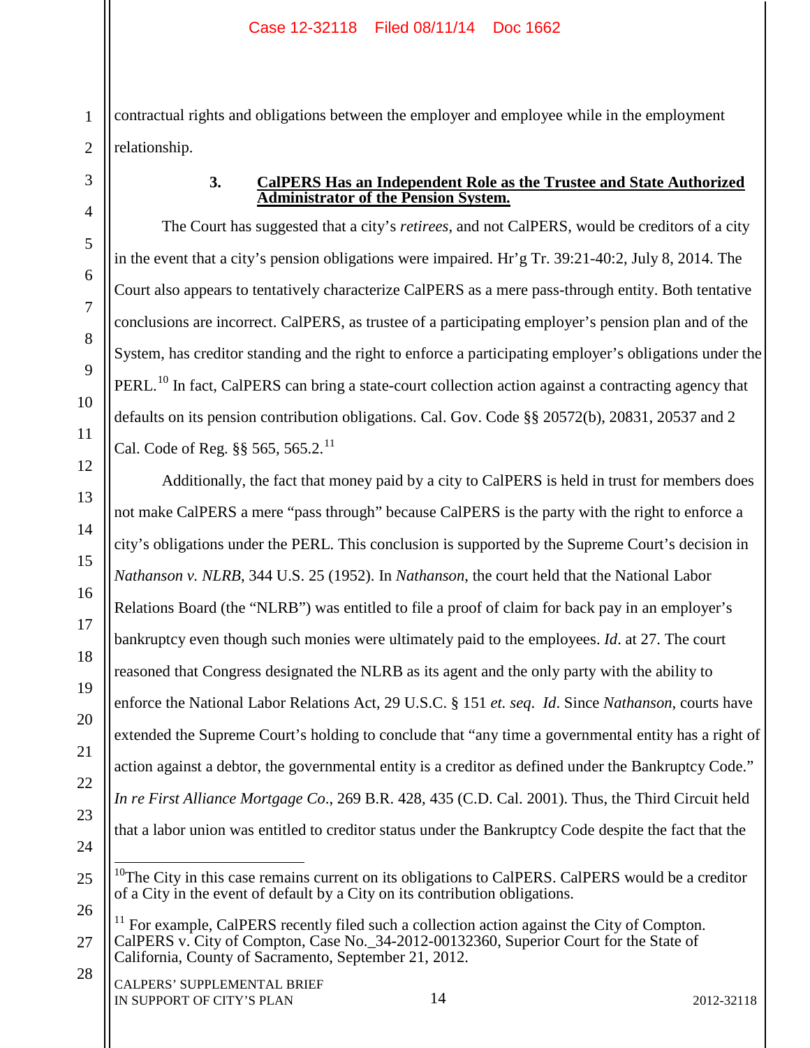contractual rights and obligations between the employer and employee while in the employment relationship.

### 3. CalPERS Has an Independent Role as the Trustee and State Authorized Administrator of the Pension System.

The Court has suggested that a city's *retirees*, and not CalPERS, would be creditors of a city in the event that a city's pension obligations were impaired. Hr'g Tr. 39:21-40:2, July 8, 2014. The Court also appears to tentatively characterize CalPERS as a mere pass-through entity. Both tentative conclusions are incorrect. CalPERS, as trustee of a participating employer's pension plan and of the System, has creditor standing and the right to enforce a participating employer's obligations under the PERL.[10] In fact, CalPERS can bring a state-court collection action against a contracting agency that defaults on its pension contribution obligations. Cal. Gov. Code §§ 20572(b), 20831, 20537 and 2 Cal. Code of Reg. §§ 565, 565.2.[11]

Additionally, the fact that money paid by a city to CalPERS is held in trust for members does not make CalPERS a mere "pass through" because CalPERS is the party with the right to enforce a city's obligations under the PERL. This conclusion is supported by the Supreme Court's decision in *Nathanson v. NLRB*, 344 U.S. 25 (1952). In *Nathanson*, the court held that the National Labor Relations Board (the "NLRB") was entitled to file a proof of claim for back pay in an employer's bankruptcy even though such monies were ultimately paid to the employees. *Id*. at 27. The court reasoned that Congress designated the NLRB as its agent and the only party with the ability to enforce the National Labor Relations Act, 29 U.S.C. § 151 *et. seq*. *Id*. Since *Nathanson*, courts have extended the Supreme Court's holding to conclude that "any time a governmental entity has a right of action against a debtor, the governmental entity is a creditor as defined under the Bankruptcy Code." *In re First Alliance Mortgage Co*., 269 B.R. 428, 435 (C.D. Cal. 2001). Thus, the Third Circuit held that a labor union was entitled to creditor status under the Bankruptcy Code despite the fact that the

---

[10] The City in this case remains current on its obligations to CalPERS. CalPERS would be a creditor of a City in the event of default by a City on its contribution obligations.

[11] For example, CalPERS recently filed such a collection action against the City of Compton. CalPERS v. City of Compton, Case No._34-2012-00132360, Superior Court for the State of California, County of Sacramento, September 21, 2012.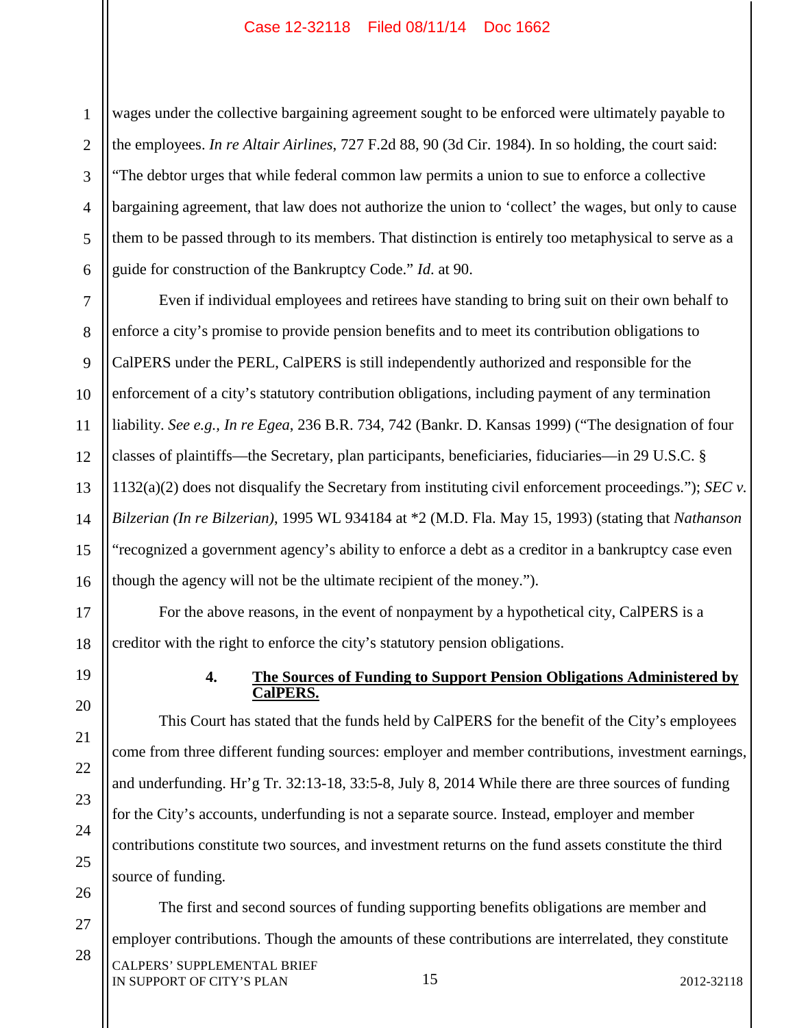wages under the collective bargaining agreement sought to be enforced were ultimately payable to the employees. *In re Altair Airlines*, 727 F.2d 88, 90 (3d Cir. 1984). In so holding, the court said: "The debtor urges that while federal common law permits a union to sue to enforce a collective bargaining agreement, that law does not authorize the union to 'collect' the wages, but only to cause them to be passed through to its members. That distinction is entirely too metaphysical to serve as a guide for construction of the Bankruptcy Code." *Id.* at 90.

Even if individual employees and retirees have standing to bring suit on their own behalf to enforce a city's promise to provide pension benefits and to meet its contribution obligations to CalPERS under the PERL, CalPERS is still independently authorized and responsible for the enforcement of a city's statutory contribution obligations, including payment of any termination liability. *See e.g.*, *In re Egea*, 236 B.R. 734, 742 (Bankr. D. Kansas 1999) ("The designation of four classes of plaintiffs—the Secretary, plan participants, beneficiaries, fiduciaries—in 29 U.S.C. § 1132(a)(2) does not disqualify the Secretary from instituting civil enforcement proceedings."); *SEC v. Bilzerian (In re Bilzerian)*, 1995 WL 934184 at *2 (M.D. Fla. May 15, 1993) (stating that *Nathanson* "recognized a government agency's ability to enforce a debt as a creditor in a bankruptcy case even though the agency will not be the ultimate recipient of the money.").

For the above reasons, in the event of nonpayment by a hypothetical city, CalPERS is a creditor with the right to enforce the city's statutory pension obligations.

#### 4. <u>The Sources of Funding to Support Pension Obligations Administered by CalPERS.</u>

This Court has stated that the funds held by CalPERS for the benefit of the City's employees come from three different funding sources: employer and member contributions, investment earnings, and underfunding. Hr'g Tr. 32:13-18, 33:5-8, July 8, 2014 While there are three sources of funding for the City's accounts, underfunding is not a separate source. Instead, employer and member contributions constitute two sources, and investment returns on the fund assets constitute the third source of funding.

The first and second sources of funding supporting benefits obligations are member and employer contributions. Though the amounts of these contributions are interrelated, they constitute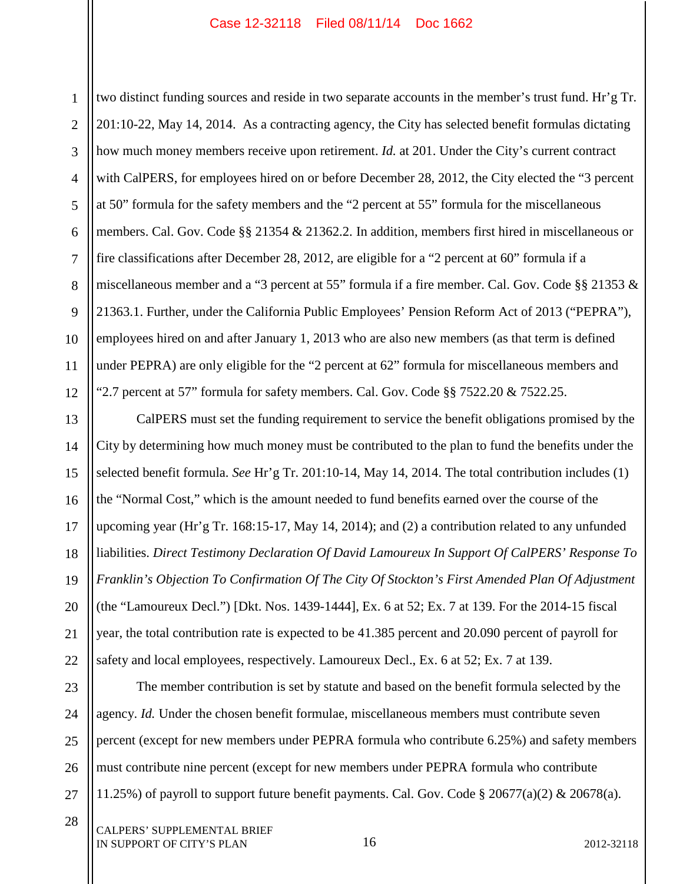two distinct funding sources and reside in two separate accounts in the member's trust fund. Hr'g Tr. 201:10-22, May 14, 2014. As a contracting agency, the City has selected benefit formulas dictating how much money members receive upon retirement. *Id.* at 201. Under the City's current contract with CalPERS, for employees hired on or before December 28, 2012, the City elected the "3 percent at 50" formula for the safety members and the "2 percent at 55" formula for the miscellaneous members. Cal. Gov. Code §§ 21354 & 21362.2. In addition, members first hired in miscellaneous or fire classifications after December 28, 2012, are eligible for a "2 percent at 60" formula if a miscellaneous member and a "3 percent at 55" formula if a fire member. Cal. Gov. Code §§ 21353 & 21363.1. Further, under the California Public Employees' Pension Reform Act of 2013 ("PEPRA"), employees hired on and after January 1, 2013 who are also new members (as that term is defined under PEPRA) are only eligible for the "2 percent at 62" formula for miscellaneous members and "2.7 percent at 57" formula for safety members. Cal. Gov. Code §§ 7522.20 & 7522.25.

CalPERS must set the funding requirement to service the benefit obligations promised by the City by determining how much money must be contributed to the plan to fund the benefits under the selected benefit formula. *See* Hr'g Tr. 201:10-14, May 14, 2014. The total contribution includes (1) the "Normal Cost," which is the amount needed to fund benefits earned over the course of the upcoming year (Hr'g Tr. 168:15-17, May 14, 2014); and (2) a contribution related to any unfunded liabilities. *Direct Testimony Declaration Of David Lamoureux In Support Of CalPERS' Response To Franklin's Objection To Confirmation Of The City Of Stockton's First Amended Plan Of Adjustment* (the "Lamoureux Decl.") [Dkt. Nos. 1439-1444], Ex. 6 at 52; Ex. 7 at 139. For the 2014-15 fiscal year, the total contribution rate is expected to be 41.385 percent and 20.090 percent of payroll for safety and local employees, respectively. Lamoureux Decl., Ex. 6 at 52; Ex. 7 at 139.

The member contribution is set by statute and based on the benefit formula selected by the agency. *Id.* Under the chosen benefit formulae, miscellaneous members must contribute seven percent (except for new members under PEPRA formula who contribute 6.25%) and safety members must contribute nine percent (except for new members under PEPRA formula who contribute 11.25%) of payroll to support future benefit payments. Cal. Gov. Code § 20677(a)(2) & 20678(a).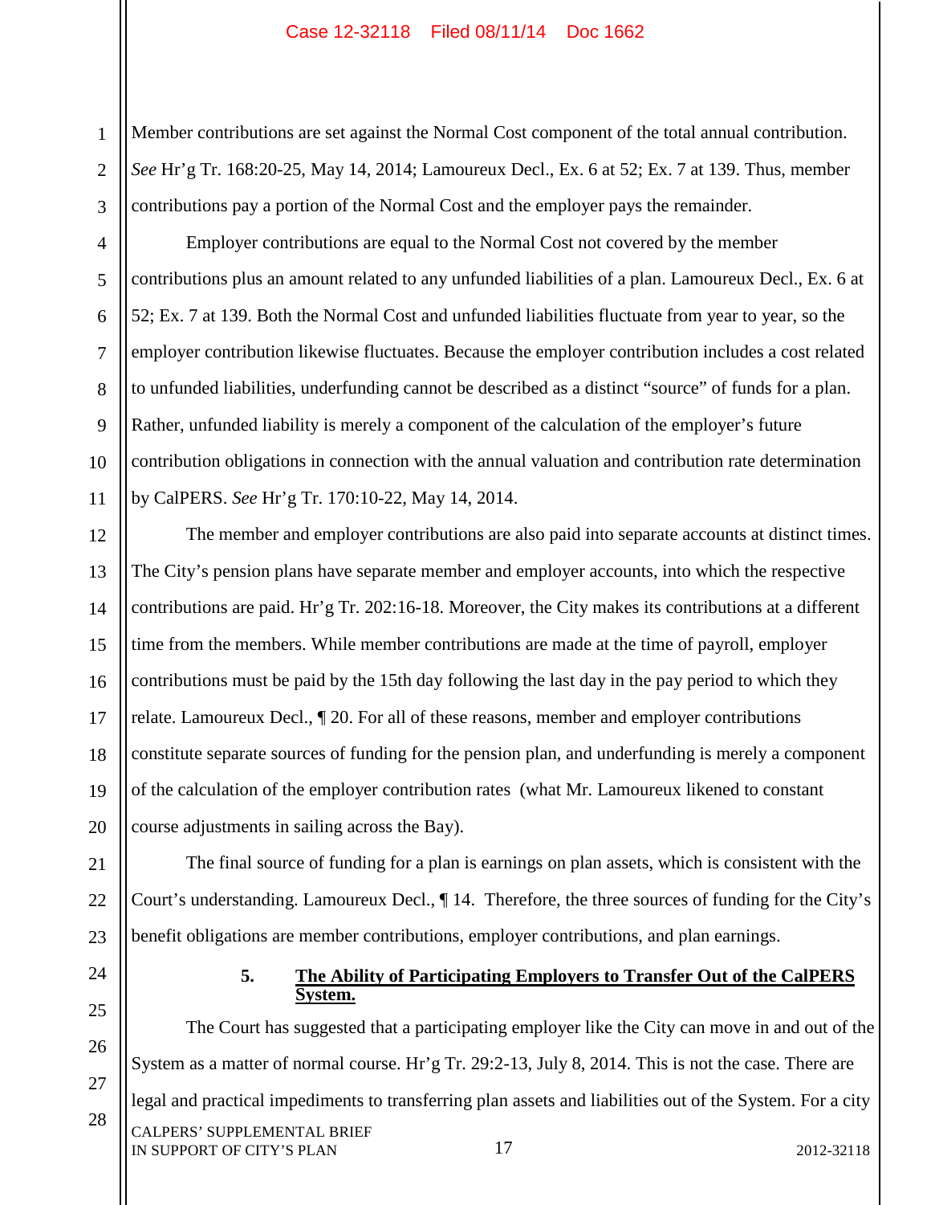Member contributions are set against the Normal Cost component of the total annual contribution. *See* Hr'g Tr. 168:20-25, May 14, 2014; Lamoureux Decl., Ex. 6 at 52; Ex. 7 at 139. Thus, member contributions pay a portion of the Normal Cost and the employer pays the remainder.

Employer contributions are equal to the Normal Cost not covered by the member contributions plus an amount related to any unfunded liabilities of a plan. Lamoureux Decl., Ex. 6 at 52; Ex. 7 at 139. Both the Normal Cost and unfunded liabilities fluctuate from year to year, so the employer contribution likewise fluctuates. Because the employer contribution includes a cost related to unfunded liabilities, underfunding cannot be described as a distinct "source" of funds for a plan. Rather, unfunded liability is merely a component of the calculation of the employer's future contribution obligations in connection with the annual valuation and contribution rate determination by CalPERS. *See* Hr'g Tr. 170:10-22, May 14, 2014.

The member and employer contributions are also paid into separate accounts at distinct times. The City's pension plans have separate member and employer accounts, into which the respective contributions are paid. Hr'g Tr. 202:16-18. Moreover, the City makes its contributions at a different time from the members. While member contributions are made at the time of payroll, employer contributions must be paid by the 15th day following the last day in the pay period to which they relate. Lamoureux Decl., ¶ 20. For all of these reasons, member and employer contributions constitute separate sources of funding for the pension plan, and underfunding is merely a component of the calculation of the employer contribution rates (what Mr. Lamoureux likened to constant course adjustments in sailing across the Bay).

The final source of funding for a plan is earnings on plan assets, which is consistent with the Court's understanding. Lamoureux Decl., ¶ 14. Therefore, the three sources of funding for the City's benefit obligations are member contributions, employer contributions, and plan earnings.

### 5. <u>The Ability of Participating Employers to Transfer Out of the CalPERS System.</u>

The Court has suggested that a participating employer like the City can move in and out of the System as a matter of normal course. Hr'g Tr. 29:2-13, July 8, 2014. This is not the case. There are legal and practical impediments to transferring plan assets and liabilities out of the System. For a city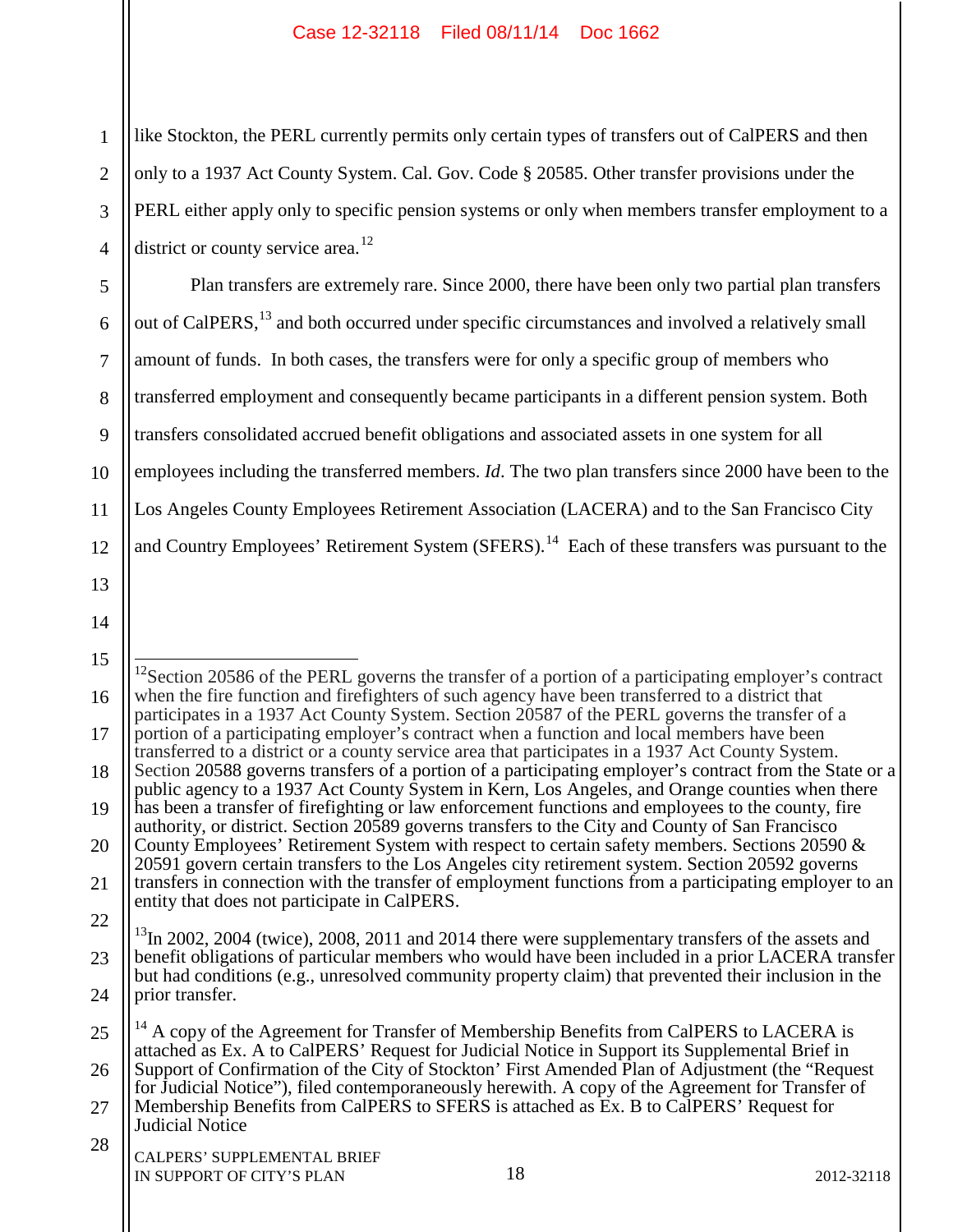like Stockton, the PERL currently permits only certain types of transfers out of CalPERS and then only to a 1937 Act County System. Cal. Gov. Code § 20585. Other transfer provisions under the PERL either apply only to specific pension systems or only when members transfer employment to a district or county service area.[12]

Plan transfers are extremely rare. Since 2000, there have been only two partial plan transfers out of CalPERS,[13] and both occurred under specific circumstances and involved a relatively small amount of funds. In both cases, the transfers were for only a specific group of members who transferred employment and consequently became participants in a different pension system. Both transfers consolidated accrued benefit obligations and associated assets in one system for all employees including the transferred members. *Id*. The two plan transfers since 2000 have been to the Los Angeles County Employees Retirement Association (LACERA) and to the San Francisco City and Country Employees' Retirement System (SFERS).[14] Each of these transfers was pursuant to the

---

[12]Section 20586 of the PERL governs the transfer of a portion of a participating employer's contract when the fire function and firefighters of such agency have been transferred to a district that participates in a 1937 Act County System. Section 20587 of the PERL governs the transfer of a portion of a participating employer's contract when a function and local members have been transferred to a district or a county service area that participates in a 1937 Act County System. Section 20588 governs transfers of a portion of a participating employer's contract from the State or a public agency to a 1937 Act County System in Kern, Los Angeles, and Orange counties when there has been a transfer of firefighting or law enforcement functions and employees to the county, fire authority, or district. Section 20589 governs transfers to the City and County of San Francisco County Employees' Retirement System with respect to certain safety members. Sections 20590 & 20591 govern certain transfers to the Los Angeles city retirement system. Section 20592 governs transfers in connection with the transfer of employment functions from a participating employer to an entity that does not participate in CalPERS.

[13]In 2002, 2004 (twice), 2008, 2011 and 2014 there were supplementary transfers of the assets and benefit obligations of particular members who would have been included in a prior LACERA transfer but had conditions (e.g., unresolved community property claim) that prevented their inclusion in the prior transfer.

[14] A copy of the Agreement for Transfer of Membership Benefits from CalPERS to LACERA is attached as Ex. A to CalPERS' Request for Judicial Notice in Support its Supplemental Brief in Support of Confirmation of the City of Stockton' First Amended Plan of Adjustment (the "Request for Judicial Notice"), filed contemporaneously herewith. A copy of the Agreement for Transfer of Membership Benefits from CalPERS to SFERS is attached as Ex. B to CalPERS' Request for Judicial Notice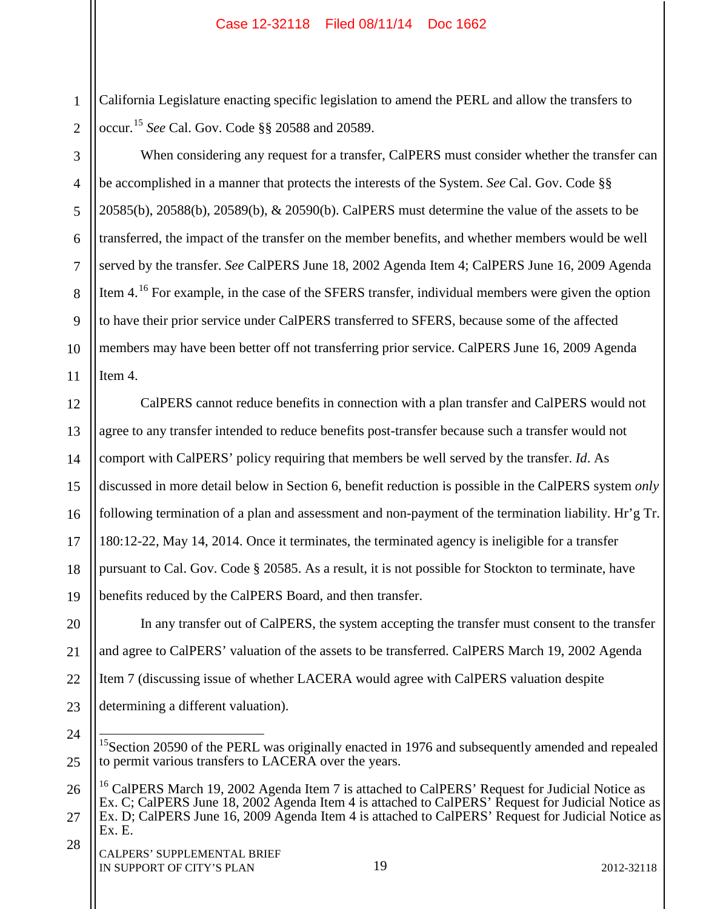California Legislature enacting specific legislation to amend the PERL and allow the transfers to occur.[15] *See* Cal. Gov. Code §§ 20588 and 20589.

When considering any request for a transfer, CalPERS must consider whether the transfer can be accomplished in a manner that protects the interests of the System. *See* Cal. Gov. Code §§ 20585(b), 20588(b), 20589(b), & 20590(b). CalPERS must determine the value of the assets to be transferred, the impact of the transfer on the member benefits, and whether members would be well served by the transfer. *See* CalPERS June 18, 2002 Agenda Item 4; CalPERS June 16, 2009 Agenda Item 4.[16] For example, in the case of the SFERS transfer, individual members were given the option to have their prior service under CalPERS transferred to SFERS, because some of the affected members may have been better off not transferring prior service. CalPERS June 16, 2009 Agenda Item 4.

CalPERS cannot reduce benefits in connection with a plan transfer and CalPERS would not agree to any transfer intended to reduce benefits post-transfer because such a transfer would not comport with CalPERS' policy requiring that members be well served by the transfer. *Id*. As discussed in more detail below in Section 6, benefit reduction is possible in the CalPERS system *only* following termination of a plan and assessment and non-payment of the termination liability. Hr'g Tr. 180:12-22, May 14, 2014. Once it terminates, the terminated agency is ineligible for a transfer pursuant to Cal. Gov. Code § 20585. As a result, it is not possible for Stockton to terminate, have benefits reduced by the CalPERS Board, and then transfer.

In any transfer out of CalPERS, the system accepting the transfer must consent to the transfer and agree to CalPERS' valuation of the assets to be transferred. CalPERS March 19, 2002 Agenda Item 7 (discussing issue of whether LACERA would agree with CalPERS valuation despite determining a different valuation).

---

[15] Section 20590 of the PERL was originally enacted in 1976 and subsequently amended and repealed to permit various transfers to LACERA over the years.

[16] CalPERS March 19, 2002 Agenda Item 7 is attached to CalPERS' Request for Judicial Notice as Ex. C; CalPERS June 18, 2002 Agenda Item 4 is attached to CalPERS' Request for Judicial Notice as Ex. D; CalPERS June 16, 2009 Agenda Item 4 is attached to CalPERS' Request for Judicial Notice as Ex. E.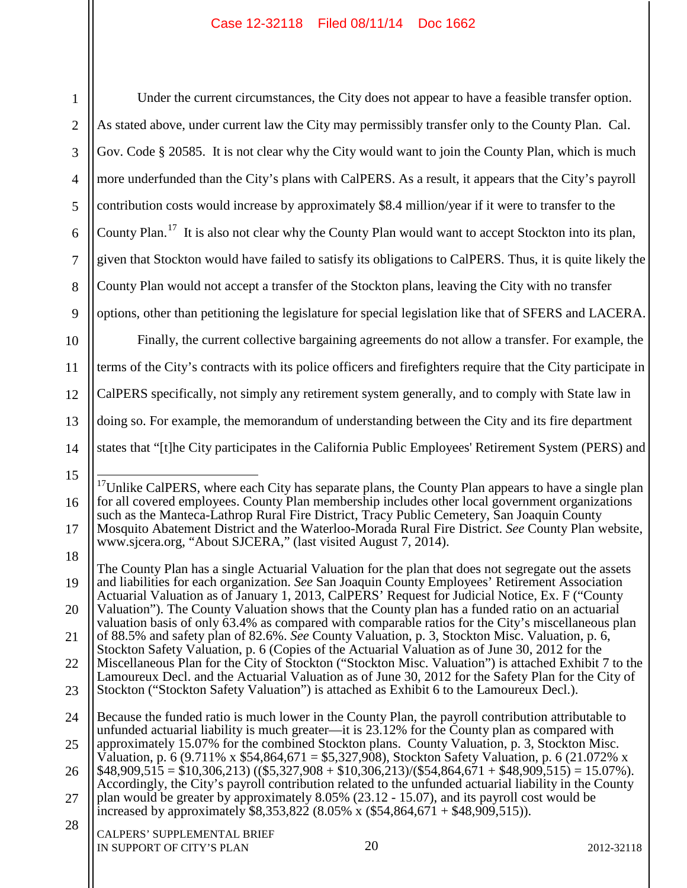Under the current circumstances, the City does not appear to have a feasible transfer option. As stated above, under current law the City may permissibly transfer only to the County Plan. Cal. Gov. Code § 20585. It is not clear why the City would want to join the County Plan, which is much more underfunded than the City's plans with CalPERS. As a result, it appears that the City's payroll contribution costs would increase by approximately \$8.4 million/year if it were to transfer to the County Plan.[17] It is also not clear why the County Plan would want to accept Stockton into its plan, given that Stockton would have failed to satisfy its obligations to CalPERS. Thus, it is quite likely the County Plan would not accept a transfer of the Stockton plans, leaving the City with no transfer options, other than petitioning the legislature for special legislation like that of SFERS and LACERA.

Finally, the current collective bargaining agreements do not allow a transfer. For example, the terms of the City's contracts with its police officers and firefighters require that the City participate in CalPERS specifically, not simply any retirement system generally, and to comply with State law in doing so. For example, the memorandum of understanding between the City and its fire department states that "[t]he City participates in the California Public Employees' Retirement System (PERS) and

---

[17]Unlike CalPERS, where each City has separate plans, the County Plan appears to have a single plan for all covered employees. County Plan membership includes other local government organizations such as the Manteca-Lathrop Rural Fire District, Tracy Public Cemetery, San Joaquin County Mosquito Abatement District and the Waterloo-Morada Rural Fire District. *See* County Plan website, www.sjcera.org, "About SJCERA," (last visited August 7, 2014).

The County Plan has a single Actuarial Valuation for the plan that does not segregate out the assets and liabilities for each organization. *See* San Joaquin County Employees' Retirement Association Actuarial Valuation as of January 1, 2013, CalPERS' Request for Judicial Notice, Ex. F ("County Valuation"). The County Valuation shows that the County plan has a funded ratio on an actuarial valuation basis of only 63.4% as compared with comparable ratios for the City's miscellaneous plan of 88.5% and safety plan of 82.6%. *See* County Valuation, p. 3, Stockton Misc. Valuation, p. 6, Stockton Safety Valuation, p. 6 (Copies of the Actuarial Valuation as of June 30, 2012 for the Miscellaneous Plan for the City of Stockton ("Stockton Misc. Valuation") is attached Exhibit 7 to the Lamoureux Decl. and the Actuarial Valuation as of June 30, 2012 for the Safety Plan for the City of Stockton ("Stockton Safety Valuation") is attached as Exhibit 6 to the Lamoureux Decl.).

Because the funded ratio is much lower in the County Plan, the payroll contribution attributable to unfunded actuarial liability is much greater—it is 23.12% for the County plan as compared with approximately 15.07% for the combined Stockton plans. County Valuation, p. 3, Stockton Misc. Valuation, p. 6 (9.711% x \$54,864,671 = \$5,327,908), Stockton Safety Valuation, p. 6 (21.072% x \$48,909,515 = \$10,306,213) ((\$5,327,908 + \$10,306,213)/(\$54,864,671 + \$48,909,515) = 15.07%). Accordingly, the City's payroll contribution related to the unfunded actuarial liability in the County plan would be greater by approximately 8.05% (23.12 - 15.07), and its payroll cost would be increased by approximately \$8,353,822 (8.05% x (\$54,864,671 + \$48,909,515)).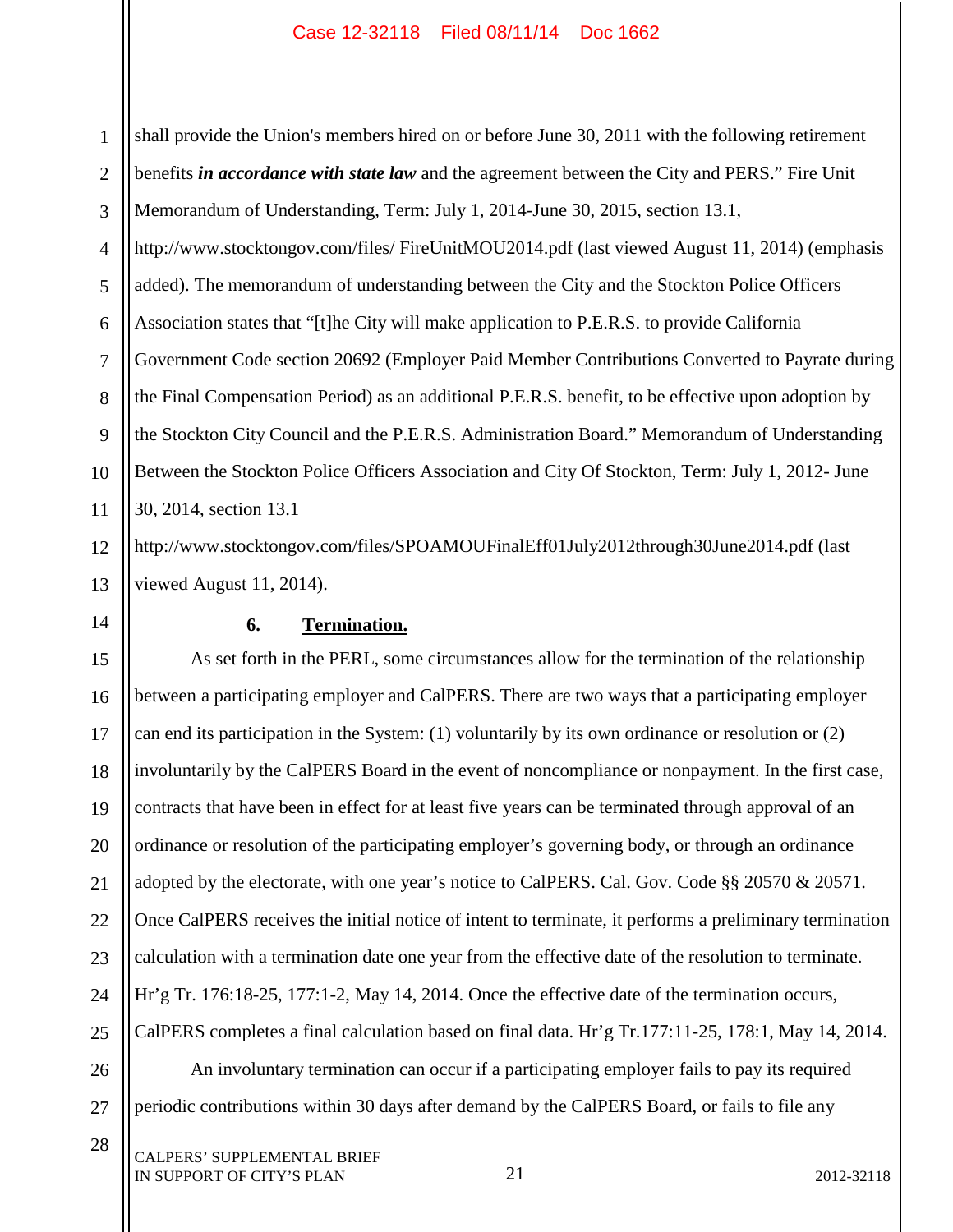shall provide the Union's members hired on or before June 30, 2011 with the following retirement benefits ***in accordance with state law*** and the agreement between the City and PERS." Fire Unit Memorandum of Understanding, Term: July 1, 2014-June 30, 2015, section 13.1, http://www.stocktongov.com/files/ FireUnitMOU2014.pdf (last viewed August 11, 2014) (emphasis added). The memorandum of understanding between the City and the Stockton Police Officers Association states that "[t]he City will make application to P.E.R.S. to provide California Government Code section 20692 (Employer Paid Member Contributions Converted to Payrate during the Final Compensation Period) as an additional P.E.R.S. benefit, to be effective upon adoption by the Stockton City Council and the P.E.R.S. Administration Board." Memorandum of Understanding Between the Stockton Police Officers Association and City Of Stockton, Term: July 1, 2012- June 30, 2014, section 13.1 http://www.stocktongov.com/files/SPOAMOUFinalEff01July2012through30June2014.pdf (last viewed August 11, 2014).

**6. Termination.**

As set forth in the PERL, some circumstances allow for the termination of the relationship between a participating employer and CalPERS. There are two ways that a participating employer can end its participation in the System: (1) voluntarily by its own ordinance or resolution or (2) involuntarily by the CalPERS Board in the event of noncompliance or nonpayment. In the first case, contracts that have been in effect for at least five years can be terminated through approval of an ordinance or resolution of the participating employer's governing body, or through an ordinance adopted by the electorate, with one year's notice to CalPERS. Cal. Gov. Code §§ 20570 & 20571. Once CalPERS receives the initial notice of intent to terminate, it performs a preliminary termination calculation with a termination date one year from the effective date of the resolution to terminate. Hr'g Tr. 176:18-25, 177:1-2, May 14, 2014. Once the effective date of the termination occurs, CalPERS completes a final calculation based on final data. Hr'g Tr.177:11-25, 178:1, May 14, 2014.

An involuntary termination can occur if a participating employer fails to pay its required periodic contributions within 30 days after demand by the CalPERS Board, or fails to file any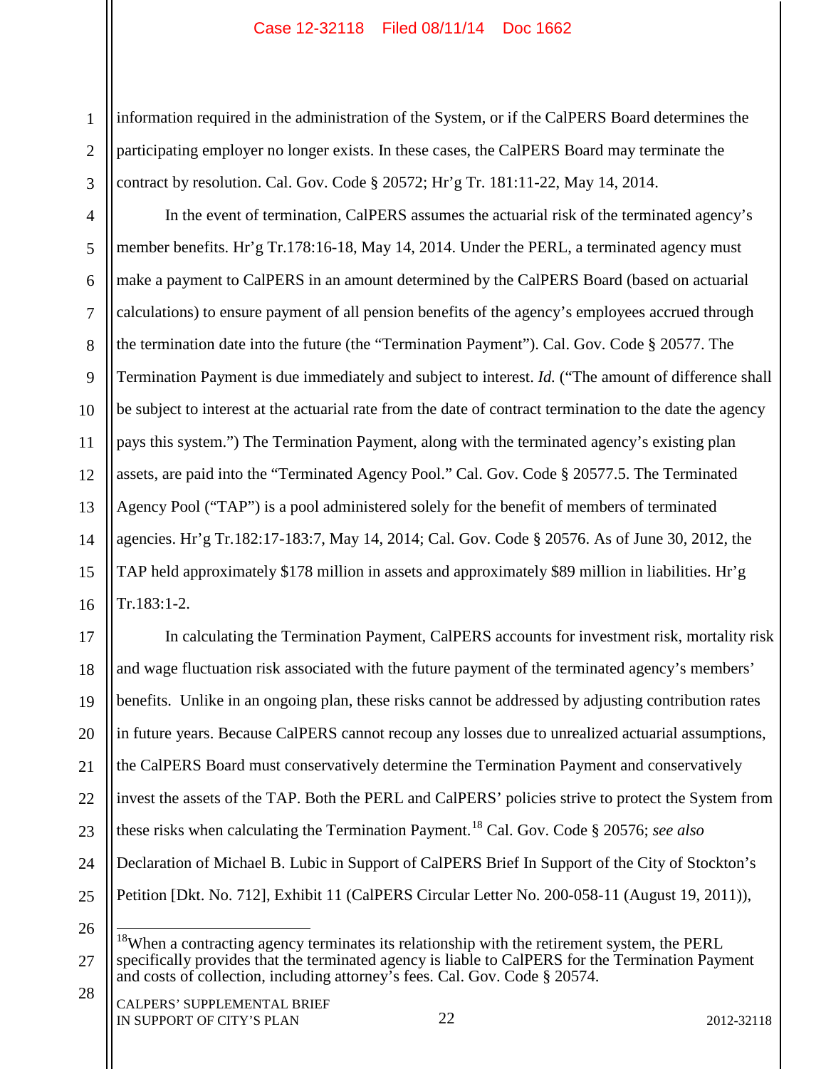information required in the administration of the System, or if the CalPERS Board determines the participating employer no longer exists. In these cases, the CalPERS Board may terminate the contract by resolution. Cal. Gov. Code § 20572; Hr'g Tr. 181:11-22, May 14, 2014.

In the event of termination, CalPERS assumes the actuarial risk of the terminated agency's member benefits. Hr'g Tr.178:16-18, May 14, 2014. Under the PERL, a terminated agency must make a payment to CalPERS in an amount determined by the CalPERS Board (based on actuarial calculations) to ensure payment of all pension benefits of the agency's employees accrued through the termination date into the future (the "Termination Payment"). Cal. Gov. Code § 20577. The Termination Payment is due immediately and subject to interest. *Id.* ("The amount of difference shall be subject to interest at the actuarial rate from the date of contract termination to the date the agency pays this system.") The Termination Payment, along with the terminated agency's existing plan assets, are paid into the "Terminated Agency Pool." Cal. Gov. Code § 20577.5. The Terminated Agency Pool ("TAP") is a pool administered solely for the benefit of members of terminated agencies. Hr'g Tr.182:17-183:7, May 14, 2014; Cal. Gov. Code § 20576. As of June 30, 2012, the TAP held approximately $178 million in assets and approximately $89 million in liabilities. Hr'g Tr.183:1-2.

In calculating the Termination Payment, CalPERS accounts for investment risk, mortality risk and wage fluctuation risk associated with the future payment of the terminated agency's members' benefits. Unlike in an ongoing plan, these risks cannot be addressed by adjusting contribution rates in future years. Because CalPERS cannot recoup any losses due to unrealized actuarial assumptions, the CalPERS Board must conservatively determine the Termination Payment and conservatively invest the assets of the TAP. Both the PERL and CalPERS' policies strive to protect the System from these risks when calculating the Termination Payment.[18] Cal. Gov. Code § 20576; *see also* Declaration of Michael B. Lubic in Support of CalPERS Brief In Support of the City of Stockton's Petition [Dkt. No. 712], Exhibit 11 (CalPERS Circular Letter No. 200-058-11 (August 19, 2011)),

[18] When a contracting agency terminates its relationship with the retirement system, the PERL specifically provides that the terminated agency is liable to CalPERS for the Termination Payment and costs of collection, including attorney's fees. Cal. Gov. Code § 20574.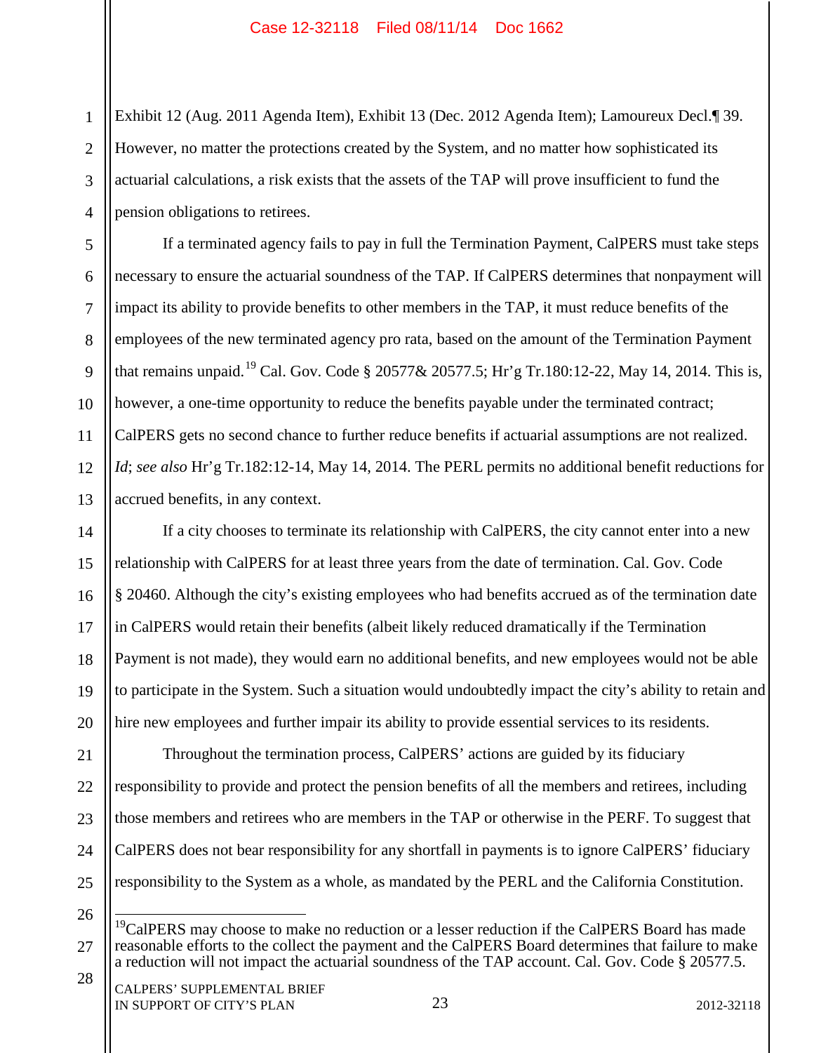Exhibit 12 (Aug. 2011 Agenda Item), Exhibit 13 (Dec. 2012 Agenda Item); Lamoureux Decl.¶ 39. However, no matter the protections created by the System, and no matter how sophisticated its actuarial calculations, a risk exists that the assets of the TAP will prove insufficient to fund the pension obligations to retirees.

If a terminated agency fails to pay in full the Termination Payment, CalPERS must take steps necessary to ensure the actuarial soundness of the TAP. If CalPERS determines that nonpayment will impact its ability to provide benefits to other members in the TAP, it must reduce benefits of the employees of the new terminated agency pro rata, based on the amount of the Termination Payment that remains unpaid.[19] Cal. Gov. Code § 20577& 20577.5; Hr'g Tr.180:12-22, May 14, 2014. This is, however, a one-time opportunity to reduce the benefits payable under the terminated contract; CalPERS gets no second chance to further reduce benefits if actuarial assumptions are not realized. *Id*; *see also* Hr'g Tr.182:12-14, May 14, 2014. The PERL permits no additional benefit reductions for accrued benefits, in any context.

If a city chooses to terminate its relationship with CalPERS, the city cannot enter into a new relationship with CalPERS for at least three years from the date of termination. Cal. Gov. Code § 20460. Although the city's existing employees who had benefits accrued as of the termination date in CalPERS would retain their benefits (albeit likely reduced dramatically if the Termination Payment is not made), they would earn no additional benefits, and new employees would not be able to participate in the System. Such a situation would undoubtedly impact the city's ability to retain and hire new employees and further impair its ability to provide essential services to its residents.

Throughout the termination process, CalPERS' actions are guided by its fiduciary responsibility to provide and protect the pension benefits of all the members and retirees, including those members and retirees who are members in the TAP or otherwise in the PERF. To suggest that CalPERS does not bear responsibility for any shortfall in payments is to ignore CalPERS' fiduciary responsibility to the System as a whole, as mandated by the PERL and the California Constitution.

---

[19] CalPERS may choose to make no reduction or a lesser reduction if the CalPERS Board has made reasonable efforts to the collect the payment and the CalPERS Board determines that failure to make a reduction will not impact the actuarial soundness of the TAP account. Cal. Gov. Code § 20577.5.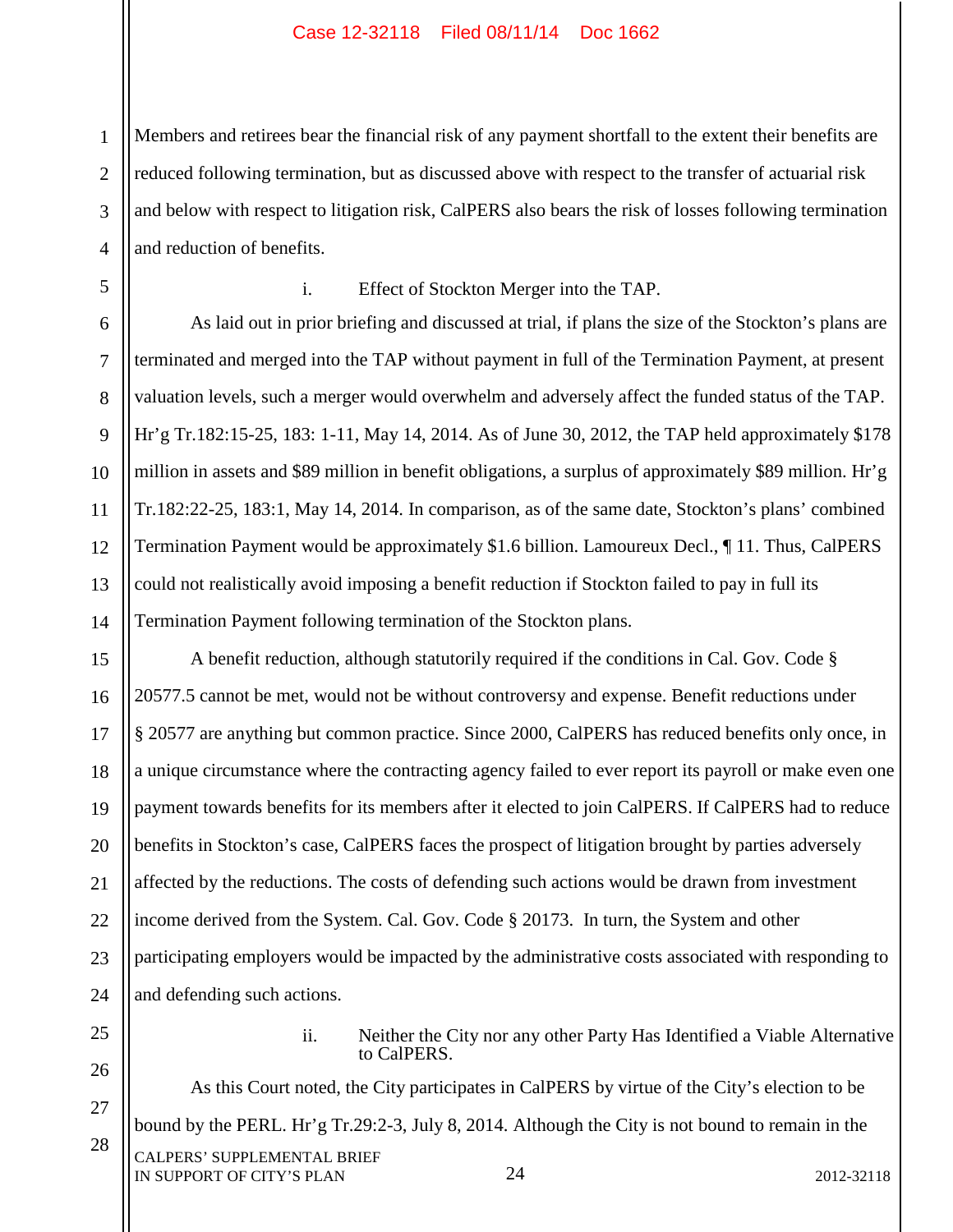Members and retirees bear the financial risk of any payment shortfall to the extent their benefits are reduced following termination, but as discussed above with respect to the transfer of actuarial risk and below with respect to litigation risk, CalPERS also bears the risk of losses following termination and reduction of benefits.

i. Effect of Stockton Merger into the TAP.

As laid out in prior briefing and discussed at trial, if plans the size of the Stockton's plans are terminated and merged into the TAP without payment in full of the Termination Payment, at present valuation levels, such a merger would overwhelm and adversely affect the funded status of the TAP. Hr'g Tr.182:15-25, 183: 1-11, May 14, 2014. As of June 30, 2012, the TAP held approximately $178 million in assets and $89 million in benefit obligations, a surplus of approximately $89 million. Hr'g Tr.182:22-25, 183:1, May 14, 2014. In comparison, as of the same date, Stockton's plans' combined Termination Payment would be approximately $1.6 billion. Lamoureux Decl., ¶ 11. Thus, CalPERS could not realistically avoid imposing a benefit reduction if Stockton failed to pay in full its Termination Payment following termination of the Stockton plans.

A benefit reduction, although statutorily required if the conditions in Cal. Gov. Code § 20577.5 cannot be met, would not be without controversy and expense. Benefit reductions under § 20577 are anything but common practice. Since 2000, CalPERS has reduced benefits only once, in a unique circumstance where the contracting agency failed to ever report its payroll or make even one payment towards benefits for its members after it elected to join CalPERS. If CalPERS had to reduce benefits in Stockton's case, CalPERS faces the prospect of litigation brought by parties adversely affected by the reductions. The costs of defending such actions would be drawn from investment income derived from the System. Cal. Gov. Code § 20173. In turn, the System and other participating employers would be impacted by the administrative costs associated with responding to and defending such actions.

ii. Neither the City nor any other Party Has Identified a Viable Alternative to CalPERS.

As this Court noted, the City participates in CalPERS by virtue of the City's election to be bound by the PERL. Hr'g Tr.29:2-3, July 8, 2014. Although the City is not bound to remain in the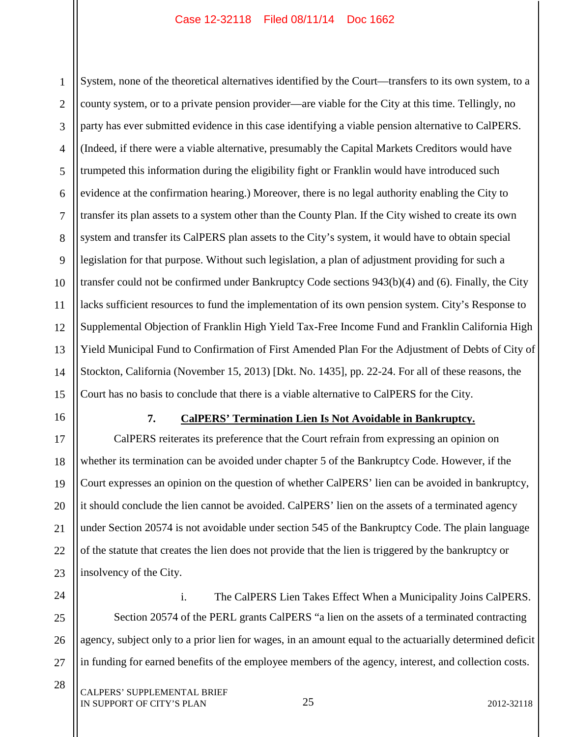System, none of the theoretical alternatives identified by the Court—transfers to its own system, to a county system, or to a private pension provider—are viable for the City at this time. Tellingly, no party has ever submitted evidence in this case identifying a viable pension alternative to CalPERS. (Indeed, if there were a viable alternative, presumably the Capital Markets Creditors would have trumpeted this information during the eligibility fight or Franklin would have introduced such evidence at the confirmation hearing.) Moreover, there is no legal authority enabling the City to transfer its plan assets to a system other than the County Plan. If the City wished to create its own system and transfer its CalPERS plan assets to the City's system, it would have to obtain special legislation for that purpose. Without such legislation, a plan of adjustment providing for such a transfer could not be confirmed under Bankruptcy Code sections 943(b)(4) and (6). Finally, the City lacks sufficient resources to fund the implementation of its own pension system. City's Response to Supplemental Objection of Franklin High Yield Tax-Free Income Fund and Franklin California High Yield Municipal Fund to Confirmation of First Amended Plan For the Adjustment of Debts of City of Stockton, California (November 15, 2013) [Dkt. No. 1435], pp. 22-24. For all of these reasons, the Court has no basis to conclude that there is a viable alternative to CalPERS for the City.

### 7. **CalPERS' Termination Lien Is Not Avoidable in Bankruptcy.**

CalPERS reiterates its preference that the Court refrain from expressing an opinion on whether its termination can be avoided under chapter 5 of the Bankruptcy Code. However, if the Court expresses an opinion on the question of whether CalPERS' lien can be avoided in bankruptcy, it should conclude the lien cannot be avoided. CalPERS' lien on the assets of a terminated agency under Section 20574 is not avoidable under section 545 of the Bankruptcy Code. The plain language of the statute that creates the lien does not provide that the lien is triggered by the bankruptcy or insolvency of the City.

i. The CalPERS Lien Takes Effect When a Municipality Joins CalPERS.

Section 20574 of the PERL grants CalPERS "a lien on the assets of a terminated contracting agency, subject only to a prior lien for wages, in an amount equal to the actuarially determined deficit in funding for earned benefits of the employee members of the agency, interest, and collection costs.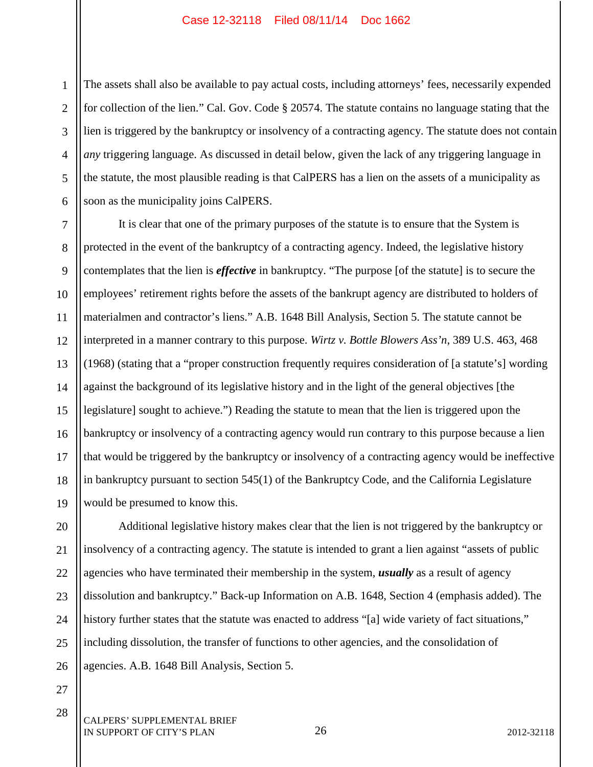The assets shall also be available to pay actual costs, including attorneys' fees, necessarily expended for collection of the lien." Cal. Gov. Code § 20574. The statute contains no language stating that the lien is triggered by the bankruptcy or insolvency of a contracting agency. The statute does not contain *any* triggering language. As discussed in detail below, given the lack of any triggering language in the statute, the most plausible reading is that CalPERS has a lien on the assets of a municipality as soon as the municipality joins CalPERS.

It is clear that one of the primary purposes of the statute is to ensure that the System is protected in the event of the bankruptcy of a contracting agency. Indeed, the legislative history contemplates that the lien is ***effective*** in bankruptcy. "The purpose [of the statute] is to secure the employees' retirement rights before the assets of the bankrupt agency are distributed to holders of materialmen and contractor's liens." A.B. 1648 Bill Analysis, Section 5. The statute cannot be interpreted in a manner contrary to this purpose. *Wirtz v. Bottle Blowers Ass'n,* 389 U.S. 463, 468 (1968) (stating that a "proper construction frequently requires consideration of [a statute's] wording against the background of its legislative history and in the light of the general objectives [the legislature] sought to achieve.") Reading the statute to mean that the lien is triggered upon the bankruptcy or insolvency of a contracting agency would run contrary to this purpose because a lien that would be triggered by the bankruptcy or insolvency of a contracting agency would be ineffective in bankruptcy pursuant to section 545(1) of the Bankruptcy Code, and the California Legislature would be presumed to know this.

Additional legislative history makes clear that the lien is not triggered by the bankruptcy or insolvency of a contracting agency. The statute is intended to grant a lien against "assets of public agencies who have terminated their membership in the system, ***usually*** as a result of agency dissolution and bankruptcy." Back-up Information on A.B. 1648, Section 4 (emphasis added). The history further states that the statute was enacted to address "[a] wide variety of fact situations," including dissolution, the transfer of functions to other agencies, and the consolidation of agencies. A.B. 1648 Bill Analysis, Section 5.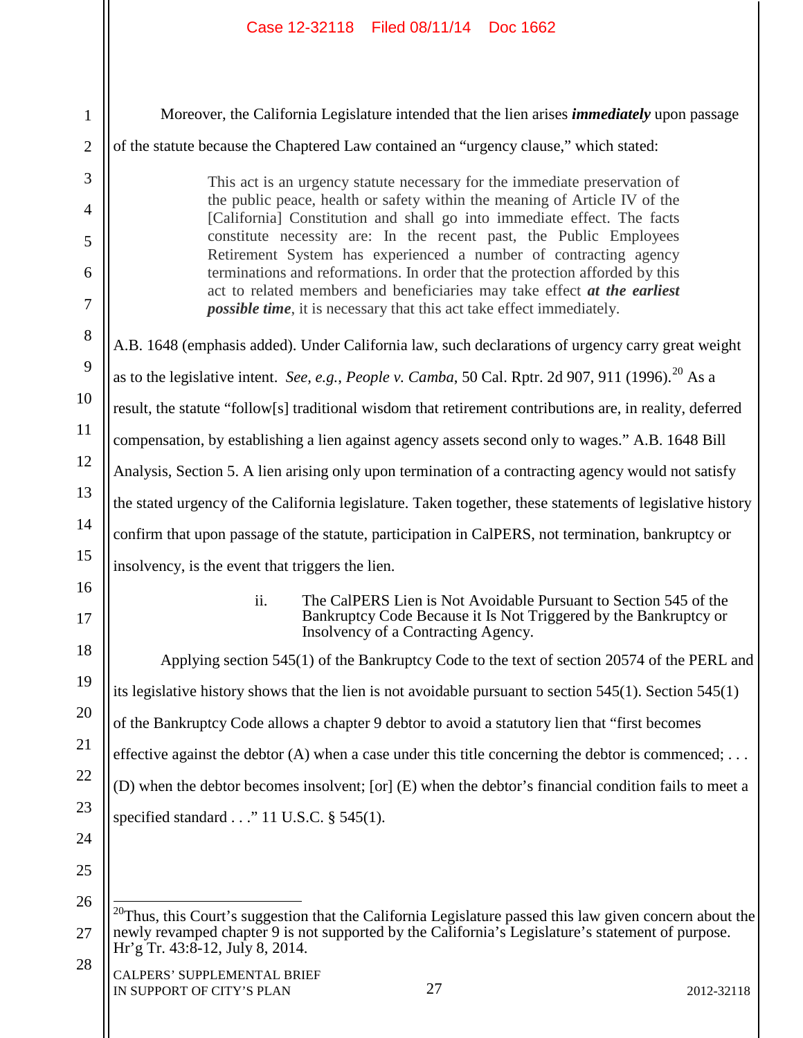Moreover, the California Legislature intended that the lien arises ***immediately*** upon passage of the statute because the Chaptered Law contained an "urgency clause," which stated:

> This act is an urgency statute necessary for the immediate preservation of the public peace, health or safety within the meaning of Article IV of the [California] Constitution and shall go into immediate effect. The facts constitute necessity are: In the recent past, the Public Employees Retirement System has experienced a number of contracting agency terminations and reformations. In order that the protection afforded by this act to related members and beneficiaries may take effect ***at the earliest possible time***, it is necessary that this act take effect immediately.

A.B. 1648 (emphasis added). Under California law, such declarations of urgency carry great weight as to the legislative intent. *See, e.g.*, *People v. Camba*, 50 Cal. Rptr. 2d 907, 911 (1996).[20] As a result, the statute "follow[s] traditional wisdom that retirement contributions are, in reality, deferred compensation, by establishing a lien against agency assets second only to wages." A.B. 1648 Bill Analysis, Section 5. A lien arising only upon termination of a contracting agency would not satisfy the stated urgency of the California legislature. Taken together, these statements of legislative history confirm that upon passage of the statute, participation in CalPERS, not termination, bankruptcy or insolvency, is the event that triggers the lien.

ii. The CalPERS Lien is Not Avoidable Pursuant to Section 545 of the Bankruptcy Code Because it Is Not Triggered by the Bankruptcy or Insolvency of a Contracting Agency.

Applying section 545(1) of the Bankruptcy Code to the text of section 20574 of the PERL and its legislative history shows that the lien is not avoidable pursuant to section 545(1). Section 545(1) of the Bankruptcy Code allows a chapter 9 debtor to avoid a statutory lien that "first becomes effective against the debtor (A) when a case under this title concerning the debtor is commenced; . . . (D) when the debtor becomes insolvent; [or] (E) when the debtor's financial condition fails to meet a specified standard . . ." 11 U.S.C. § 545(1).

---

[20] Thus, this Court's suggestion that the California Legislature passed this law given concern about the newly revamped chapter 9 is not supported by the California's Legislature's statement of purpose. Hr'g Tr. 43:8-12, July 8, 2014.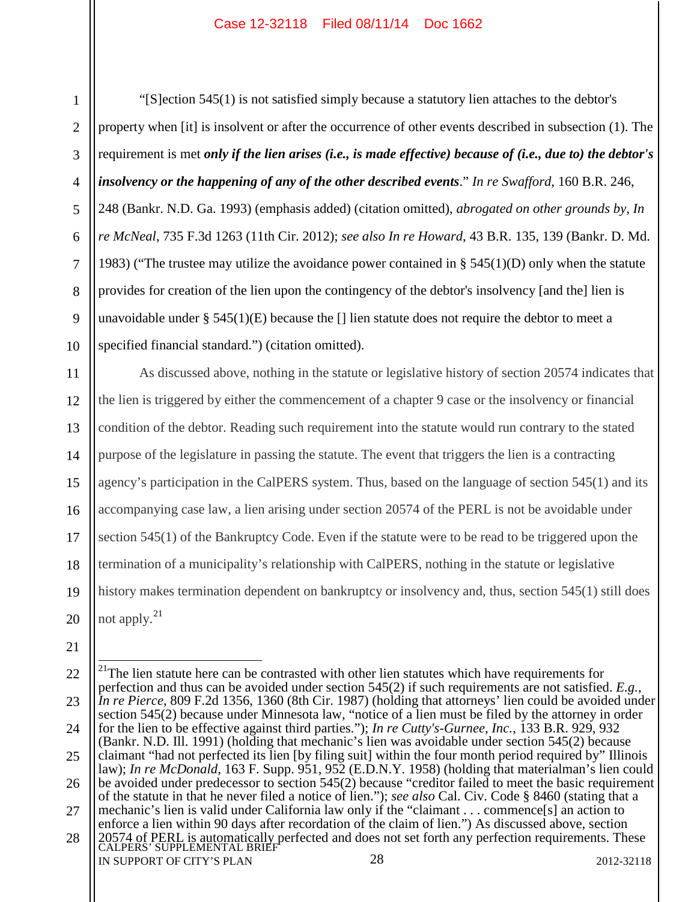"[S]ection 545(1) is not satisfied simply because a statutory lien attaches to the debtor's property when [it] is insolvent or after the occurrence of other events described in subsection (1). The requirement is met ***only if the lien arises (i.e., is made effective) because of (i.e., due to) the debtor's insolvency or the happening of any of the other described events***." *In re Swafford*, 160 B.R. 246, 248 (Bankr. N.D. Ga. 1993) (emphasis added) (citation omitted), *abrogated on other grounds by*, *In re McNeal*, 735 F.3d 1263 (11th Cir. 2012); *see also In re Howard*, 43 B.R. 135, 139 (Bankr. D. Md. 1983) ("The trustee may utilize the avoidance power contained in § 545(1)(D) only when the statute provides for creation of the lien upon the contingency of the debtor's insolvency [and the] lien is unavoidable under § 545(1)(E) because the [] lien statute does not require the debtor to meet a specified financial standard.") (citation omitted).

As discussed above, nothing in the statute or legislative history of section 20574 indicates that the lien is triggered by either the commencement of a chapter 9 case or the insolvency or financial condition of the debtor. Reading such requirement into the statute would run contrary to the stated purpose of the legislature in passing the statute. The event that triggers the lien is a contracting agency's participation in the CalPERS system. Thus, based on the language of section 545(1) and its accompanying case law, a lien arising under section 20574 of the PERL is not be avoidable under section 545(1) of the Bankruptcy Code. Even if the statute were to be read to be triggered upon the termination of a municipality's relationship with CalPERS, nothing in the statute or legislative history makes termination dependent on bankruptcy or insolvency and, thus, section 545(1) still does not apply.[21]

---

[21] The lien statute here can be contrasted with other lien statutes which have requirements for perfection and thus can be avoided under section 545(2) if such requirements are not satisfied. *E.g.*, *In re Pierce*, 809 F.2d 1356, 1360 (8th Cir. 1987) (holding that attorneys' lien could be avoided under section 545(2) because under Minnesota law, "notice of a lien must be filed by the attorney in order for the lien to be effective against third parties."); *In re Cutty's-Gurnee, Inc.*, 133 B.R. 929, 932 (Bankr. N.D. Ill. 1991) (holding that mechanic's lien was avoidable under section 545(2) because claimant "had not perfected its lien [by filing suit] within the four month period required by" Illinois law); *In re McDonald*, 163 F. Supp. 951, 952 (E.D.N.Y. 1958) (holding that materialman's lien could be avoided under predecessor to section 545(2) because "creditor failed to meet the basic requirement of the statute in that he never filed a notice of lien."); *see also* Cal. Civ. Code § 8460 (stating that a mechanic's lien is valid under California law only if the "claimant . . . commence[s] an action to enforce a lien within 90 days after recordation of the claim of lien.") As discussed above, section 20574 of PERL is automatically perfected and does not set forth any perfection requirements. These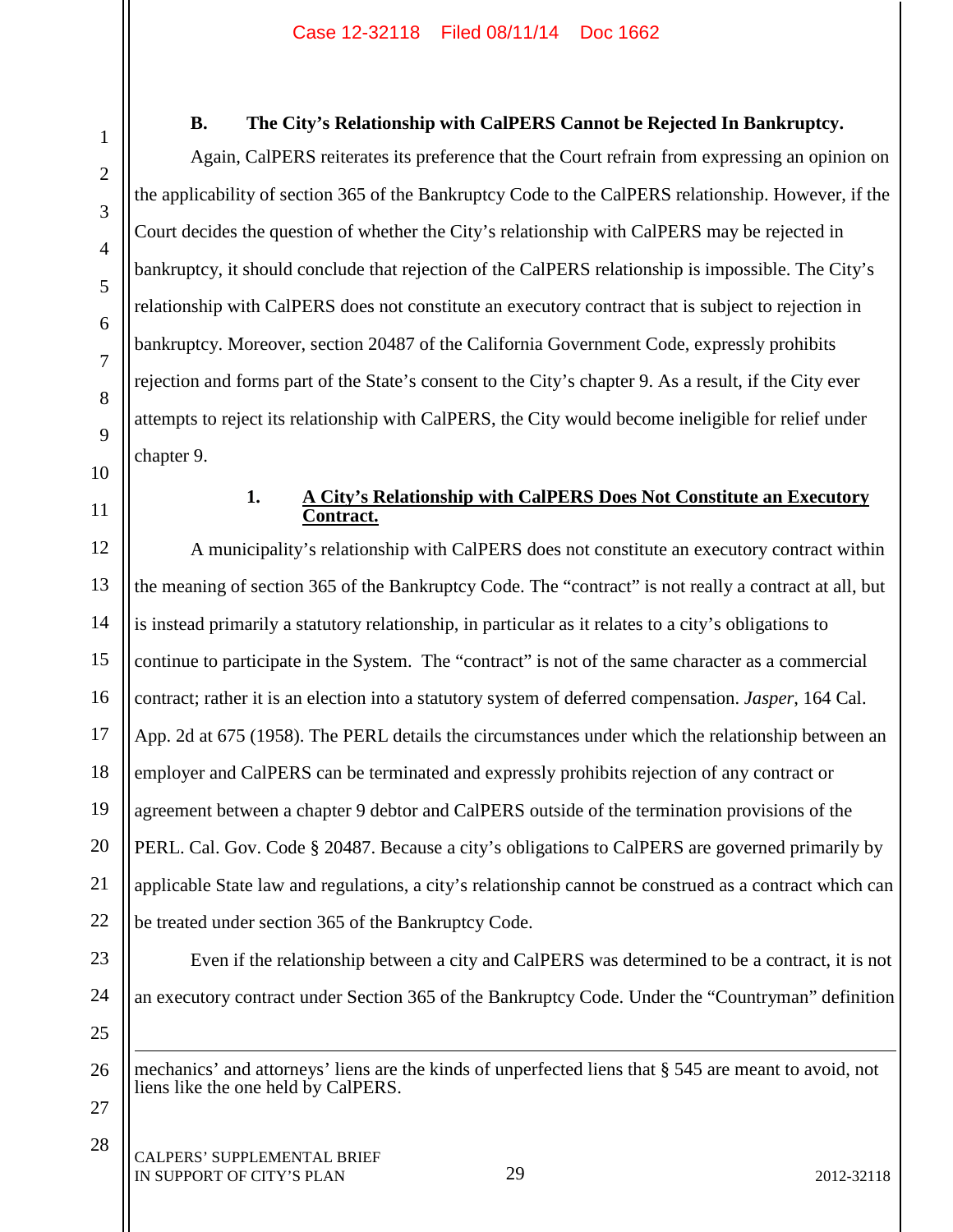### B. The City's Relationship with CalPERS Cannot be Rejected In Bankruptcy.

Again, CalPERS reiterates its preference that the Court refrain from expressing an opinion on the applicability of section 365 of the Bankruptcy Code to the CalPERS relationship. However, if the Court decides the question of whether the City's relationship with CalPERS may be rejected in bankruptcy, it should conclude that rejection of the CalPERS relationship is impossible. The City's relationship with CalPERS does not constitute an executory contract that is subject to rejection in bankruptcy. Moreover, section 20487 of the California Government Code, expressly prohibits rejection and forms part of the State's consent to the City's chapter 9. As a result, if the City ever attempts to reject its relationship with CalPERS, the City would become ineligible for relief under chapter 9.

#### 1. <u>A City's Relationship with CalPERS Does Not Constitute an Executory Contract.</u>

A municipality's relationship with CalPERS does not constitute an executory contract within the meaning of section 365 of the Bankruptcy Code. The "contract" is not really a contract at all, but is instead primarily a statutory relationship, in particular as it relates to a city's obligations to continue to participate in the System. The "contract" is not of the same character as a commercial contract; rather it is an election into a statutory system of deferred compensation. *Jasper*, 164 Cal. App. 2d at 675 (1958). The PERL details the circumstances under which the relationship between an employer and CalPERS can be terminated and expressly prohibits rejection of any contract or agreement between a chapter 9 debtor and CalPERS outside of the termination provisions of the PERL. Cal. Gov. Code § 20487. Because a city's obligations to CalPERS are governed primarily by applicable State law and regulations, a city's relationship cannot be construed as a contract which can be treated under section 365 of the Bankruptcy Code.

Even if the relationship between a city and CalPERS was determined to be a contract, it is not an executory contract under Section 365 of the Bankruptcy Code. Under the "Countryman" definition

---

mechanics' and attorneys' liens are the kinds of unperfected liens that § 545 are meant to avoid, not liens like the one held by CalPERS.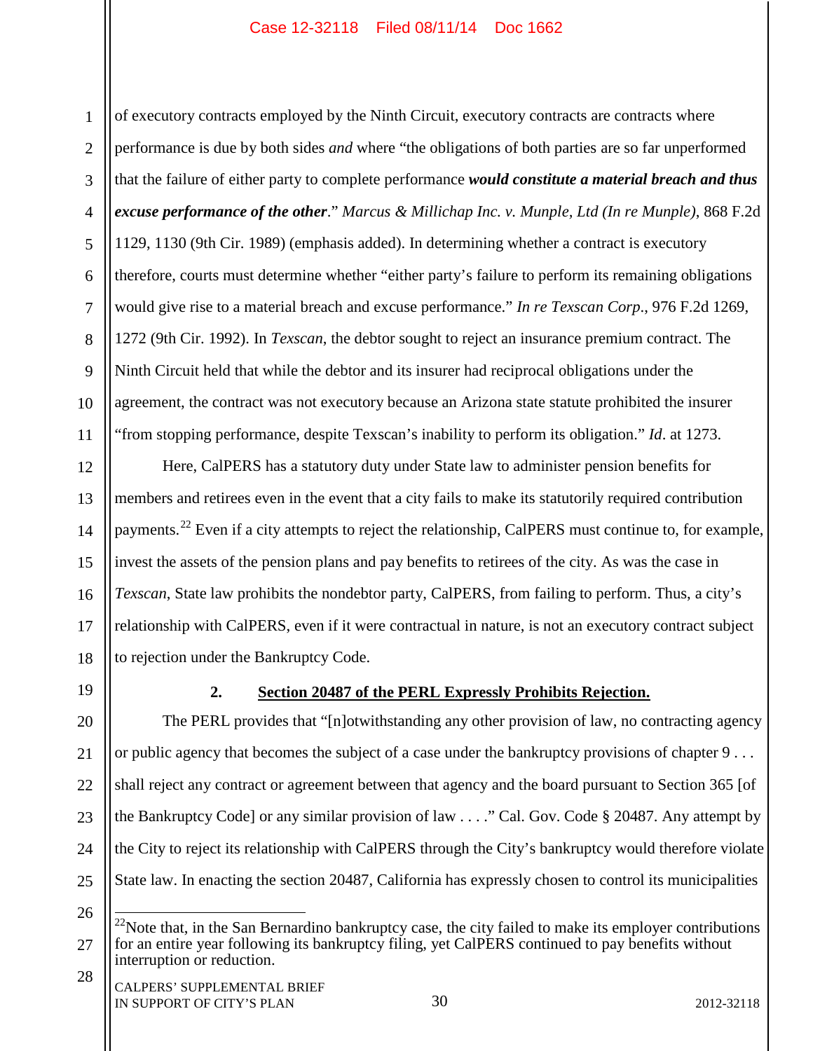of executory contracts employed by the Ninth Circuit, executory contracts are contracts where performance is due by both sides *and* where "the obligations of both parties are so far unperformed that the failure of either party to complete performance ***would constitute a material breach and thus excuse performance of the other***." *Marcus & Millichap Inc. v. Munple, Ltd (In re Munple)*, 868 F.2d 1129, 1130 (9th Cir. 1989) (emphasis added). In determining whether a contract is executory therefore, courts must determine whether "either party's failure to perform its remaining obligations would give rise to a material breach and excuse performance." *In re Texscan Corp.*, 976 F.2d 1269, 1272 (9th Cir. 1992). In *Texscan*, the debtor sought to reject an insurance premium contract. The Ninth Circuit held that while the debtor and its insurer had reciprocal obligations under the agreement, the contract was not executory because an Arizona state statute prohibited the insurer "from stopping performance, despite Texscan's inability to perform its obligation." *Id*. at 1273.

Here, CalPERS has a statutory duty under State law to administer pension benefits for members and retirees even in the event that a city fails to make its statutorily required contribution payments.[22] Even if a city attempts to reject the relationship, CalPERS must continue to, for example, invest the assets of the pension plans and pay benefits to retirees of the city. As was the case in *Texscan*, State law prohibits the nondebtor party, CalPERS, from failing to perform. Thus, a city's relationship with CalPERS, even if it were contractual in nature, is not an executory contract subject to rejection under the Bankruptcy Code.

#### 2. Section 20487 of the PERL Expressly Prohibits Rejection.

The PERL provides that "[n]otwithstanding any other provision of law, no contracting agency or public agency that becomes the subject of a case under the bankruptcy provisions of chapter 9 . . . shall reject any contract or agreement between that agency and the board pursuant to Section 365 [of the Bankruptcy Code] or any similar provision of law . . . ." Cal. Gov. Code § 20487. Any attempt by the City to reject its relationship with CalPERS through the City's bankruptcy would therefore violate State law. In enacting the section 20487, California has expressly chosen to control its municipalities

---

[22] Note that, in the San Bernardino bankruptcy case, the city failed to make its employer contributions for an entire year following its bankruptcy filing, yet CalPERS continued to pay benefits without interruption or reduction.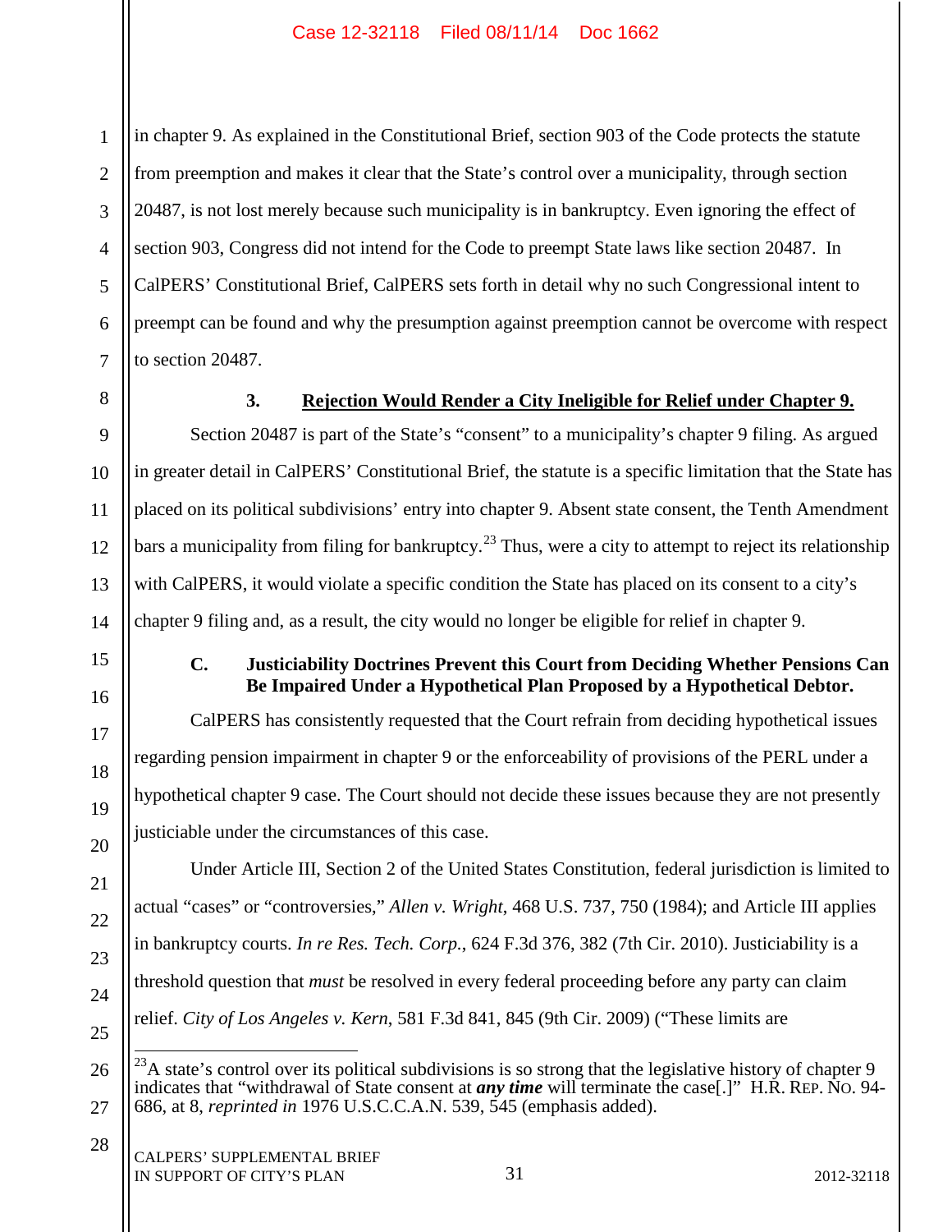in chapter 9. As explained in the Constitutional Brief, section 903 of the Code protects the statute from preemption and makes it clear that the State's control over a municipality, through section 20487, is not lost merely because such municipality is in bankruptcy. Even ignoring the effect of section 903, Congress did not intend for the Code to preempt State laws like section 20487. In CalPERS' Constitutional Brief, CalPERS sets forth in detail why no such Congressional intent to preempt can be found and why the presumption against preemption cannot be overcome with respect to section 20487.

### 3. Rejection Would Render a City Ineligible for Relief under Chapter 9.

Section 20487 is part of the State's "consent" to a municipality's chapter 9 filing. As argued in greater detail in CalPERS' Constitutional Brief, the statute is a specific limitation that the State has placed on its political subdivisions' entry into chapter 9. Absent state consent, the Tenth Amendment bars a municipality from filing for bankruptcy.[23] Thus, were a city to attempt to reject its relationship with CalPERS, it would violate a specific condition the State has placed on its consent to a city's chapter 9 filing and, as a result, the city would no longer be eligible for relief in chapter 9.

## C. Justiciability Doctrines Prevent this Court from Deciding Whether Pensions Can Be Impaired Under a Hypothetical Plan Proposed by a Hypothetical Debtor.

CalPERS has consistently requested that the Court refrain from deciding hypothetical issues regarding pension impairment in chapter 9 or the enforceability of provisions of the PERL under a hypothetical chapter 9 case. The Court should not decide these issues because they are not presently justiciable under the circumstances of this case.

Under Article III, Section 2 of the United States Constitution, federal jurisdiction is limited to actual "cases" or "controversies," *Allen v. Wright*, 468 U.S. 737, 750 (1984); and Article III applies in bankruptcy courts. *In re Res. Tech. Corp.*, 624 F.3d 376, 382 (7th Cir. 2010). Justiciability is a threshold question that *must* be resolved in every federal proceeding before any party can claim relief. *City of Los Angeles v. Kern*, 581 F.3d 841, 845 (9th Cir. 2009) ("These limits are

---

[23] A state's control over its political subdivisions is so strong that the legislative history of chapter 9 indicates that "withdrawal of State consent at ***any time*** will terminate the case[.]" H.R. REP. NO. 94-686, at 8, *reprinted in* 1976 U.S.C.C.A.N. 539, 545 (emphasis added).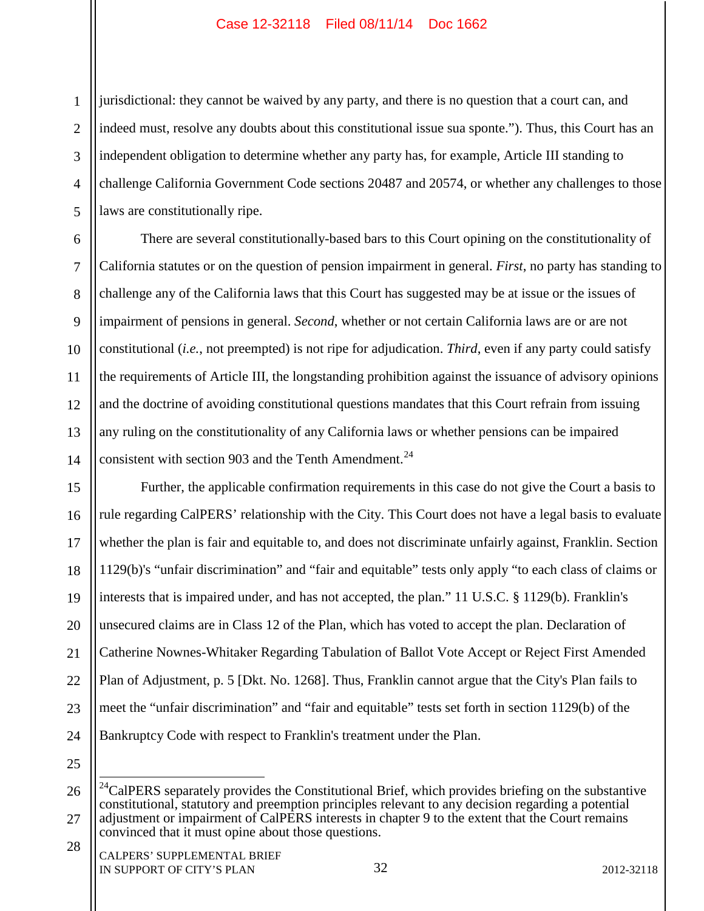jurisdictional: they cannot be waived by any party, and there is no question that a court can, and indeed must, resolve any doubts about this constitutional issue sua sponte."). Thus, this Court has an independent obligation to determine whether any party has, for example, Article III standing to challenge California Government Code sections 20487 and 20574, or whether any challenges to those laws are constitutionally ripe.

There are several constitutionally-based bars to this Court opining on the constitutionality of California statutes or on the question of pension impairment in general. *First*, no party has standing to challenge any of the California laws that this Court has suggested may be at issue or the issues of impairment of pensions in general. *Second*, whether or not certain California laws are or are not constitutional (*i.e.*, not preempted) is not ripe for adjudication. *Third*, even if any party could satisfy the requirements of Article III, the longstanding prohibition against the issuance of advisory opinions and the doctrine of avoiding constitutional questions mandates that this Court refrain from issuing any ruling on the constitutionality of any California laws or whether pensions can be impaired consistent with section 903 and the Tenth Amendment.[24]

Further, the applicable confirmation requirements in this case do not give the Court a basis to rule regarding CalPERS' relationship with the City. This Court does not have a legal basis to evaluate whether the plan is fair and equitable to, and does not discriminate unfairly against, Franklin. Section 1129(b)'s "unfair discrimination" and "fair and equitable" tests only apply "to each class of claims or interests that is impaired under, and has not accepted, the plan." 11 U.S.C. § 1129(b). Franklin's unsecured claims are in Class 12 of the Plan, which has voted to accept the plan. Declaration of Catherine Nownes-Whitaker Regarding Tabulation of Ballot Vote Accept or Reject First Amended Plan of Adjustment, p. 5 [Dkt. No. 1268]. Thus, Franklin cannot argue that the City's Plan fails to meet the "unfair discrimination" and "fair and equitable" tests set forth in section 1129(b) of the Bankruptcy Code with respect to Franklin's treatment under the Plan.

---

[24] CalPERS separately provides the Constitutional Brief, which provides briefing on the substantive constitutional, statutory and preemption principles relevant to any decision regarding a potential adjustment or impairment of CalPERS interests in chapter 9 to the extent that the Court remains convinced that it must opine about those questions.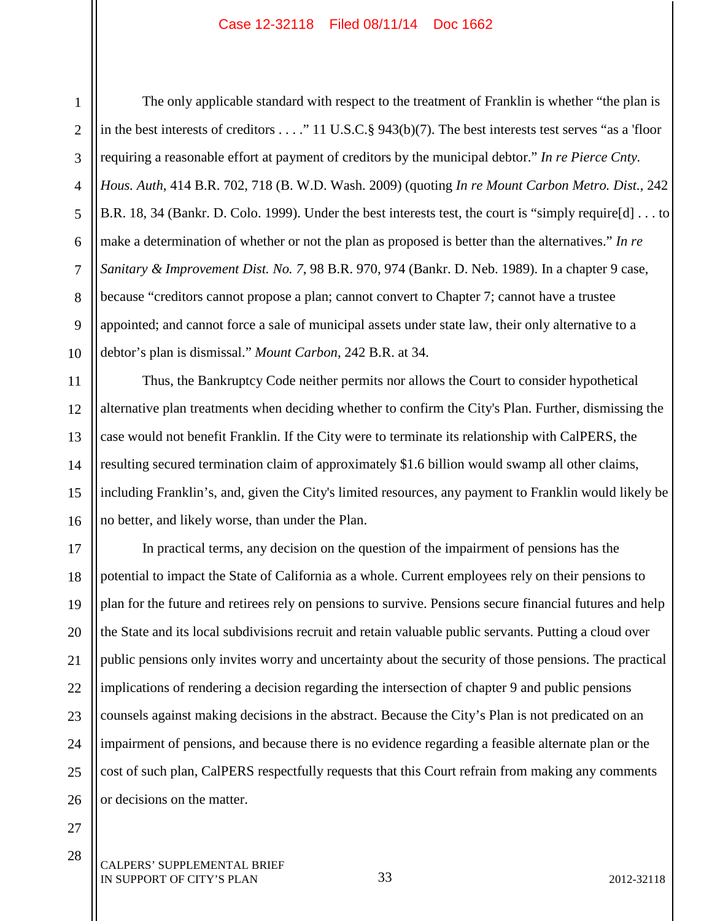The only applicable standard with respect to the treatment of Franklin is whether "the plan is in the best interests of creditors . . . ." 11 U.S.C.§ 943(b)(7). The best interests test serves "as a 'floor requiring a reasonable effort at payment of creditors by the municipal debtor." *In re Pierce Cnty. Hous. Auth*, 414 B.R. 702, 718 (B. W.D. Wash. 2009) (quoting *In re Mount Carbon Metro. Dist.*, 242 B.R. 18, 34 (Bankr. D. Colo. 1999). Under the best interests test, the court is "simply require[d] . . . to make a determination of whether or not the plan as proposed is better than the alternatives." *In re Sanitary & Improvement Dist. No. 7*, 98 B.R. 970, 974 (Bankr. D. Neb. 1989). In a chapter 9 case, because "creditors cannot propose a plan; cannot convert to Chapter 7; cannot have a trustee appointed; and cannot force a sale of municipal assets under state law, their only alternative to a debtor's plan is dismissal." *Mount Carbon*, 242 B.R. at 34.

Thus, the Bankruptcy Code neither permits nor allows the Court to consider hypothetical alternative plan treatments when deciding whether to confirm the City's Plan. Further, dismissing the case would not benefit Franklin. If the City were to terminate its relationship with CalPERS, the resulting secured termination claim of approximately $1.6 billion would swamp all other claims, including Franklin's, and, given the City's limited resources, any payment to Franklin would likely be no better, and likely worse, than under the Plan.

In practical terms, any decision on the question of the impairment of pensions has the potential to impact the State of California as a whole. Current employees rely on their pensions to plan for the future and retirees rely on pensions to survive. Pensions secure financial futures and help the State and its local subdivisions recruit and retain valuable public servants. Putting a cloud over public pensions only invites worry and uncertainty about the security of those pensions. The practical implications of rendering a decision regarding the intersection of chapter 9 and public pensions counsels against making decisions in the abstract. Because the City's Plan is not predicated on an impairment of pensions, and because there is no evidence regarding a feasible alternate plan or the cost of such plan, CalPERS respectfully requests that this Court refrain from making any comments or decisions on the matter.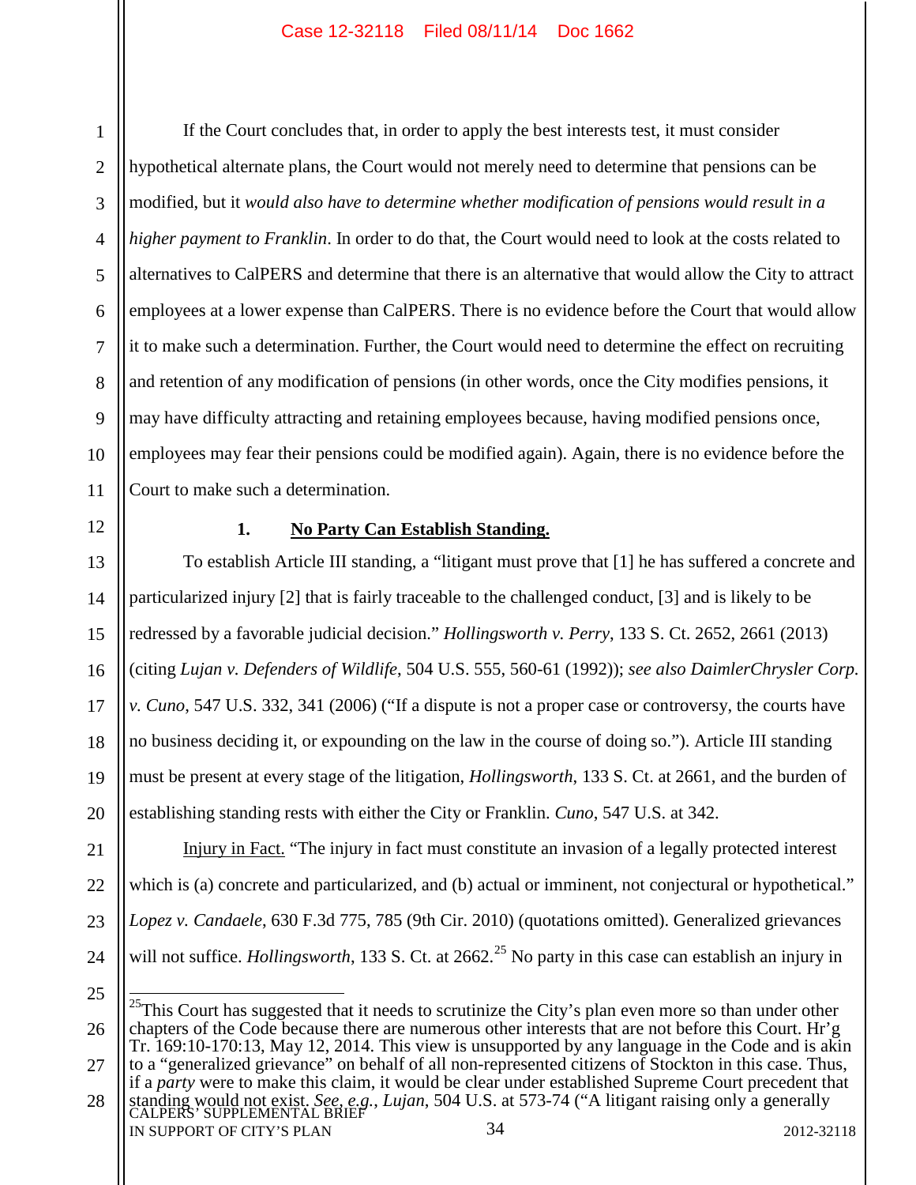If the Court concludes that, in order to apply the best interests test, it must consider hypothetical alternate plans, the Court would not merely need to determine that pensions can be modified, but it *would also have to determine whether modification of pensions would result in a higher payment to Franklin*. In order to do that, the Court would need to look at the costs related to alternatives to CalPERS and determine that there is an alternative that would allow the City to attract employees at a lower expense than CalPERS. There is no evidence before the Court that would allow it to make such a determination. Further, the Court would need to determine the effect on recruiting and retention of any modification of pensions (in other words, once the City modifies pensions, it may have difficulty attracting and retaining employees because, having modified pensions once, employees may fear their pensions could be modified again). Again, there is no evidence before the Court to make such a determination.

### 1. <u>**No Party Can Establish Standing.**</u>

To establish Article III standing, a "litigant must prove that [1] he has suffered a concrete and particularized injury [2] that is fairly traceable to the challenged conduct, [3] and is likely to be redressed by a favorable judicial decision." *Hollingsworth v. Perry*, 133 S. Ct. 2652, 2661 (2013) (citing *Lujan v. Defenders of Wildlife*, 504 U.S. 555, 560-61 (1992)); *see also DaimlerChrysler Corp. v. Cuno*, 547 U.S. 332, 341 (2006) ("If a dispute is not a proper case or controversy, the courts have no business deciding it, or expounding on the law in the course of doing so."). Article III standing must be present at every stage of the litigation, *Hollingsworth*, 133 S. Ct. at 2661, and the burden of establishing standing rests with either the City or Franklin. *Cuno*, 547 U.S. at 342.

<u>Injury in Fact.</u> "The injury in fact must constitute an invasion of a legally protected interest which is (a) concrete and particularized, and (b) actual or imminent, not conjectural or hypothetical." *Lopez v. Candaele*, 630 F.3d 775, 785 (9th Cir. 2010) (quotations omitted). Generalized grievances will not suffice. *Hollingsworth*, 133 S. Ct. at 2662.[25] No party in this case can establish an injury in

---

[25] This Court has suggested that it needs to scrutinize the City's plan even more so than under other chapters of the Code because there are numerous other interests that are not before this Court. Hr'g Tr. 169:10-170:13, May 12, 2014. This view is unsupported by any language in the Code and is akin to a "generalized grievance" on behalf of all non-represented citizens of Stockton in this case. Thus, if a *party* were to make this claim, it would be clear under established Supreme Court precedent that standing would not exist. *See, e.g., Lujan*, 504 U.S. at 573-74 ("A litigant raising only a generally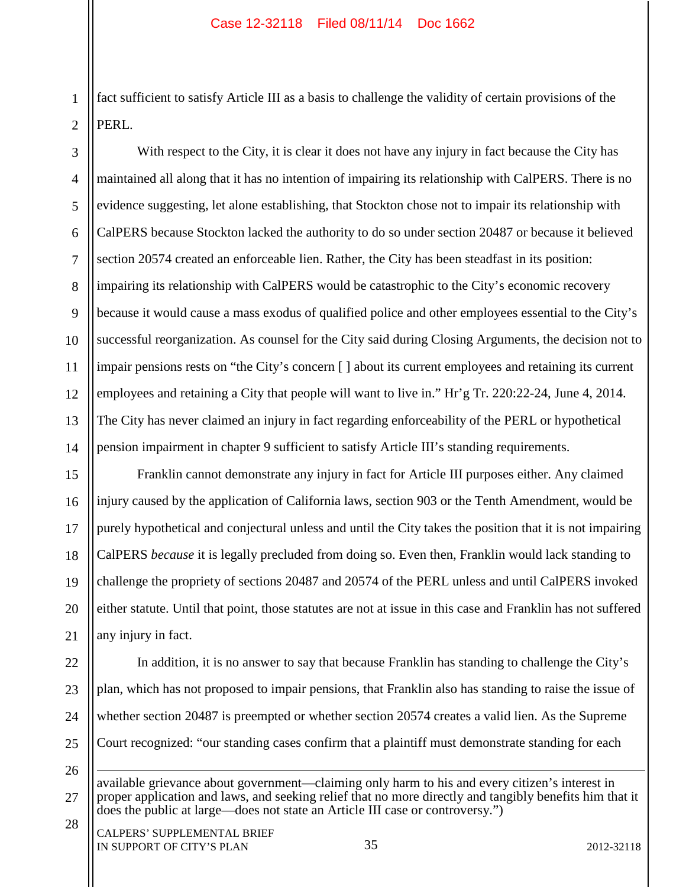fact sufficient to satisfy Article III as a basis to challenge the validity of certain provisions of the PERL.

With respect to the City, it is clear it does not have any injury in fact because the City has maintained all along that it has no intention of impairing its relationship with CalPERS. There is no evidence suggesting, let alone establishing, that Stockton chose not to impair its relationship with CalPERS because Stockton lacked the authority to do so under section 20487 or because it believed section 20574 created an enforceable lien. Rather, the City has been steadfast in its position: impairing its relationship with CalPERS would be catastrophic to the City's economic recovery because it would cause a mass exodus of qualified police and other employees essential to the City's successful reorganization. As counsel for the City said during Closing Arguments, the decision not to impair pensions rests on "the City's concern [ ] about its current employees and retaining its current employees and retaining a City that people will want to live in." Hr'g Tr. 220:22-24, June 4, 2014. The City has never claimed an injury in fact regarding enforceability of the PERL or hypothetical pension impairment in chapter 9 sufficient to satisfy Article III's standing requirements.

Franklin cannot demonstrate any injury in fact for Article III purposes either. Any claimed injury caused by the application of California laws, section 903 or the Tenth Amendment, would be purely hypothetical and conjectural unless and until the City takes the position that it is not impairing CalPERS *because* it is legally precluded from doing so. Even then, Franklin would lack standing to challenge the propriety of sections 20487 and 20574 of the PERL unless and until CalPERS invoked either statute. Until that point, those statutes are not at issue in this case and Franklin has not suffered any injury in fact.

In addition, it is no answer to say that because Franklin has standing to challenge the City's plan, which has not proposed to impair pensions, that Franklin also has standing to raise the issue of whether section 20487 is preempted or whether section 20574 creates a valid lien. As the Supreme Court recognized: "our standing cases confirm that a plaintiff must demonstrate standing for each

---

available grievance about government—claiming only harm to his and every citizen's interest in proper application and laws, and seeking relief that no more directly and tangibly benefits him that it does the public at large—does not state an Article III case or controversy.")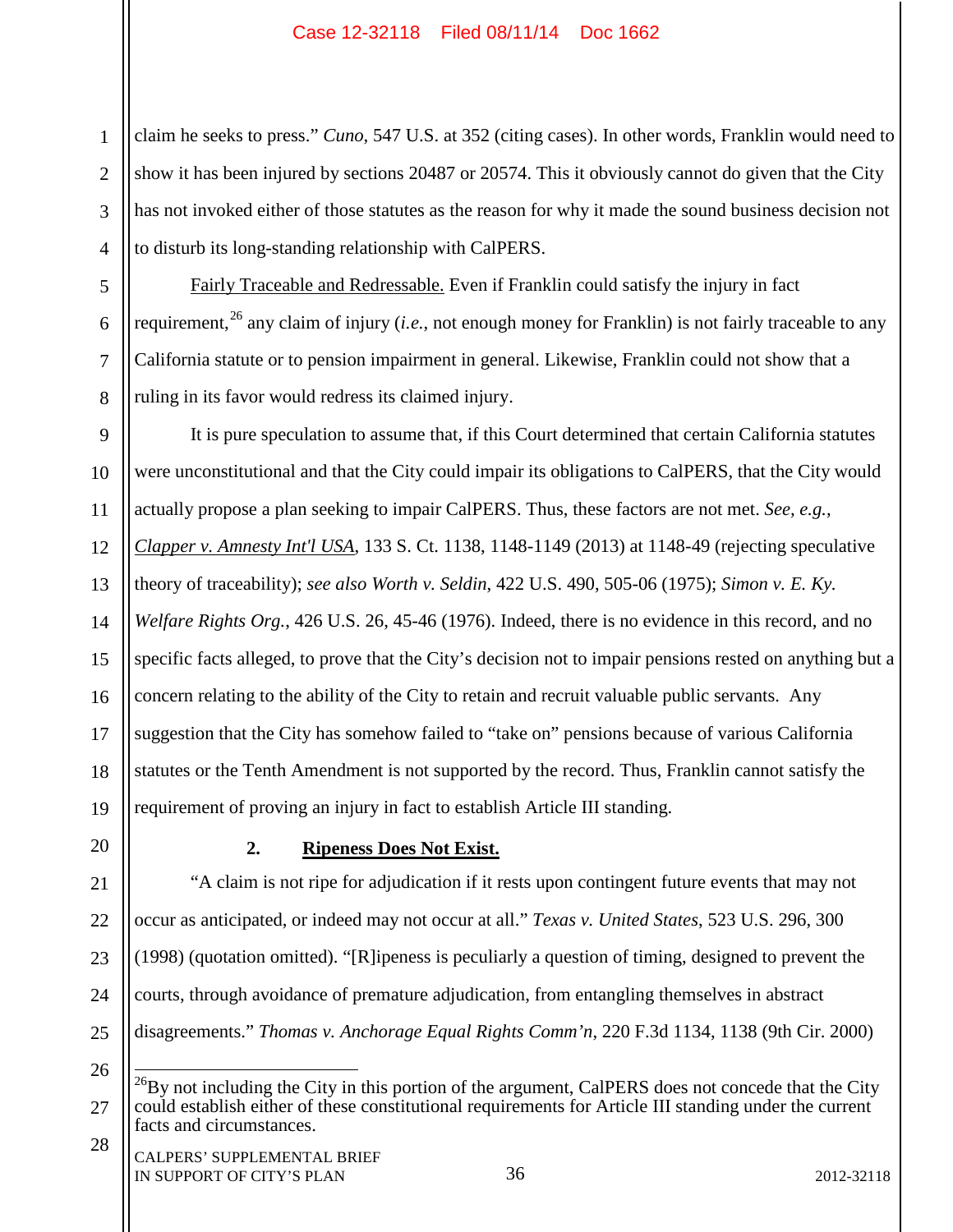claim he seeks to press." *Cuno*, 547 U.S. at 352 (citing cases). In other words, Franklin would need to show it has been injured by sections 20487 or 20574. This it obviously cannot do given that the City has not invoked either of those statutes as the reason for why it made the sound business decision not to disturb its long-standing relationship with CalPERS.

Fairly Traceable and Redressable. Even if Franklin could satisfy the injury in fact requirement,[26] any claim of injury (*i.e.,* not enough money for Franklin) is not fairly traceable to any California statute or to pension impairment in general. Likewise, Franklin could not show that a ruling in its favor would redress its claimed injury.

It is pure speculation to assume that, if this Court determined that certain California statutes were unconstitutional and that the City could impair its obligations to CalPERS, that the City would actually propose a plan seeking to impair CalPERS. Thus, these factors are not met. *See, e.g.*, *Clapper v. Amnesty Int'l USA*, 133 S. Ct. 1138, 1148-1149 (2013) at 1148-49 (rejecting speculative theory of traceability); *see also Worth v. Seldin*, 422 U.S. 490, 505-06 (1975); *Simon v. E. Ky. Welfare Rights Org.*, 426 U.S. 26, 45-46 (1976). Indeed, there is no evidence in this record, and no specific facts alleged, to prove that the City's decision not to impair pensions rested on anything but a concern relating to the ability of the City to retain and recruit valuable public servants. Any suggestion that the City has somehow failed to "take on" pensions because of various California statutes or the Tenth Amendment is not supported by the record. Thus, Franklin cannot satisfy the requirement of proving an injury in fact to establish Article III standing.

### 2. Ripeness Does Not Exist.

"A claim is not ripe for adjudication if it rests upon contingent future events that may not occur as anticipated, or indeed may not occur at all." *Texas v. United States*, 523 U.S. 296, 300 (1998) (quotation omitted). "[R]ipeness is peculiarly a question of timing, designed to prevent the courts, through avoidance of premature adjudication, from entangling themselves in abstract disagreements." *Thomas v. Anchorage Equal Rights Comm'n*, 220 F.3d 1134, 1138 (9th Cir. 2000)

[26] By not including the City in this portion of the argument, CalPERS does not concede that the City could establish either of these constitutional requirements for Article III standing under the current facts and circumstances.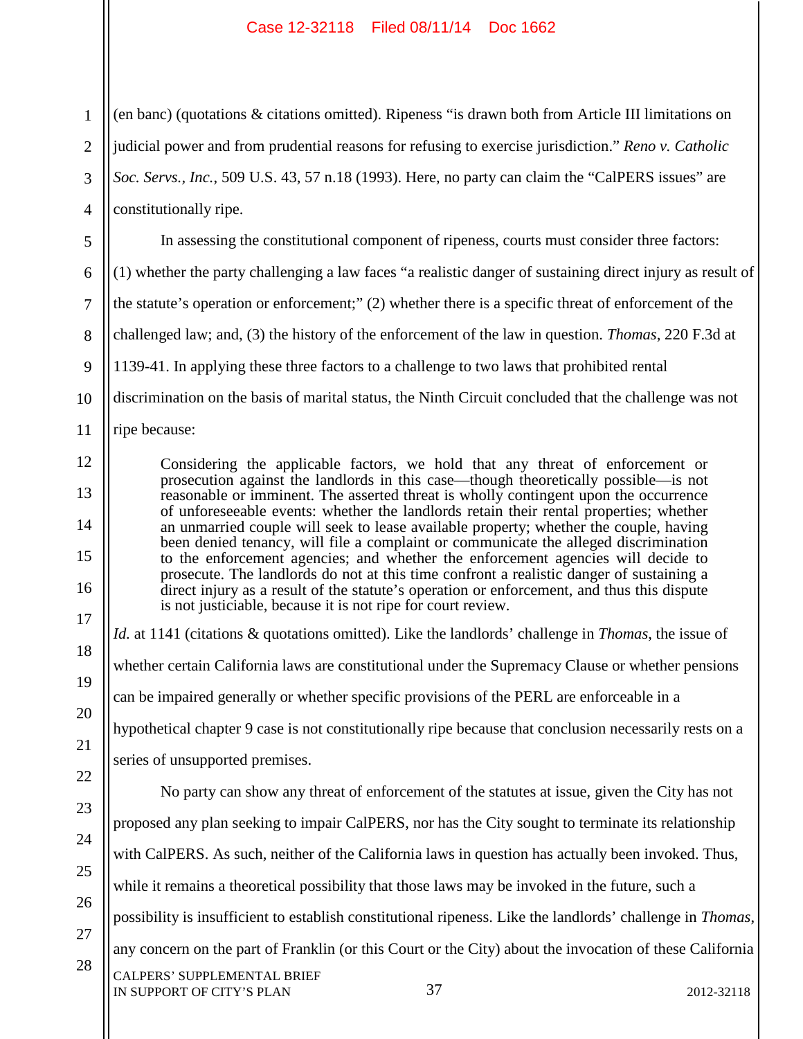(en banc) (quotations & citations omitted). Ripeness "is drawn both from Article III limitations on judicial power and from prudential reasons for refusing to exercise jurisdiction." *Reno v. Catholic Soc. Servs., Inc.*, 509 U.S. 43, 57 n.18 (1993). Here, no party can claim the "CalPERS issues" are constitutionally ripe.

In assessing the constitutional component of ripeness, courts must consider three factors: (1) whether the party challenging a law faces "a realistic danger of sustaining direct injury as result of the statute's operation or enforcement;" (2) whether there is a specific threat of enforcement of the challenged law; and, (3) the history of the enforcement of the law in question. *Thomas*, 220 F.3d at 1139-41. In applying these three factors to a challenge to two laws that prohibited rental discrimination on the basis of marital status, the Ninth Circuit concluded that the challenge was not ripe because:

> Considering the applicable factors, we hold that any threat of enforcement or prosecution against the landlords in this case—though theoretically possible—is not reasonable or imminent. The asserted threat is wholly contingent upon the occurrence of unforeseeable events: whether the landlords retain their rental properties; whether an unmarried couple will seek to lease available property; whether the couple, having been denied tenancy, will file a complaint or communicate the alleged discrimination to the enforcement agencies; and whether the enforcement agencies will decide to prosecute. The landlords do not at this time confront a realistic danger of sustaining a direct injury as a result of the statute's operation or enforcement, and thus this dispute is not justiciable, because it is not ripe for court review.

*Id.* at 1141 (citations & quotations omitted). Like the landlords' challenge in *Thomas*, the issue of whether certain California laws are constitutional under the Supremacy Clause or whether pensions can be impaired generally or whether specific provisions of the PERL are enforceable in a hypothetical chapter 9 case is not constitutionally ripe because that conclusion necessarily rests on a series of unsupported premises.

No party can show any threat of enforcement of the statutes at issue, given the City has not proposed any plan seeking to impair CalPERS, nor has the City sought to terminate its relationship with CalPERS. As such, neither of the California laws in question has actually been invoked. Thus, while it remains a theoretical possibility that those laws may be invoked in the future, such a possibility is insufficient to establish constitutional ripeness. Like the landlords' challenge in *Thomas*, any concern on the part of Franklin (or this Court or the City) about the invocation of these California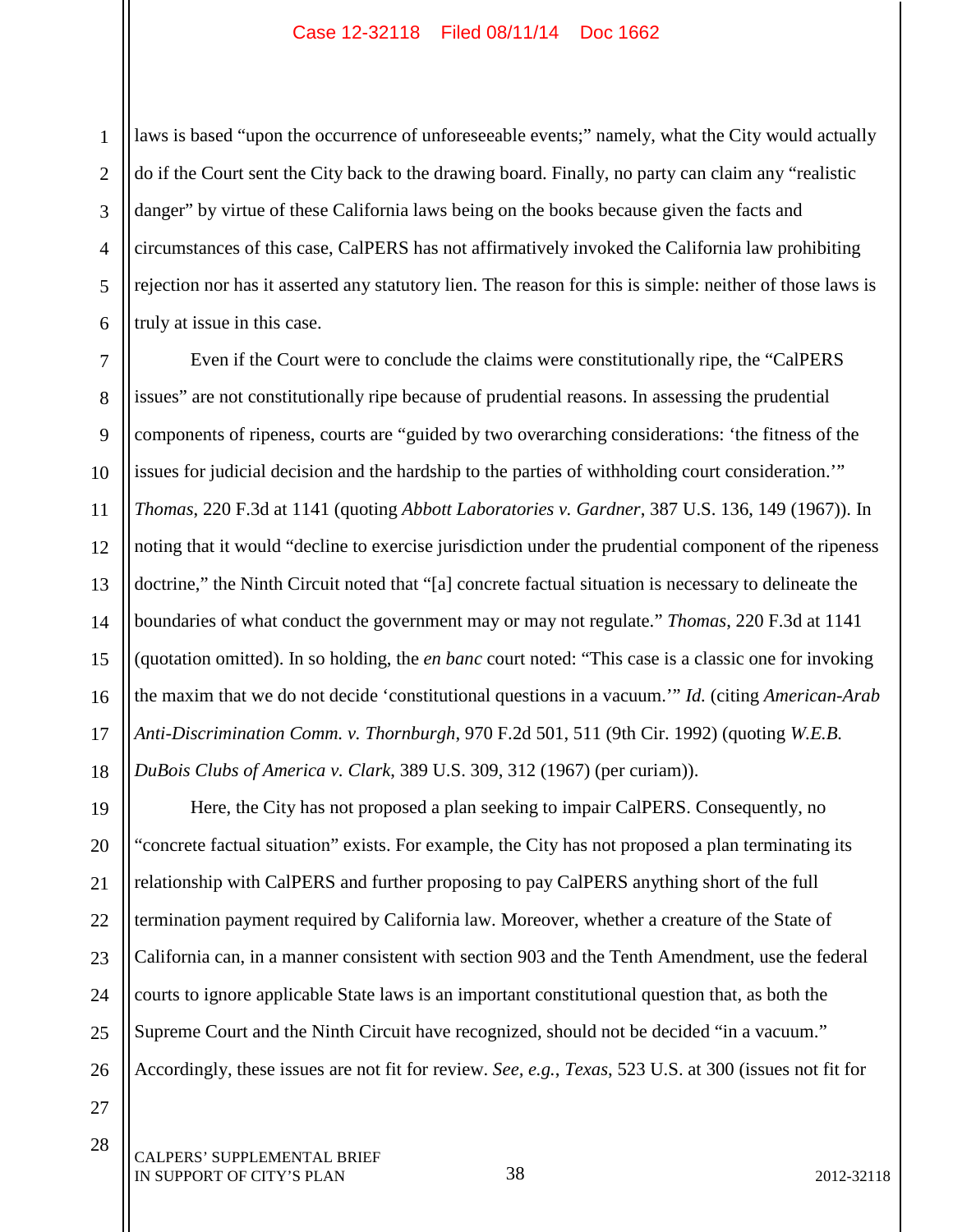laws is based "upon the occurrence of unforeseeable events;" namely, what the City would actually do if the Court sent the City back to the drawing board. Finally, no party can claim any "realistic danger" by virtue of these California laws being on the books because given the facts and circumstances of this case, CalPERS has not affirmatively invoked the California law prohibiting rejection nor has it asserted any statutory lien. The reason for this is simple: neither of those laws is truly at issue in this case.

Even if the Court were to conclude the claims were constitutionally ripe, the "CalPERS issues" are not constitutionally ripe because of prudential reasons. In assessing the prudential components of ripeness, courts are "guided by two overarching considerations: 'the fitness of the issues for judicial decision and the hardship to the parties of withholding court consideration.'" *Thomas*, 220 F.3d at 1141 (quoting *Abbott Laboratories v. Gardner*, 387 U.S. 136, 149 (1967)). In noting that it would "decline to exercise jurisdiction under the prudential component of the ripeness doctrine," the Ninth Circuit noted that "[a] concrete factual situation is necessary to delineate the boundaries of what conduct the government may or may not regulate." *Thomas*, 220 F.3d at 1141 (quotation omitted). In so holding, the *en banc* court noted: "This case is a classic one for invoking the maxim that we do not decide 'constitutional questions in a vacuum.'" *Id.* (citing *American-Arab Anti-Discrimination Comm. v. Thornburgh*, 970 F.2d 501, 511 (9th Cir. 1992) (quoting *W.E.B. DuBois Clubs of America v. Clark*, 389 U.S. 309, 312 (1967) (per curiam)).

Here, the City has not proposed a plan seeking to impair CalPERS. Consequently, no "concrete factual situation" exists. For example, the City has not proposed a plan terminating its relationship with CalPERS and further proposing to pay CalPERS anything short of the full termination payment required by California law. Moreover, whether a creature of the State of California can, in a manner consistent with section 903 and the Tenth Amendment, use the federal courts to ignore applicable State laws is an important constitutional question that, as both the Supreme Court and the Ninth Circuit have recognized, should not be decided "in a vacuum." Accordingly, these issues are not fit for review. *See, e.g.*, *Texas*, 523 U.S. at 300 (issues not fit for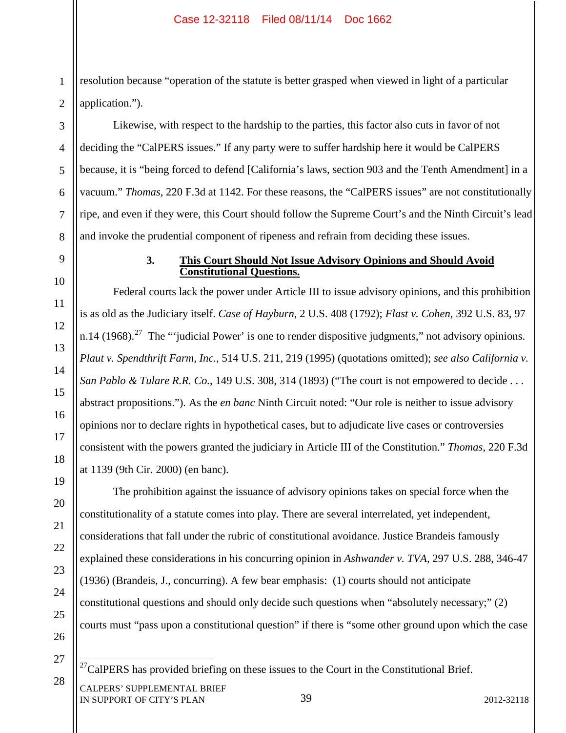resolution because "operation of the statute is better grasped when viewed in light of a particular application.").

Likewise, with respect to the hardship to the parties, this factor also cuts in favor of not deciding the "CalPERS issues." If any party were to suffer hardship here it would be CalPERS because, it is "being forced to defend [California's laws, section 903 and the Tenth Amendment] in a vacuum." *Thomas*, 220 F.3d at 1142. For these reasons, the "CalPERS issues" are not constitutionally ripe, and even if they were, this Court should follow the Supreme Court's and the Ninth Circuit's lead and invoke the prudential component of ripeness and refrain from deciding these issues.

### 3. <u>This Court Should Not Issue Advisory Opinions and Should Avoid Constitutional Questions.</u>

Federal courts lack the power under Article III to issue advisory opinions, and this prohibition is as old as the Judiciary itself. *Case of Hayburn*, 2 U.S. 408 (1792); *Flast v. Cohen*, 392 U.S. 83, 97 n.14 (1968).[27] The "'judicial Power' is one to render dispositive judgments," not advisory opinions. *Plaut v. Spendthrift Farm, Inc.*, 514 U.S. 211, 219 (1995) (quotations omitted); *see also California v. San Pablo & Tulare R.R. Co.*, 149 U.S. 308, 314 (1893) ("The court is not empowered to decide . . . abstract propositions."). As the *en banc* Ninth Circuit noted: "Our role is neither to issue advisory opinions nor to declare rights in hypothetical cases, but to adjudicate live cases or controversies consistent with the powers granted the judiciary in Article III of the Constitution." *Thomas*, 220 F.3d at 1139 (9th Cir. 2000) (en banc).

The prohibition against the issuance of advisory opinions takes on special force when the constitutionality of a statute comes into play. There are several interrelated, yet independent, considerations that fall under the rubric of constitutional avoidance. Justice Brandeis famously explained these considerations in his concurring opinion in *Ashwander v. TVA*, 297 U.S. 288, 346-47 (1936) (Brandeis, J., concurring). A few bear emphasis: (1) courts should not anticipate constitutional questions and should only decide such questions when "absolutely necessary;" (2) courts must "pass upon a constitutional question" if there is "some other ground upon which the case

---

[27] CalPERS has provided briefing on these issues to the Court in the Constitutional Brief.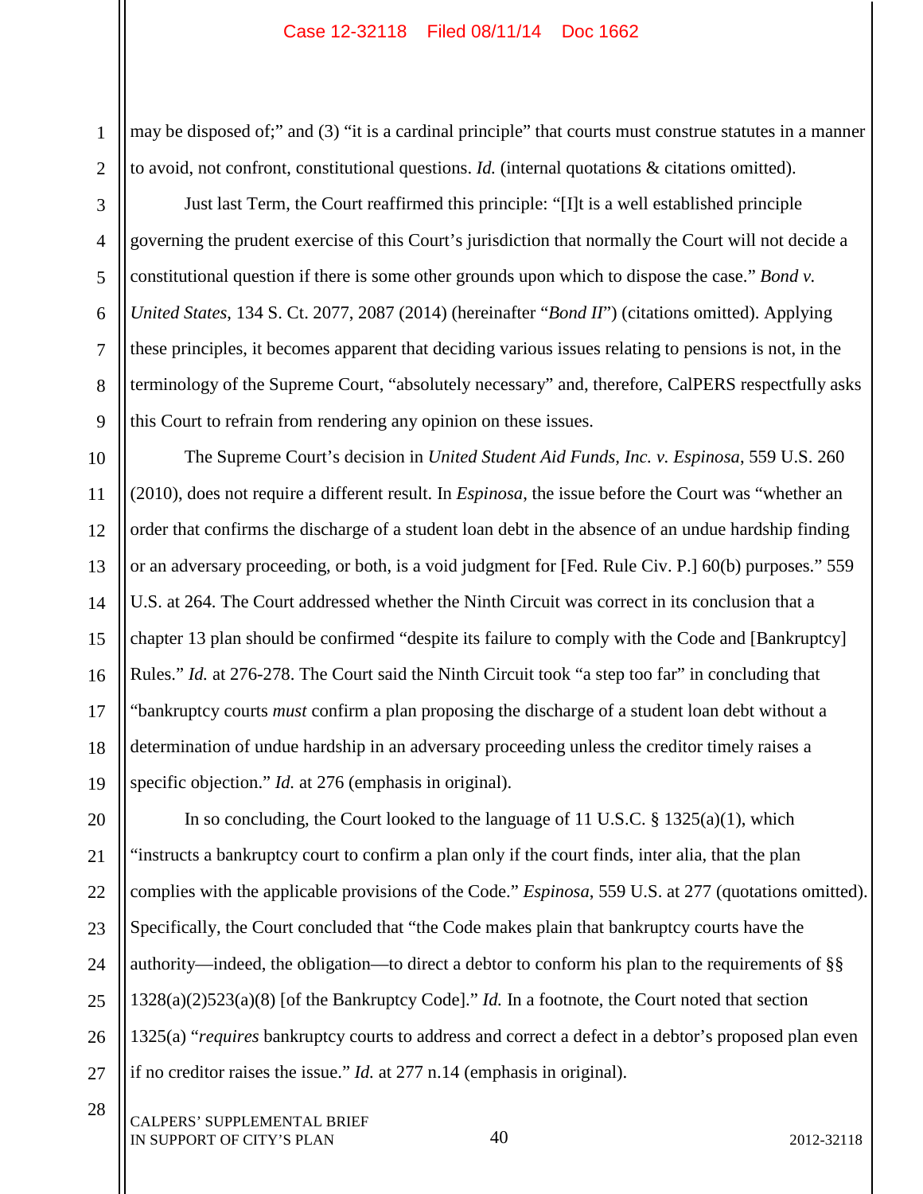may be disposed of;" and (3) "it is a cardinal principle" that courts must construe statutes in a manner to avoid, not confront, constitutional questions. *Id.* (internal quotations & citations omitted).

Just last Term, the Court reaffirmed this principle: "[I]t is a well established principle governing the prudent exercise of this Court's jurisdiction that normally the Court will not decide a constitutional question if there is some other grounds upon which to dispose the case." *Bond v. United States*, 134 S. Ct. 2077, 2087 (2014) (hereinafter "*Bond II*") (citations omitted). Applying these principles, it becomes apparent that deciding various issues relating to pensions is not, in the terminology of the Supreme Court, "absolutely necessary" and, therefore, CalPERS respectfully asks this Court to refrain from rendering any opinion on these issues.

The Supreme Court's decision in *United Student Aid Funds, Inc. v. Espinosa*, 559 U.S. 260 (2010), does not require a different result. In *Espinosa*, the issue before the Court was "whether an order that confirms the discharge of a student loan debt in the absence of an undue hardship finding or an adversary proceeding, or both, is a void judgment for [Fed. Rule Civ. P.] 60(b) purposes." 559 U.S. at 264. The Court addressed whether the Ninth Circuit was correct in its conclusion that a chapter 13 plan should be confirmed "despite its failure to comply with the Code and [Bankruptcy] Rules." *Id.* at 276-278. The Court said the Ninth Circuit took "a step too far" in concluding that "bankruptcy courts *must* confirm a plan proposing the discharge of a student loan debt without a determination of undue hardship in an adversary proceeding unless the creditor timely raises a specific objection." *Id.* at 276 (emphasis in original).

In so concluding, the Court looked to the language of 11 U.S.C. § 1325(a)(1), which "instructs a bankruptcy court to confirm a plan only if the court finds, inter alia, that the plan complies with the applicable provisions of the Code." *Espinosa*, 559 U.S. at 277 (quotations omitted). Specifically, the Court concluded that "the Code makes plain that bankruptcy courts have the authority—indeed, the obligation—to direct a debtor to conform his plan to the requirements of §§ 1328(a)(2)523(a)(8) [of the Bankruptcy Code]." *Id.* In a footnote, the Court noted that section 1325(a) "*requires* bankruptcy courts to address and correct a defect in a debtor's proposed plan even if no creditor raises the issue." *Id.* at 277 n.14 (emphasis in original).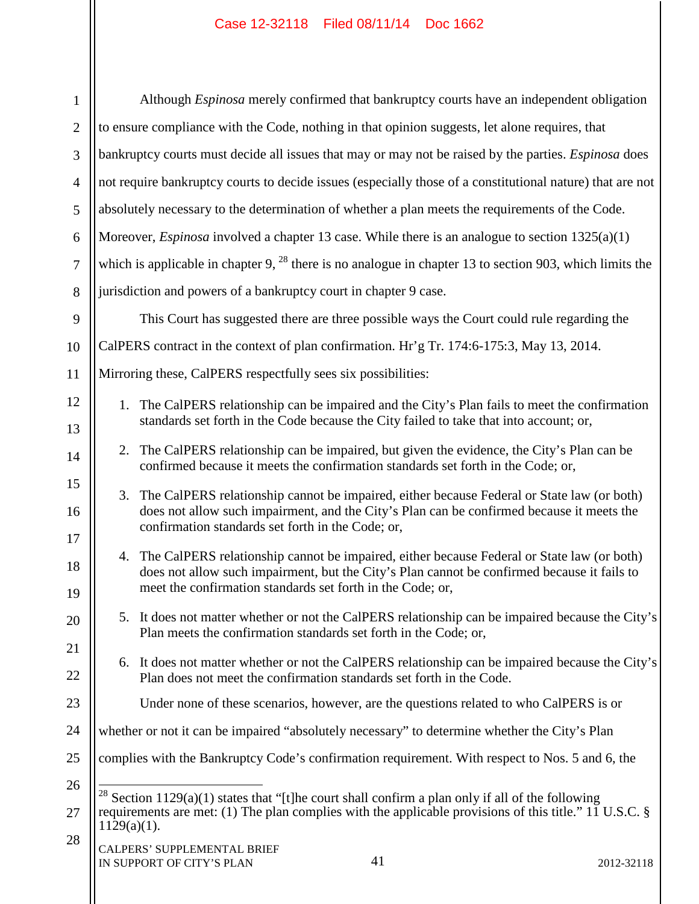Although *Espinosa* merely confirmed that bankruptcy courts have an independent obligation to ensure compliance with the Code, nothing in that opinion suggests, let alone requires, that bankruptcy courts must decide all issues that may or may not be raised by the parties. *Espinosa* does not require bankruptcy courts to decide issues (especially those of a constitutional nature) that are not absolutely necessary to the determination of whether a plan meets the requirements of the Code. Moreover, *Espinosa* involved a chapter 13 case. While there is an analogue to section 1325(a)(1) which is applicable in chapter 9, [28] there is no analogue in chapter 13 to section 903, which limits the jurisdiction and powers of a bankruptcy court in chapter 9 case.

This Court has suggested there are three possible ways the Court could rule regarding the CalPERS contract in the context of plan confirmation. Hr'g Tr. 174:6-175:3, May 13, 2014. Mirroring these, CalPERS respectfully sees six possibilities:

1. The CalPERS relationship can be impaired and the City's Plan fails to meet the confirmation standards set forth in the Code because the City failed to take that into account; or,

2. The CalPERS relationship can be impaired, but given the evidence, the City's Plan can be confirmed because it meets the confirmation standards set forth in the Code; or,

3. The CalPERS relationship cannot be impaired, either because Federal or State law (or both) does not allow such impairment, and the City's Plan can be confirmed because it meets the confirmation standards set forth in the Code; or,

4. The CalPERS relationship cannot be impaired, either because Federal or State law (or both) does not allow such impairment, but the City's Plan cannot be confirmed because it fails to meet the confirmation standards set forth in the Code; or,

5. It does not matter whether or not the CalPERS relationship can be impaired because the City's Plan meets the confirmation standards set forth in the Code; or,

6. It does not matter whether or not the CalPERS relationship can be impaired because the City's Plan does not meet the confirmation standards set forth in the Code.

Under none of these scenarios, however, are the questions related to who CalPERS is or whether or not it can be impaired "absolutely necessary" to determine whether the City's Plan complies with the Bankruptcy Code's confirmation requirement. With respect to Nos. 5 and 6, the

---

[28] Section 1129(a)(1) states that "[t]he court shall confirm a plan only if all of the following requirements are met: (1) The plan complies with the applicable provisions of this title." 11 U.S.C. § 1129(a)(1).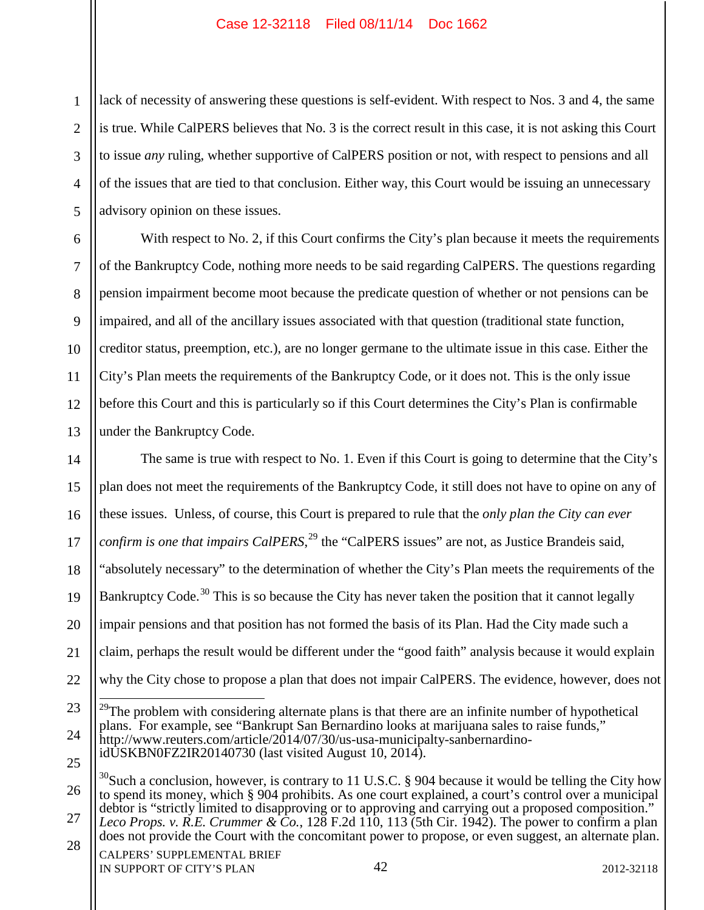lack of necessity of answering these questions is self-evident. With respect to Nos. 3 and 4, the same is true. While CalPERS believes that No. 3 is the correct result in this case, it is not asking this Court to issue *any* ruling, whether supportive of CalPERS position or not, with respect to pensions and all of the issues that are tied to that conclusion. Either way, this Court would be issuing an unnecessary advisory opinion on these issues.

With respect to No. 2, if this Court confirms the City's plan because it meets the requirements of the Bankruptcy Code, nothing more needs to be said regarding CalPERS. The questions regarding pension impairment become moot because the predicate question of whether or not pensions can be impaired, and all of the ancillary issues associated with that question (traditional state function, creditor status, preemption, etc.), are no longer germane to the ultimate issue in this case. Either the City's Plan meets the requirements of the Bankruptcy Code, or it does not. This is the only issue before this Court and this is particularly so if this Court determines the City's Plan is confirmable under the Bankruptcy Code.

The same is true with respect to No. 1. Even if this Court is going to determine that the City's plan does not meet the requirements of the Bankruptcy Code, it still does not have to opine on any of these issues. Unless, of course, this Court is prepared to rule that the *only plan the City can ever confirm is one that impairs CalPERS*,[29] the "CalPERS issues" are not, as Justice Brandeis said, "absolutely necessary" to the determination of whether the City's Plan meets the requirements of the Bankruptcy Code.[30] This is so because the City has never taken the position that it cannot legally impair pensions and that position has not formed the basis of its Plan. Had the City made such a claim, perhaps the result would be different under the "good faith" analysis because it would explain why the City chose to propose a plan that does not impair CalPERS. The evidence, however, does not

---

[29]The problem with considering alternate plans is that there are an infinite number of hypothetical plans. For example, see "Bankrupt San Bernardino looks at marijuana sales to raise funds," http://www.reuters.com/article/2014/07/30/us-usa-municipalty-sanbernardino-idUSKBN0FZ2IR20140730 (last visited August 10, 2014).

[30]Such a conclusion, however, is contrary to 11 U.S.C. § 904 because it would be telling the City how to spend its money, which § 904 prohibits. As one court explained, a court's control over a municipal debtor is "strictly limited to disapproving or to approving and carrying out a proposed composition." *Leco Props. v. R.E. Crummer & Co.*, 128 F.2d 110, 113 (5th Cir. 1942). The power to confirm a plan does not provide the Court with the concomitant power to propose, or even suggest, an alternate plan.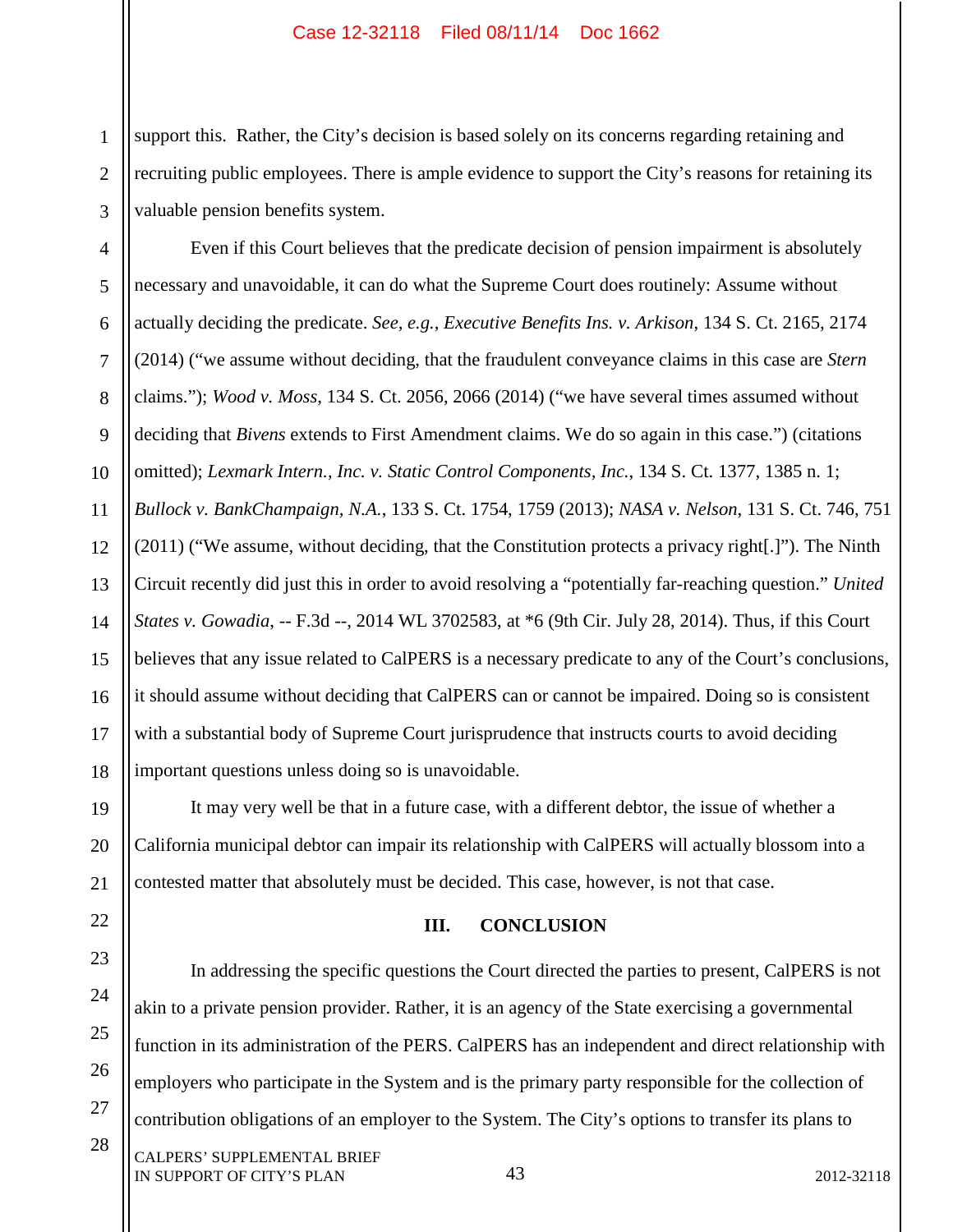support this. Rather, the City's decision is based solely on its concerns regarding retaining and recruiting public employees. There is ample evidence to support the City's reasons for retaining its valuable pension benefits system.

Even if this Court believes that the predicate decision of pension impairment is absolutely necessary and unavoidable, it can do what the Supreme Court does routinely: Assume without actually deciding the predicate. *See, e.g., Executive Benefits Ins. v. Arkison*, 134 S. Ct. 2165, 2174 (2014) ("we assume without deciding, that the fraudulent conveyance claims in this case are *Stern* claims."); *Wood v. Moss*, 134 S. Ct. 2056, 2066 (2014) ("we have several times assumed without deciding that *Bivens* extends to First Amendment claims. We do so again in this case.") (citations omitted); *Lexmark Intern., Inc. v. Static Control Components, Inc.*, 134 S. Ct. 1377, 1385 n. 1; *Bullock v. BankChampaign, N.A.*, 133 S. Ct. 1754, 1759 (2013); *NASA v. Nelson*, 131 S. Ct. 746, 751 (2011) ("We assume, without deciding, that the Constitution protects a privacy right[.]"). The Ninth Circuit recently did just this in order to avoid resolving a "potentially far-reaching question." *United States v. Gowadia*, -- F.3d --, 2014 WL 3702583, at *6 (9th Cir. July 28, 2014). Thus, if this Court believes that any issue related to CalPERS is a necessary predicate to any of the Court's conclusions, it should assume without deciding that CalPERS can or cannot be impaired. Doing so is consistent with a substantial body of Supreme Court jurisprudence that instructs courts to avoid deciding important questions unless doing so is unavoidable.

It may very well be that in a future case, with a different debtor, the issue of whether a California municipal debtor can impair its relationship with CalPERS will actually blossom into a contested matter that absolutely must be decided. This case, however, is not that case.

## III. CONCLUSION

In addressing the specific questions the Court directed the parties to present, CalPERS is not akin to a private pension provider. Rather, it is an agency of the State exercising a governmental function in its administration of the PERS. CalPERS has an independent and direct relationship with employers who participate in the System and is the primary party responsible for the collection of contribution obligations of an employer to the System. The City's options to transfer its plans to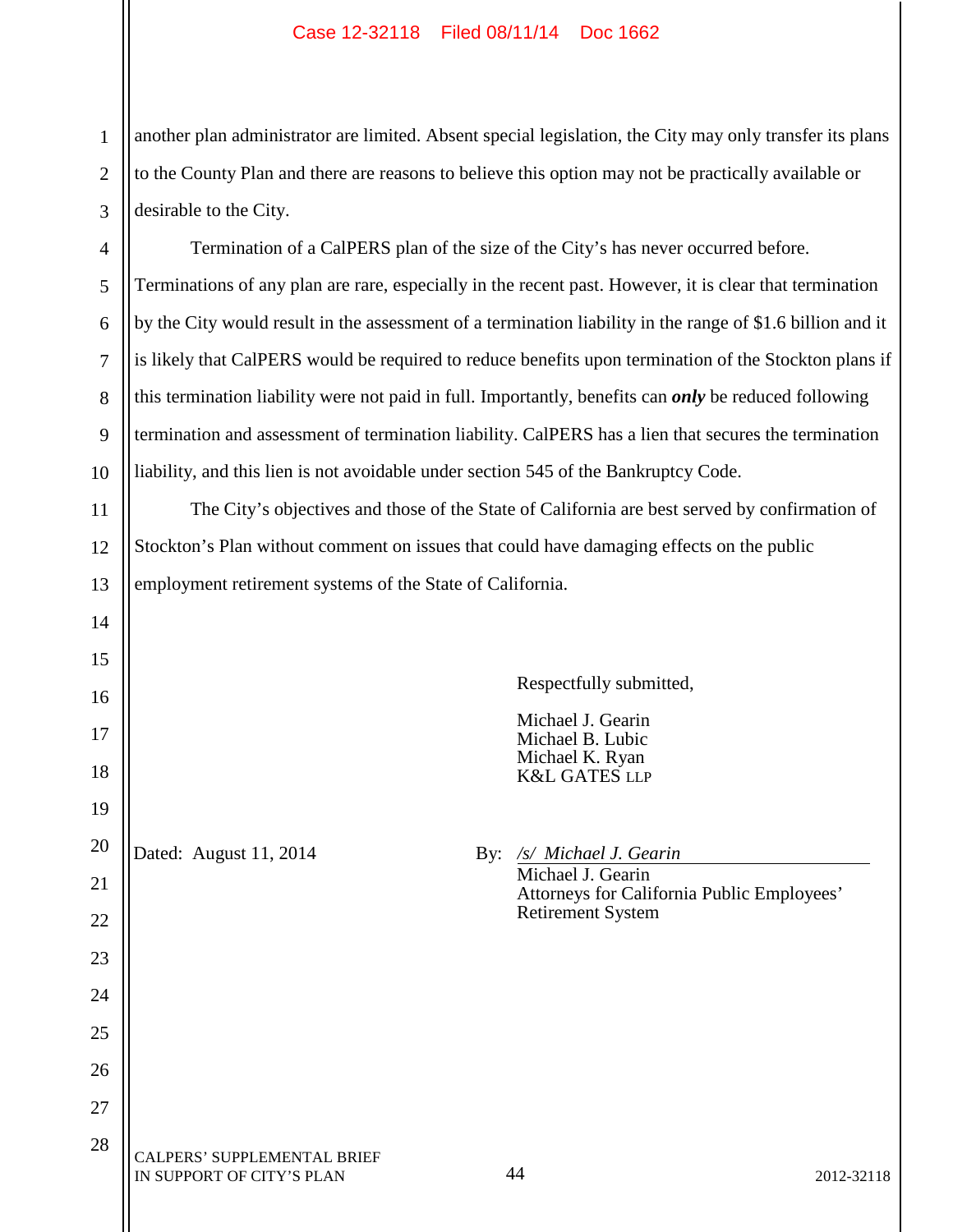another plan administrator are limited. Absent special legislation, the City may only transfer its plans to the County Plan and there are reasons to believe this option may not be practically available or desirable to the City.

Termination of a CalPERS plan of the size of the City's has never occurred before. Terminations of any plan are rare, especially in the recent past. However, it is clear that termination by the City would result in the assessment of a termination liability in the range of $1.6 billion and it is likely that CalPERS would be required to reduce benefits upon termination of the Stockton plans if this termination liability were not paid in full. Importantly, benefits can ***only*** be reduced following termination and assessment of termination liability. CalPERS has a lien that secures the termination liability, and this lien is not avoidable under section 545 of the Bankruptcy Code.

The City's objectives and those of the State of California are best served by confirmation of Stockton's Plan without comment on issues that could have damaging effects on the public employment retirement systems of the State of California.

Respectfully submitted,

Michael J. Gearin
Michael B. Lubic
Michael K. Ryan
K&L GATES LLP

Dated: August 11, 2014

By: */s/ Michael J. Gearin*
Michael J. Gearin
Attorneys for California Public Employees' Retirement System